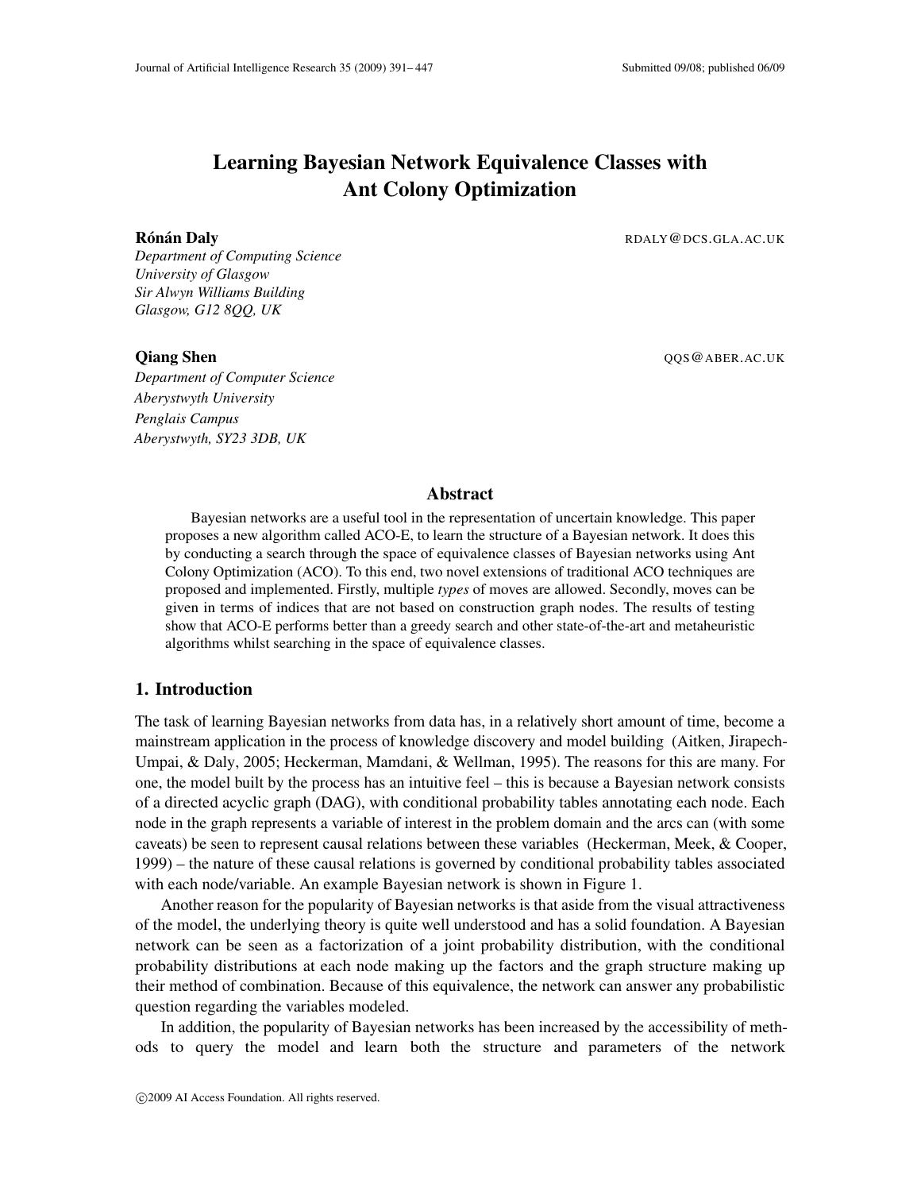# Learning Bayesian Network Equivalence Classes with Ant Colony Optimization

**Rónán Daly** RDALY@DCS.GLA.AC.UK

*Department of Computing Science*
*University of Glasgow*
*Sir Alwyn Williams Building*
*Glasgow, G12 8QQ, UK*

**Qiang Shen** QQS@ABER.AC.UK

*Department of Computer Science*
*Aberystwyth University*
*Penglais Campus*
*Aberystwyth, SY23 3DB, UK*

## Abstract

Bayesian networks are a useful tool in the representation of uncertain knowledge. This paper proposes a new algorithm called ACO-E, to learn the structure of a Bayesian network. It does this by conducting a search through the space of equivalence classes of Bayesian networks using Ant Colony Optimization (ACO). To this end, two novel extensions of traditional ACO techniques are proposed and implemented. Firstly, multiple *types* of moves are allowed. Secondly, moves can be given in terms of indices that are not based on construction graph nodes. The results of testing show that ACO-E performs better than a greedy search and other state-of-the-art and metaheuristic algorithms whilst searching in the space of equivalence classes.

## 1. Introduction

The task of learning Bayesian networks from data has, in a relatively short amount of time, become a mainstream application in the process of knowledge discovery and model building (Aitken, Jirapech-Umpai, & Daly, 2005; Heckerman, Mamdani, & Wellman, 1995). The reasons for this are many. For one, the model built by the process has an intuitive feel – this is because a Bayesian network consists of a directed acyclic graph (DAG), with conditional probability tables annotating each node. Each node in the graph represents a variable of interest in the problem domain and the arcs can (with some caveats) be seen to represent causal relations between these variables (Heckerman, Meek, & Cooper, 1999) – the nature of these causal relations is governed by conditional probability tables associated with each node/variable. An example Bayesian network is shown in Figure 1.

Another reason for the popularity of Bayesian networks is that aside from the visual attractiveness of the model, the underlying theory is quite well understood and has a solid foundation. A Bayesian network can be seen as a factorization of a joint probability distribution, with the conditional probability distributions at each node making up the factors and the graph structure making up their method of combination. Because of this equivalence, the network can answer any probabilistic question regarding the variables modeled.

In addition, the popularity of Bayesian networks has been increased by the accessibility of methods to query the model and learn both the structure and parameters of the network

©2009 AI Access Foundation. All rights reserved.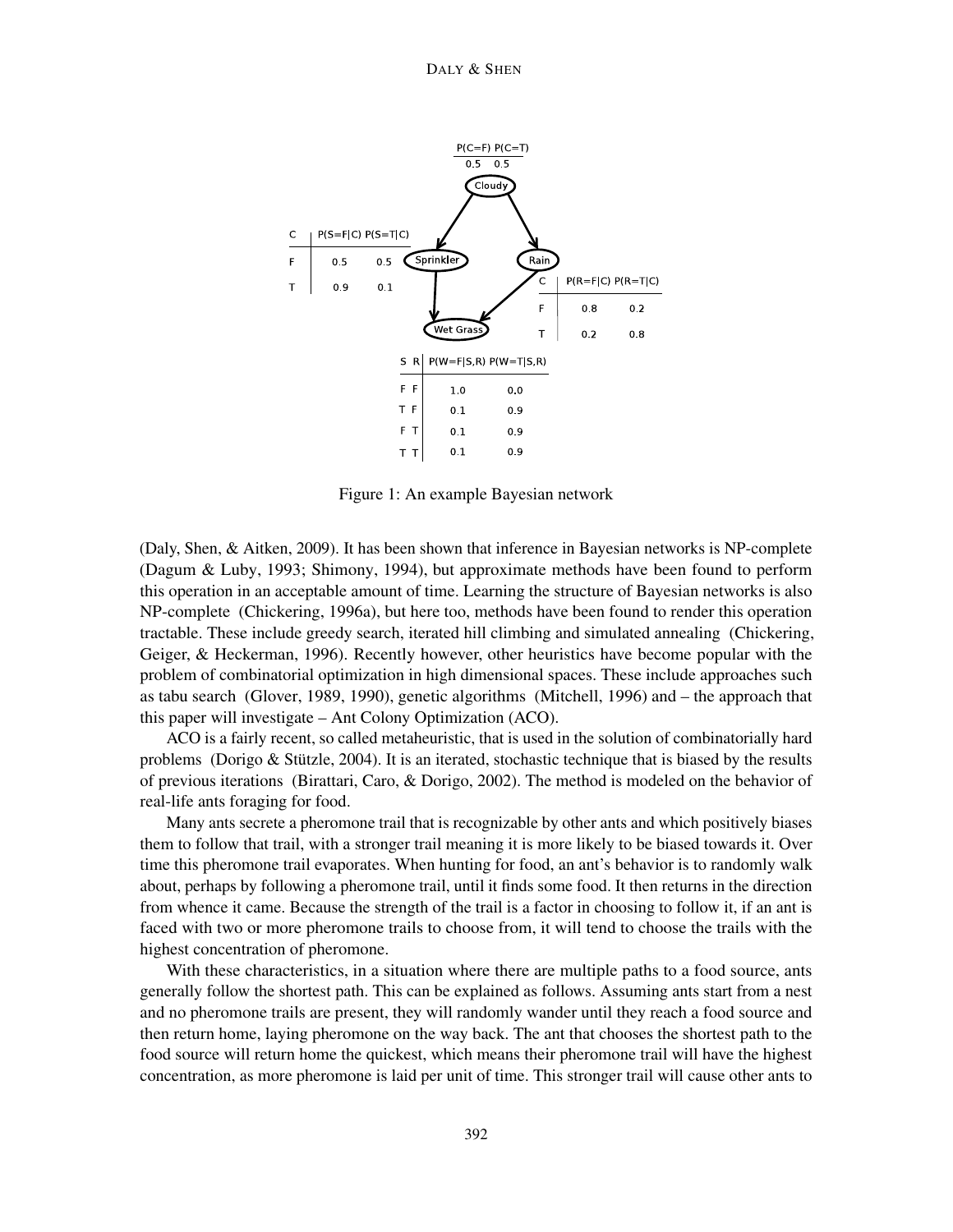Figure 1: An example Bayesian network

(Daly, Shen, & Aitken, 2009). It has been shown that inference in Bayesian networks is NP-complete (Dagum & Luby, 1993; Shimony, 1994), but approximate methods have been found to perform this operation in an acceptable amount of time. Learning the structure of Bayesian networks is also NP-complete (Chickering, 1996a), but here too, methods have been found to render this operation tractable. These include greedy search, iterated hill climbing and simulated annealing (Chickering, Geiger, & Heckerman, 1996). Recently however, other heuristics have become popular with the problem of combinatorial optimization in high dimensional spaces. These include approaches such as tabu search (Glover, 1989, 1990), genetic algorithms (Mitchell, 1996) and – the approach that this paper will investigate – Ant Colony Optimization (ACO).

ACO is a fairly recent, so called metaheuristic, that is used in the solution of combinatorially hard problems (Dorigo & Stützle, 2004). It is an iterated, stochastic technique that is biased by the results of previous iterations (Birattari, Caro, & Dorigo, 2002). The method is modeled on the behavior of real-life ants foraging for food.

Many ants secrete a pheromone trail that is recognizable by other ants and which positively biases them to follow that trail, with a stronger trail meaning it is more likely to be biased towards it. Over time this pheromone trail evaporates. When hunting for food, an ant's behavior is to randomly walk about, perhaps by following a pheromone trail, until it finds some food. It then returns in the direction from whence it came. Because the strength of the trail is a factor in choosing to follow it, if an ant is faced with two or more pheromone trails to choose from, it will tend to choose the trails with the highest concentration of pheromone.

With these characteristics, in a situation where there are multiple paths to a food source, ants generally follow the shortest path. This can be explained as follows. Assuming ants start from a nest and no pheromone trails are present, they will randomly wander until they reach a food source and then return home, laying pheromone on the way back. The ant that chooses the shortest path to the food source will return home the quickest, which means their pheromone trail will have the highest concentration, as more pheromone is laid per unit of time. This stronger trail will cause other ants to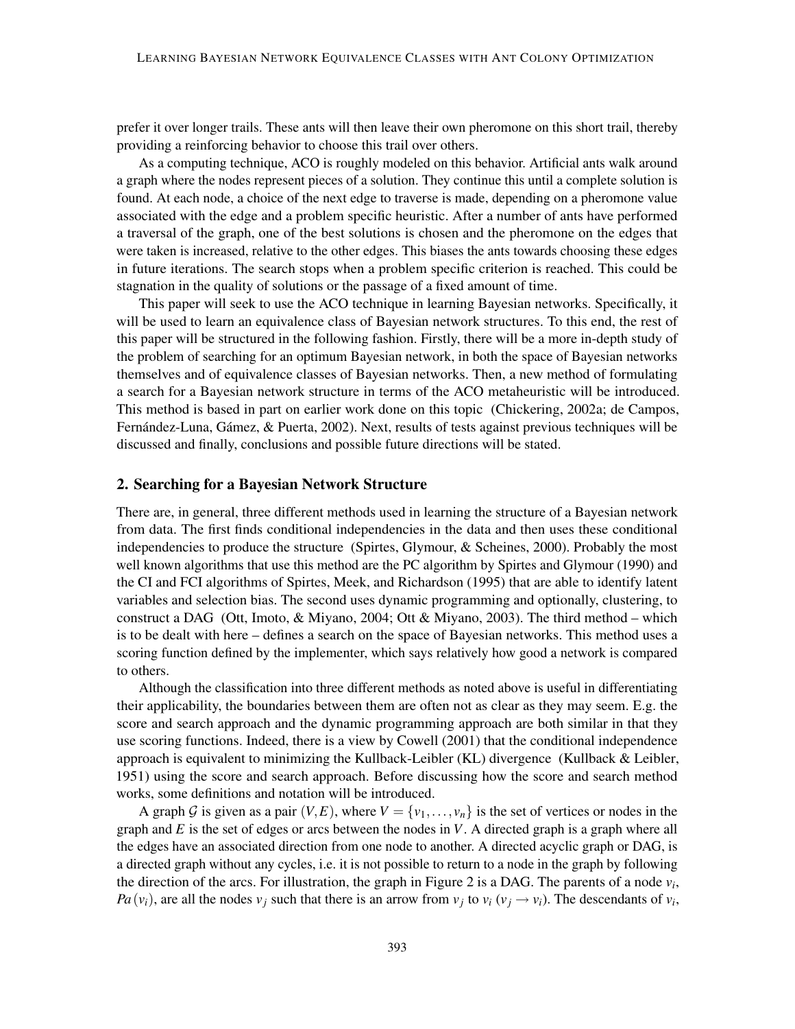prefer it over longer trails. These ants will then leave their own pheromone on this short trail, thereby providing a reinforcing behavior to choose this trail over others.

As a computing technique, ACO is roughly modeled on this behavior. Artificial ants walk around a graph where the nodes represent pieces of a solution. They continue this until a complete solution is found. At each node, a choice of the next edge to traverse is made, depending on a pheromone value associated with the edge and a problem specific heuristic. After a number of ants have performed a traversal of the graph, one of the best solutions is chosen and the pheromone on the edges that were taken is increased, relative to the other edges. This biases the ants towards choosing these edges in future iterations. The search stops when a problem specific criterion is reached. This could be stagnation in the quality of solutions or the passage of a fixed amount of time.

This paper will seek to use the ACO technique in learning Bayesian networks. Specifically, it will be used to learn an equivalence class of Bayesian network structures. To this end, the rest of this paper will be structured in the following fashion. Firstly, there will be a more in-depth study of the problem of searching for an optimum Bayesian network, in both the space of Bayesian networks themselves and of equivalence classes of Bayesian networks. Then, a new method of formulating a search for a Bayesian network structure in terms of the ACO metaheuristic will be introduced. This method is based in part on earlier work done on this topic (Chickering, 2002a; de Campos, Fernández-Luna, Gámez, & Puerta, 2002). Next, results of tests against previous techniques will be discussed and finally, conclusions and possible future directions will be stated.

## 2. Searching for a Bayesian Network Structure

There are, in general, three different methods used in learning the structure of a Bayesian network from data. The first finds conditional independencies in the data and then uses these conditional independencies to produce the structure (Spirtes, Glymour, & Scheines, 2000). Probably the most well known algorithms that use this method are the PC algorithm by Spirtes and Glymour (1990) and the CI and FCI algorithms of Spirtes, Meek, and Richardson (1995) that are able to identify latent variables and selection bias. The second uses dynamic programming and optionally, clustering, to construct a DAG (Ott, Imoto, & Miyano, 2004; Ott & Miyano, 2003). The third method – which is to be dealt with here – defines a search on the space of Bayesian networks. This method uses a scoring function defined by the implementer, which says relatively how good a network is compared to others.

Although the classification into three different methods as noted above is useful in differentiating their applicability, the boundaries between them are often not as clear as they may seem. E.g. the score and search approach and the dynamic programming approach are both similar in that they use scoring functions. Indeed, there is a view by Cowell (2001) that the conditional independence approach is equivalent to minimizing the Kullback-Leibler (KL) divergence (Kullback & Leibler, 1951) using the score and search approach. Before discussing how the score and search method works, some definitions and notation will be introduced.

A graph $\mathcal{G}$ is given as a pair $(V,E)$, where $V = \{v_1, \ldots, v_n\}$ is the set of vertices or nodes in the graph and $E$ is the set of edges or arcs between the nodes in $V$. A directed graph is a graph where all the edges have an associated direction from one node to another. A directed acyclic graph or DAG, is a directed graph without any cycles, i.e. it is not possible to return to a node in the graph by following the direction of the arcs. For illustration, the graph in Figure 2 is a DAG. The parents of a node $v_i$, $Pa(v_i)$, are all the nodes $v_j$ such that there is an arrow from $v_j$ to $v_i$ ($v_j \rightarrow v_i$). The descendants of $v_i$,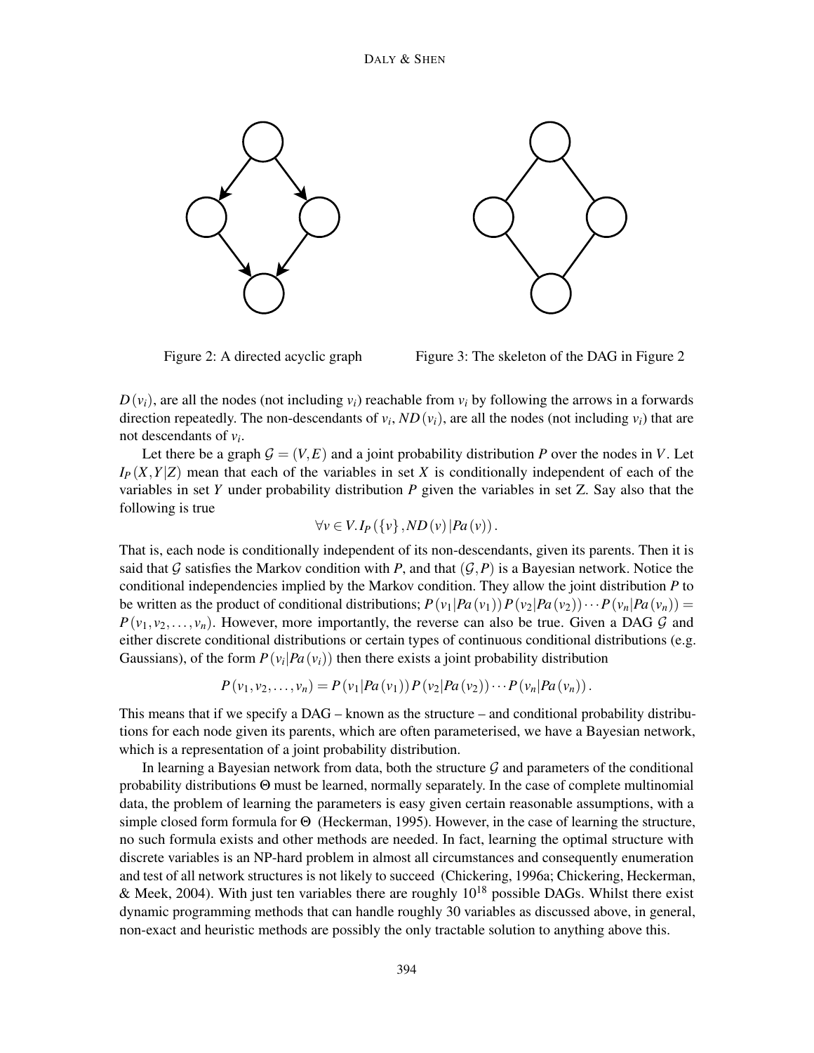Figure 2: A directed acyclic graph

Figure 3: The skeleton of the DAG in Figure 2

$D(v_i)$, are all the nodes (not including $v_i$) reachable from $v_i$ by following the arrows in a forwards direction repeatedly. The non-descendants of $v_i$, $ND(v_i)$, are all the nodes (not including $v_i$) that are not descendants of $v_i$.

Let there be a graph $\mathcal{G} = (V, E)$ and a joint probability distribution $P$ over the nodes in $V$. Let $I_P(X, Y|Z)$ mean that each of the variables in set $X$ is conditionally independent of each of the variables in set $Y$ under probability distribution $P$ given the variables in set Z. Say also that the following is true

$$\forall v \in V. I_P(\{v\}, ND(v)|Pa(v)).$$

That is, each node is conditionally independent of its non-descendants, given its parents. Then it is said that $\mathcal{G}$ satisfies the Markov condition with $P$, and that $(\mathcal{G}, P)$ is a Bayesian network. Notice the conditional independencies implied by the Markov condition. They allow the joint distribution $P$ to be written as the product of conditional distributions; $P(v_1|Pa(v_1))P(v_2|Pa(v_2))\cdots P(v_n|Pa(v_n)) = P(v_1, v_2, \ldots, v_n)$. However, more importantly, the reverse can also be true. Given a DAG $\mathcal{G}$ and either discrete conditional distributions or certain types of continuous conditional distributions (e.g. Gaussians), of the form $P(v_i|Pa(v_i))$ then there exists a joint probability distribution

$$P(v_1, v_2, \ldots, v_n) = P(v_1|Pa(v_1))P(v_2|Pa(v_2))\cdots P(v_n|Pa(v_n)).$$

This means that if we specify a DAG – known as the structure – and conditional probability distributions for each node given its parents, which are often parameterised, we have a Bayesian network, which is a representation of a joint probability distribution.

In learning a Bayesian network from data, both the structure $\mathcal{G}$ and parameters of the conditional probability distributions $\Theta$ must be learned, normally separately. In the case of complete multinomial data, the problem of learning the parameters is easy given certain reasonable assumptions, with a simple closed form formula for $\Theta$ (Heckerman, 1995). However, in the case of learning the structure, no such formula exists and other methods are needed. In fact, learning the optimal structure with discrete variables is an NP-hard problem in almost all circumstances and consequently enumeration and test of all network structures is not likely to succeed (Chickering, 1996a; Chickering, Heckerman, & Meek, 2004). With just ten variables there are roughly $10^{18}$ possible DAGs. Whilst there exist dynamic programming methods that can handle roughly 30 variables as discussed above, in general, non-exact and heuristic methods are possibly the only tractable solution to anything above this.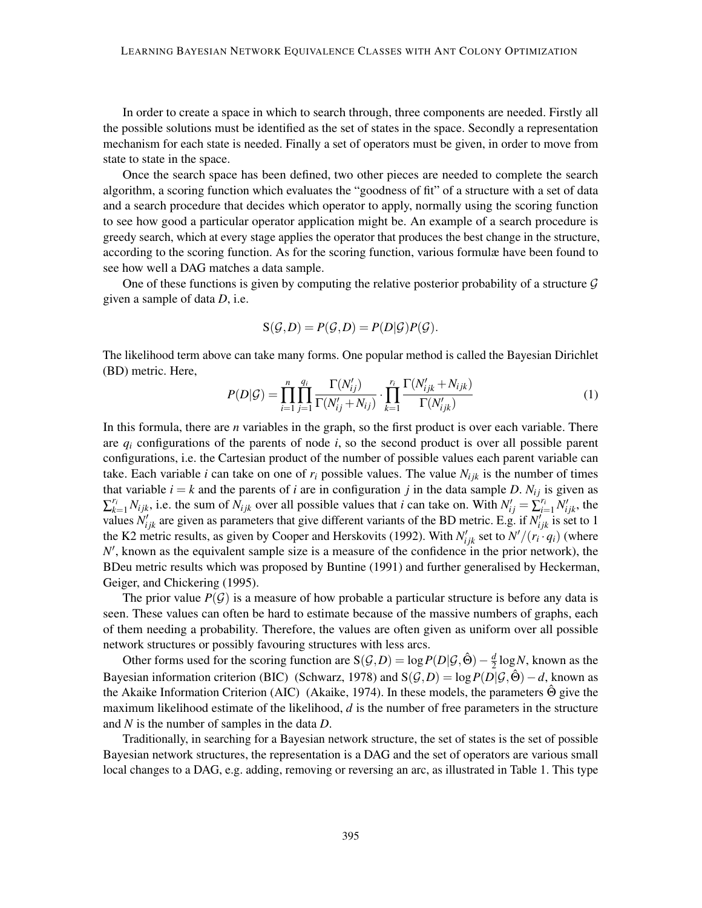In order to create a space in which to search through, three components are needed. Firstly all the possible solutions must be identified as the set of states in the space. Secondly a representation mechanism for each state is needed. Finally a set of operators must be given, in order to move from state to state in the space.

Once the search space has been defined, two other pieces are needed to complete the search algorithm, a scoring function which evaluates the "goodness of fit" of a structure with a set of data and a search procedure that decides which operator to apply, normally using the scoring function to see how good a particular operator application might be. An example of a search procedure is greedy search, which at every stage applies the operator that produces the best change in the structure, according to the scoring function. As for the scoring function, various formulæ have been found to see how well a DAG matches a data sample.

One of these functions is given by computing the relative posterior probability of a structure $\mathcal{G}$ given a sample of data $D$, i.e.

$$\mathrm{S}(\mathcal{G}, D) = P(\mathcal{G}, D) = P(D|\mathcal{G})P(\mathcal{G}).$$

The likelihood term above can take many forms. One popular method is called the Bayesian Dirichlet (BD) metric. Here,

$$P(D|\mathcal{G}) = \prod_{i=1}^{n} \prod_{j=1}^{q_i} \frac{\Gamma(N'_{ij})}{\Gamma(N'_{ij} + N_{ij})} \cdot \prod_{k=1}^{r_i} \frac{\Gamma(N'_{ijk} + N_{ijk})}{\Gamma(N'_{ijk})} \tag{1}$$

In this formula, there are $n$ variables in the graph, so the first product is over each variable. There are $q_i$ configurations of the parents of node $i$, so the second product is over all possible parent configurations, i.e. the Cartesian product of the number of possible values each parent variable can take. Each variable $i$ can take on one of $r_i$ possible values. The value $N_{ijk}$ is the number of times that variable $i = k$ and the parents of $i$ are in configuration $j$ in the data sample $D$. $N_{ij}$ is given as $\sum_{k=1}^{r_i} N_{ijk}$, i.e. the sum of $N_{ijk}$ over all possible values that $i$ can take on. With $N'_{ij} = \sum_{i=1}^{r_i} N'_{ijk}$, the values $N'_{ijk}$ are given as parameters that give different variants of the BD metric. E.g. if $N'_{ijk}$ is set to 1 the K2 metric results, as given by Cooper and Herskovits (1992). With $N'_{ijk}$ set to $N'/(r_i \cdot q_i)$ (where $N'$, known as the equivalent sample size is a measure of the confidence in the prior network), the BDeu metric results which was proposed by Buntine (1991) and further generalised by Heckerman, Geiger, and Chickering (1995).

The prior value $P(\mathcal{G})$ is a measure of how probable a particular structure is before any data is seen. These values can often be hard to estimate because of the massive numbers of graphs, each of them needing a probability. Therefore, the values are often given as uniform over all possible network structures or possibly favouring structures with less arcs.

Other forms used for the scoring function are $\mathrm{S}(\mathcal{G}, D) = \log P(D|\mathcal{G}, \hat{\Theta}) - \frac{d}{2} \log N$, known as the Bayesian information criterion (BIC) (Schwarz, 1978) and $\mathrm{S}(\mathcal{G}, D) = \log P(D|\mathcal{G}, \hat{\Theta}) - d$, known as the Akaike Information Criterion (AIC) (Akaike, 1974). In these models, the parameters $\hat{\Theta}$ give the maximum likelihood estimate of the likelihood, $d$ is the number of free parameters in the structure and $N$ is the number of samples in the data $D$.

Traditionally, in searching for a Bayesian network structure, the set of states is the set of possible Bayesian network structures, the representation is a DAG and the set of operators are various small local changes to a DAG, e.g. adding, removing or reversing an arc, as illustrated in Table 1. This type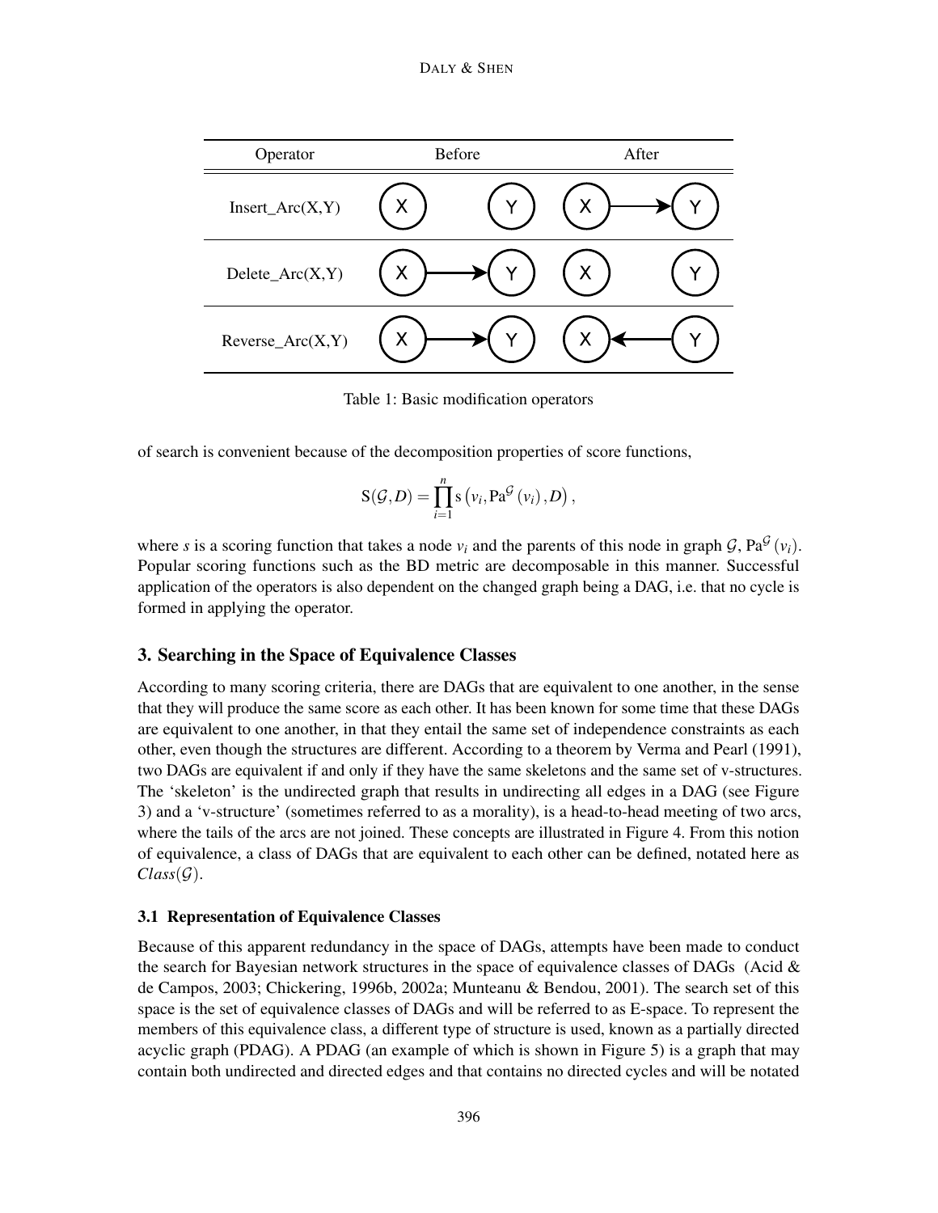| Operator | Before | After |
| --- | --- | --- |
| Insert_Arc(X,Y) | X   Y | X → Y |
| Delete_Arc(X,Y) | X → Y | X   Y |
| Reverse_Arc(X,Y) | X → Y | X ← Y |

Table 1: Basic modification operators

of search is convenient because of the decomposition properties of score functions,

$$\mathrm{S}(\mathcal{G},D) = \prod_{i=1}^{n} \mathrm{s}\left(v_i, \mathrm{Pa}^{\mathcal{G}}\left(v_i\right), D\right),$$

where $s$ is a scoring function that takes a node $v_i$ and the parents of this node in graph $\mathcal{G}$, $\mathrm{Pa}^{\mathcal{G}}\left(v_i\right)$. Popular scoring functions such as the BD metric are decomposable in this manner. Successful application of the operators is also dependent on the changed graph being a DAG, i.e. that no cycle is formed in applying the operator.

## 3. Searching in the Space of Equivalence Classes

According to many scoring criteria, there are DAGs that are equivalent to one another, in the sense that they will produce the same score as each other. It has been known for some time that these DAGs are equivalent to one another, in that they entail the same set of independence constraints as each other, even though the structures are different. According to a theorem by Verma and Pearl (1991), two DAGs are equivalent if and only if they have the same skeletons and the same set of v-structures. The 'skeleton' is the undirected graph that results in undirecting all edges in a DAG (see Figure 3) and a 'v-structure' (sometimes referred to as a morality), is a head-to-head meeting of two arcs, where the tails of the arcs are not joined. These concepts are illustrated in Figure 4. From this notion of equivalence, a class of DAGs that are equivalent to each other can be defined, notated here as $Class(\mathcal{G})$.

### 3.1 Representation of Equivalence Classes

Because of this apparent redundancy in the space of DAGs, attempts have been made to conduct the search for Bayesian network structures in the space of equivalence classes of DAGs (Acid & de Campos, 2003; Chickering, 1996b, 2002a; Munteanu & Bendou, 2001). The search set of this space is the set of equivalence classes of DAGs and will be referred to as E-space. To represent the members of this equivalence class, a different type of structure is used, known as a partially directed acyclic graph (PDAG). A PDAG (an example of which is shown in Figure 5) is a graph that may contain both undirected and directed edges and that contains no directed cycles and will be notated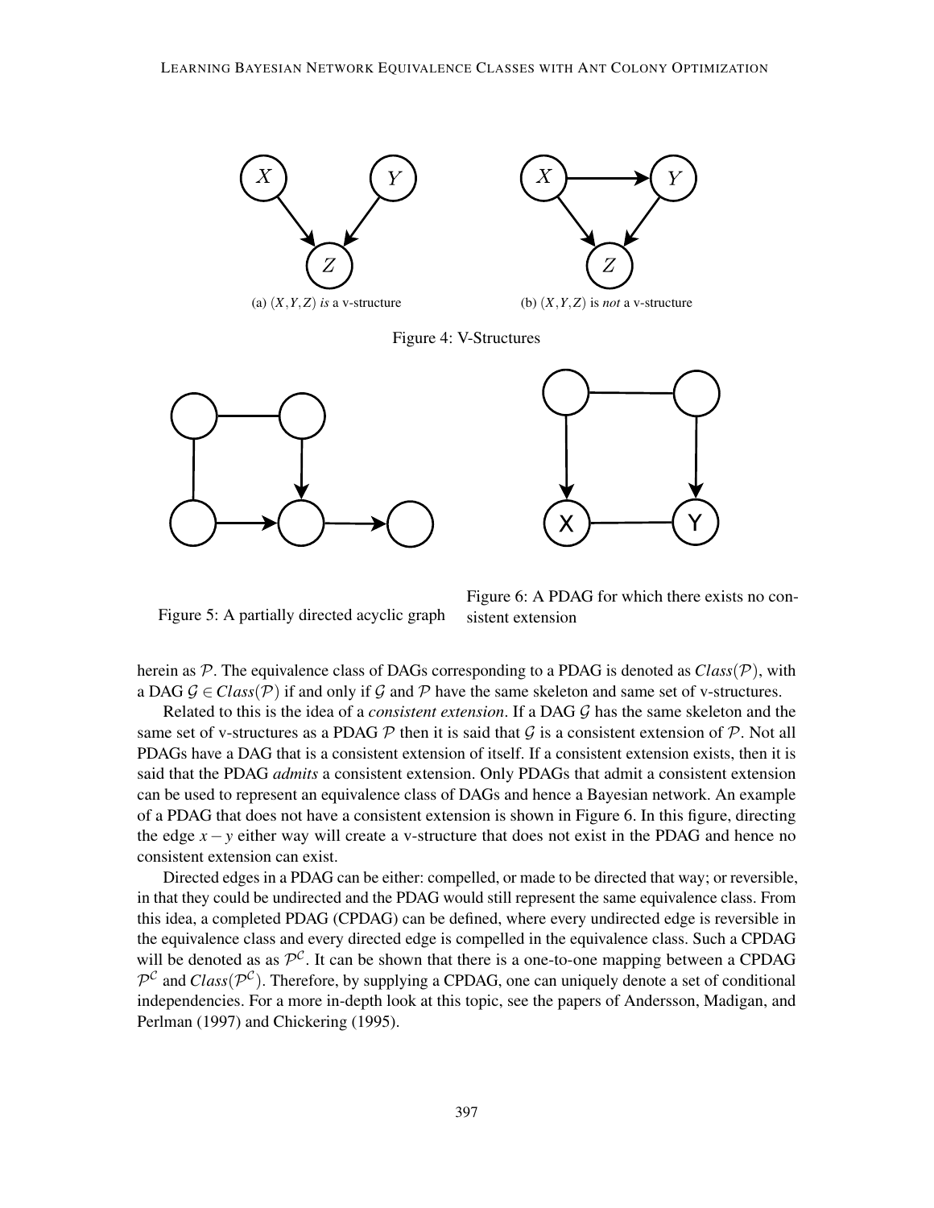(a) $(X,Y,Z)$ *is* a v-structure

(b) $(X,Y,Z)$ is *not* a v-structure

Figure 4: V-Structures

Figure 5: A partially directed acyclic graph

Figure 6: A PDAG for which there exists no consistent extension

herein as $\mathcal{P}$. The equivalence class of DAGs corresponding to a PDAG is denoted as $Class(\mathcal{P})$, with a DAG $\mathcal{G} \in Class(\mathcal{P})$ if and only if $\mathcal{G}$ and $\mathcal{P}$ have the same skeleton and same set of v-structures.

Related to this is the idea of a *consistent extension*. If a DAG $\mathcal{G}$ has the same skeleton and the same set of v-structures as a PDAG $\mathcal{P}$ then it is said that $\mathcal{G}$ is a consistent extension of $\mathcal{P}$. Not all PDAGs have a DAG that is a consistent extension of itself. If a consistent extension exists, then it is said that the PDAG *admits* a consistent extension. Only PDAGs that admit a consistent extension can be used to represent an equivalence class of DAGs and hence a Bayesian network. An example of a PDAG that does not have a consistent extension is shown in Figure 6. In this figure, directing the edge $x - y$ either way will create a v-structure that does not exist in the PDAG and hence no consistent extension can exist.

Directed edges in a PDAG can be either: compelled, or made to be directed that way; or reversible, in that they could be undirected and the PDAG would still represent the same equivalence class. From this idea, a completed PDAG (CPDAG) can be defined, where every undirected edge is reversible in the equivalence class and every directed edge is compelled in the equivalence class. Such a CPDAG will be denoted as as $\mathcal{P}^{\mathcal{C}}$. It can be shown that there is a one-to-one mapping between a CPDAG $\mathcal{P}^{\mathcal{C}}$ and $Class(\mathcal{P}^{\mathcal{C}})$. Therefore, by supplying a CPDAG, one can uniquely denote a set of conditional independencies. For a more in-depth look at this topic, see the papers of Andersson, Madigan, and Perlman (1997) and Chickering (1995).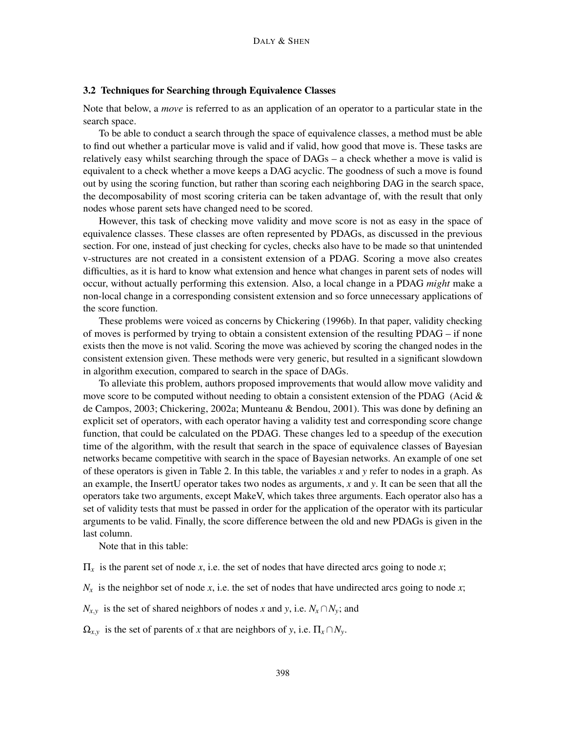### 3.2 Techniques for Searching through Equivalence Classes

Note that below, a *move* is referred to as an application of an operator to a particular state in the search space.

To be able to conduct a search through the space of equivalence classes, a method must be able to find out whether a particular move is valid and if valid, how good that move is. These tasks are relatively easy whilst searching through the space of DAGs – a check whether a move is valid is equivalent to a check whether a move keeps a DAG acyclic. The goodness of such a move is found out by using the scoring function, but rather than scoring each neighboring DAG in the search space, the decomposability of most scoring criteria can be taken advantage of, with the result that only nodes whose parent sets have changed need to be scored.

However, this task of checking move validity and move score is not as easy in the space of equivalence classes. These classes are often represented by PDAGs, as discussed in the previous section. For one, instead of just checking for cycles, checks also have to be made so that unintended v-structures are not created in a consistent extension of a PDAG. Scoring a move also creates difficulties, as it is hard to know what extension and hence what changes in parent sets of nodes will occur, without actually performing this extension. Also, a local change in a PDAG *might* make a non-local change in a corresponding consistent extension and so force unnecessary applications of the score function.

These problems were voiced as concerns by Chickering (1996b). In that paper, validity checking of moves is performed by trying to obtain a consistent extension of the resulting PDAG – if none exists then the move is not valid. Scoring the move was achieved by scoring the changed nodes in the consistent extension given. These methods were very generic, but resulted in a significant slowdown in algorithm execution, compared to search in the space of DAGs.

To alleviate this problem, authors proposed improvements that would allow move validity and move score to be computed without needing to obtain a consistent extension of the PDAG (Acid & de Campos, 2003; Chickering, 2002a; Munteanu & Bendou, 2001). This was done by defining an explicit set of operators, with each operator having a validity test and corresponding score change function, that could be calculated on the PDAG. These changes led to a speedup of the execution time of the algorithm, with the result that search in the space of equivalence classes of Bayesian networks became competitive with search in the space of Bayesian networks. An example of one set of these operators is given in Table 2. In this table, the variables $x$ and $y$ refer to nodes in a graph. As an example, the InsertU operator takes two nodes as arguments, $x$ and $y$. It can be seen that all the operators take two arguments, except MakeV, which takes three arguments. Each operator also has a set of validity tests that must be passed in order for the application of the operator with its particular arguments to be valid. Finally, the score difference between the old and new PDAGs is given in the last column.

Note that in this table:

$\Pi_x$ is the parent set of node $x$, i.e. the set of nodes that have directed arcs going to node $x$;

$N_x$ is the neighbor set of node $x$, i.e. the set of nodes that have undirected arcs going to node $x$;

$N_{x,y}$ is the set of shared neighbors of nodes $x$ and $y$, i.e. $N_x \cap N_y$; and

$\Omega_{x,y}$ is the set of parents of $x$ that are neighbors of $y$, i.e. $\Pi_x \cap N_y$.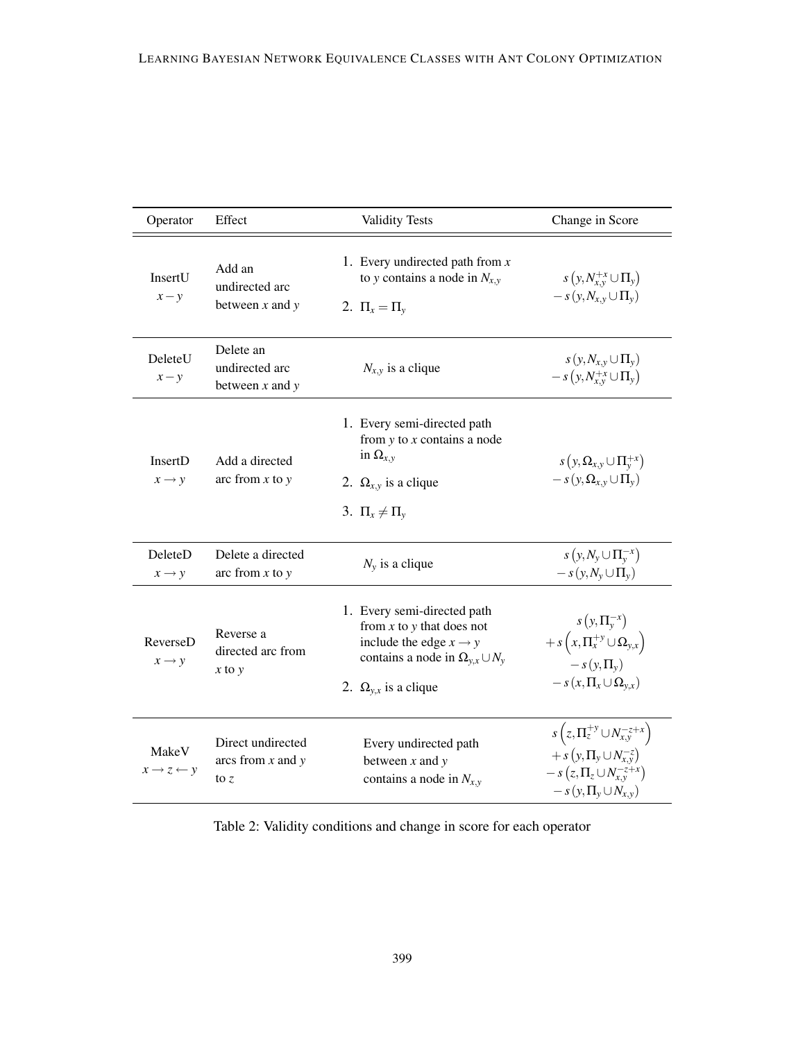| Operator | Effect | Validity Tests | Change in Score |
|---|---|---|---|
| InsertU $x - y$ | Add an undirected arc between $x$ and $y$ | 1. Every undirected path from $x$ to $y$ contains a node in $N_{x,y}$ 2. $\Pi_x = \Pi_y$ | $s\left(y, N_{x,y}^{+x} \cup \Pi_y\right) - s\left(y, N_{x,y} \cup \Pi_y\right)$ |
| DeleteU $x - y$ | Delete an undirected arc between $x$ and $y$ | $N_{x,y}$ is a clique | $s\left(y, N_{x,y} \cup \Pi_y\right) - s\left(y, N_{x,y}^{+x} \cup \Pi_y\right)$ |
| InsertD $x \rightarrow y$ | Add a directed arc from $x$ to $y$ | 1. Every semi-directed path from $y$ to $x$ contains a node in $\Omega_{x,y}$ 2. $\Omega_{x,y}$ is a clique 3. $\Pi_x \neq \Pi_y$ | $s\left(y, \Omega_{x,y} \cup \Pi_y^{+x}\right) - s\left(y, \Omega_{x,y} \cup \Pi_y\right)$ |
| DeleteD $x \rightarrow y$ | Delete a directed arc from $x$ to $y$ | $N_y$ is a clique | $s\left(y, N_y \cup \Pi_y^{-x}\right) - s\left(y, N_y \cup \Pi_y\right)$ |
| ReverseD $x \rightarrow y$ | Reverse a directed arc from $x$ to $y$ | 1. Every semi-directed path from $x$ to $y$ that does not include the edge $x \rightarrow y$ contains a node in $\Omega_{y,x} \cup N_y$ 2. $\Omega_{y,x}$ is a clique | $s\left(y, \Pi_y^{-x}\right) + s\left(x, \Pi_x^{+y} \cup \Omega_{y,x}\right) - s\left(y, \Pi_y\right) - s\left(x, \Pi_x \cup \Omega_{y,x}\right)$ |
| MakeV $x \rightarrow z \leftarrow y$ | Direct undirected arcs from $x$ and $y$ to $z$ | Every undirected path between $x$ and $y$ contains a node in $N_{x,y}$ | $s\left(z, \Pi_z^{+y} \cup N_{x,y}^{-z+x}\right) + s\left(y, \Pi_y \cup N_{x,y}^{-z}\right) - s\left(z, \Pi_z \cup N_{x,y}^{-z+x}\right) - s\left(y, \Pi_y \cup N_{x,y}\right)$ |

Table 2: Validity conditions and change in score for each operator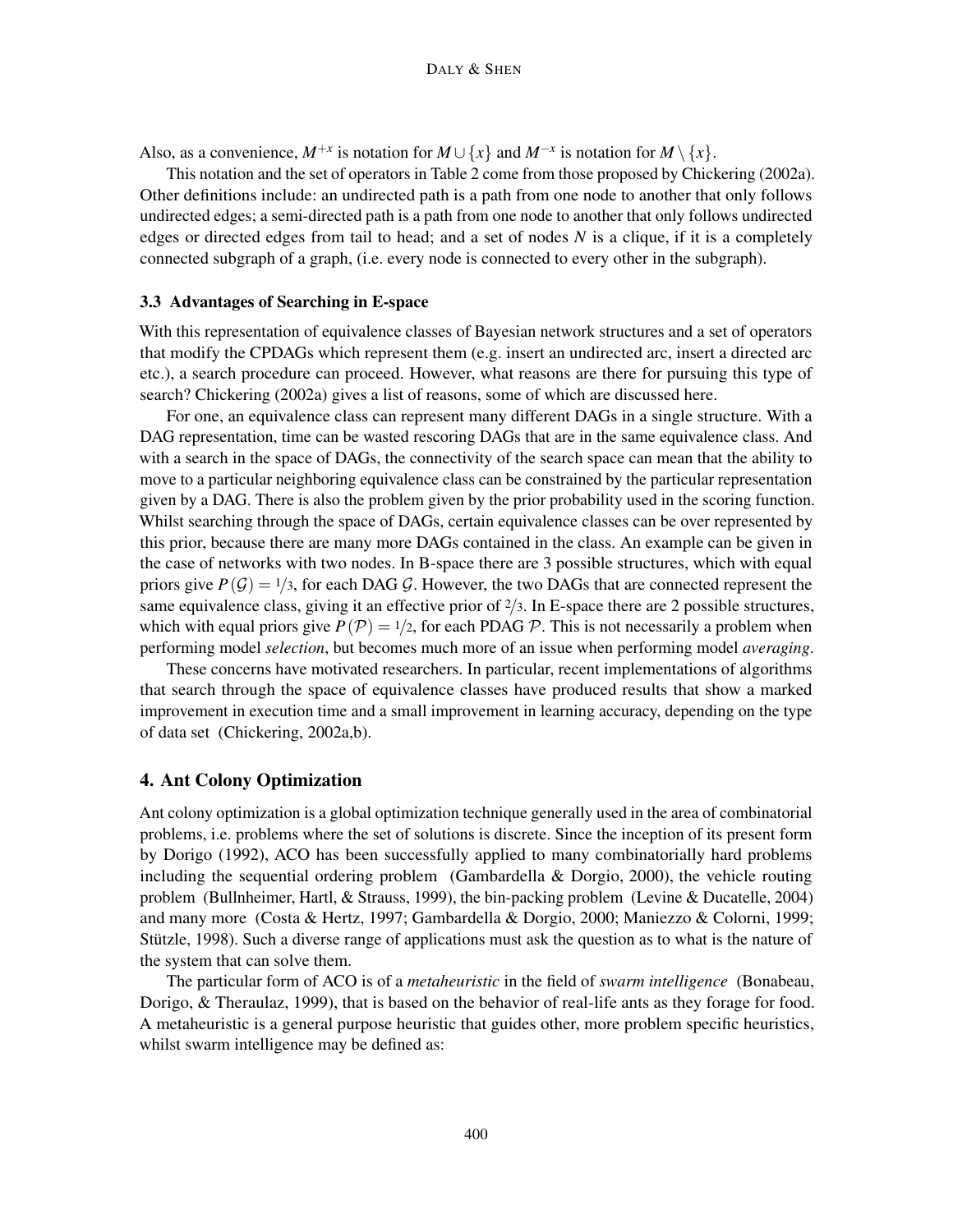Also, as a convenience, $M^{+x}$ is notation for $M \cup \{x\}$ and $M^{-x}$ is notation for $M \setminus \{x\}$.

This notation and the set of operators in Table 2 come from those proposed by Chickering (2002a). Other definitions include: an undirected path is a path from one node to another that only follows undirected edges; a semi-directed path is a path from one node to another that only follows undirected edges or directed edges from tail to head; and a set of nodes $N$ is a clique, if it is a completely connected subgraph of a graph, (i.e. every node is connected to every other in the subgraph).

### 3.3 Advantages of Searching in E-space

With this representation of equivalence classes of Bayesian network structures and a set of operators that modify the CPDAGs which represent them (e.g. insert an undirected arc, insert a directed arc etc.), a search procedure can proceed. However, what reasons are there for pursuing this type of search? Chickering (2002a) gives a list of reasons, some of which are discussed here.

For one, an equivalence class can represent many different DAGs in a single structure. With a DAG representation, time can be wasted rescoring DAGs that are in the same equivalence class. And with a search in the space of DAGs, the connectivity of the search space can mean that the ability to move to a particular neighboring equivalence class can be constrained by the particular representation given by a DAG. There is also the problem given by the prior probability used in the scoring function. Whilst searching through the space of DAGs, certain equivalence classes can be over represented by this prior, because there are many more DAGs contained in the class. An example can be given in the case of networks with two nodes. In B-space there are 3 possible structures, which with equal priors give $P(\mathcal{G}) = 1/3$, for each DAG $\mathcal{G}$. However, the two DAGs that are connected represent the same equivalence class, giving it an effective prior of $2/3$. In E-space there are 2 possible structures, which with equal priors give $P(\mathcal{P}) = 1/2$, for each PDAG $\mathcal{P}$. This is not necessarily a problem when performing model *selection*, but becomes much more of an issue when performing model *averaging*.

These concerns have motivated researchers. In particular, recent implementations of algorithms that search through the space of equivalence classes have produced results that show a marked improvement in execution time and a small improvement in learning accuracy, depending on the type of data set (Chickering, 2002a,b).

## 4. Ant Colony Optimization

Ant colony optimization is a global optimization technique generally used in the area of combinatorial problems, i.e. problems where the set of solutions is discrete. Since the inception of its present form by Dorigo (1992), ACO has been successfully applied to many combinatorially hard problems including the sequential ordering problem (Gambardella & Dorgio, 2000), the vehicle routing problem (Bullnheimer, Hartl, & Strauss, 1999), the bin-packing problem (Levine & Ducatelle, 2004) and many more (Costa & Hertz, 1997; Gambardella & Dorgio, 2000; Maniezzo & Colorni, 1999; Stützle, 1998). Such a diverse range of applications must ask the question as to what is the nature of the system that can solve them.

The particular form of ACO is of a *metaheuristic* in the field of *swarm intelligence* (Bonabeau, Dorigo, & Theraulaz, 1999), that is based on the behavior of real-life ants as they forage for food. A metaheuristic is a general purpose heuristic that guides other, more problem specific heuristics, whilst swarm intelligence may be defined as: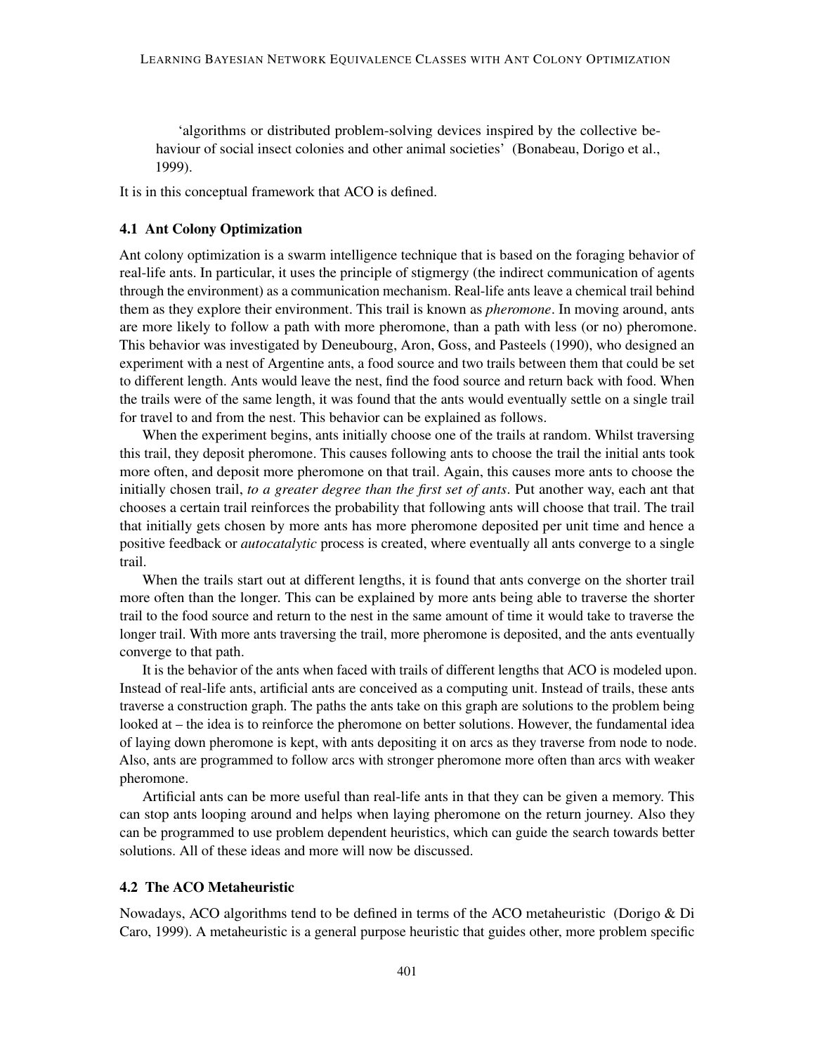> 'algorithms or distributed problem-solving devices inspired by the collective behaviour of social insect colonies and other animal societies' (Bonabeau, Dorigo et al., 1999).

It is in this conceptual framework that ACO is defined.

### 4.1 Ant Colony Optimization

Ant colony optimization is a swarm intelligence technique that is based on the foraging behavior of real-life ants. In particular, it uses the principle of stigmergy (the indirect communication of agents through the environment) as a communication mechanism. Real-life ants leave a chemical trail behind them as they explore their environment. This trail is known as *pheromone*. In moving around, ants are more likely to follow a path with more pheromone, than a path with less (or no) pheromone. This behavior was investigated by Deneubourg, Aron, Goss, and Pasteels (1990), who designed an experiment with a nest of Argentine ants, a food source and two trails between them that could be set to different length. Ants would leave the nest, find the food source and return back with food. When the trails were of the same length, it was found that the ants would eventually settle on a single trail for travel to and from the nest. This behavior can be explained as follows.

When the experiment begins, ants initially choose one of the trails at random. Whilst traversing this trail, they deposit pheromone. This causes following ants to choose the trail the initial ants took more often, and deposit more pheromone on that trail. Again, this causes more ants to choose the initially chosen trail, *to a greater degree than the first set of ants*. Put another way, each ant that chooses a certain trail reinforces the probability that following ants will choose that trail. The trail that initially gets chosen by more ants has more pheromone deposited per unit time and hence a positive feedback or *autocatalytic* process is created, where eventually all ants converge to a single trail.

When the trails start out at different lengths, it is found that ants converge on the shorter trail more often than the longer. This can be explained by more ants being able to traverse the shorter trail to the food source and return to the nest in the same amount of time it would take to traverse the longer trail. With more ants traversing the trail, more pheromone is deposited, and the ants eventually converge to that path.

It is the behavior of the ants when faced with trails of different lengths that ACO is modeled upon. Instead of real-life ants, artificial ants are conceived as a computing unit. Instead of trails, these ants traverse a construction graph. The paths the ants take on this graph are solutions to the problem being looked at – the idea is to reinforce the pheromone on better solutions. However, the fundamental idea of laying down pheromone is kept, with ants depositing it on arcs as they traverse from node to node. Also, ants are programmed to follow arcs with stronger pheromone more often than arcs with weaker pheromone.

Artificial ants can be more useful than real-life ants in that they can be given a memory. This can stop ants looping around and helps when laying pheromone on the return journey. Also they can be programmed to use problem dependent heuristics, which can guide the search towards better solutions. All of these ideas and more will now be discussed.

### 4.2 The ACO Metaheuristic

Nowadays, ACO algorithms tend to be defined in terms of the ACO metaheuristic (Dorigo & Di Caro, 1999). A metaheuristic is a general purpose heuristic that guides other, more problem specific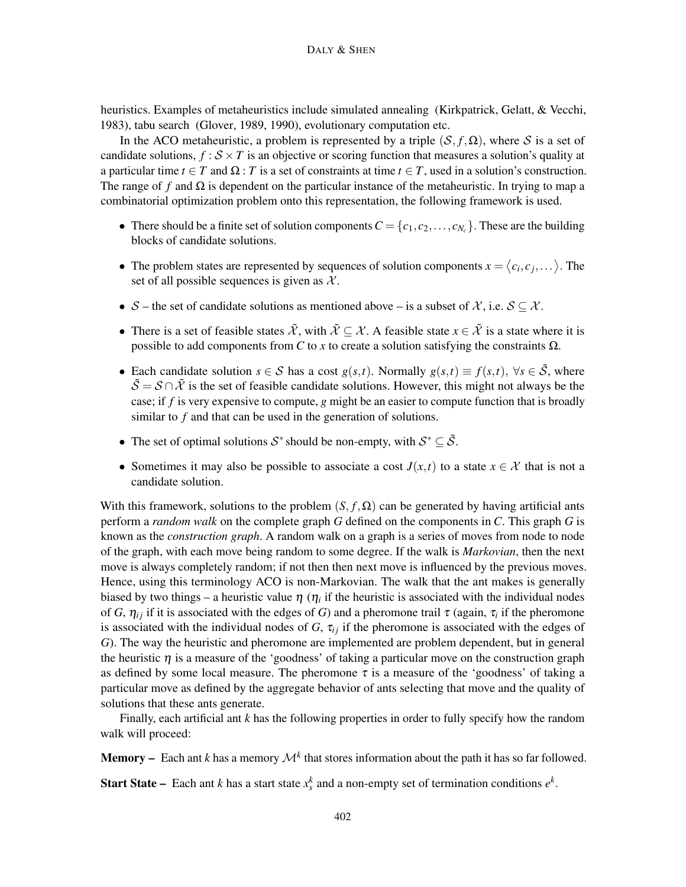heuristics. Examples of metaheuristics include simulated annealing (Kirkpatrick, Gelatt, & Vecchi, 1983), tabu search (Glover, 1989, 1990), evolutionary computation etc.

In the ACO metaheuristic, a problem is represented by a triple $(\mathcal{S}, f, \Omega)$, where $\mathcal{S}$ is a set of candidate solutions, $f : \mathcal{S} \times T$ is an objective or scoring function that measures a solution's quality at a particular time $t \in T$ and $\Omega : T$ is a set of constraints at time $t \in T$, used in a solution's construction. The range of $f$ and $\Omega$ is dependent on the particular instance of the metaheuristic. In trying to map a combinatorial optimization problem onto this representation, the following framework is used.

- There should be a finite set of solution components $C = \{c_1, c_2, \ldots, c_{N_c}\}$. These are the building blocks of candidate solutions.
- The problem states are represented by sequences of solution components $x = \langle c_i, c_j, \ldots \rangle$. The set of all possible sequences is given as $\mathcal{X}$.
- $\mathcal{S}$ – the set of candidate solutions as mentioned above – is a subset of $\mathcal{X}$, i.e. $\mathcal{S} \subseteq \mathcal{X}$.
- There is a set of feasible states $\tilde{\mathcal{X}}$, with $\tilde{\mathcal{X}} \subseteq \mathcal{X}$. A feasible state $x \in \tilde{\mathcal{X}}$ is a state where it is possible to add components from $C$ to $x$ to create a solution satisfying the constraints $\Omega$.
- Each candidate solution $s \in \mathcal{S}$ has a cost $g(s,t)$. Normally $g(s,t) \equiv f(s,t),\ \forall s \in \tilde{\mathcal{S}}$, where $\tilde{\mathcal{S}} = \mathcal{S} \cap \tilde{\mathcal{X}}$ is the set of feasible candidate solutions. However, this might not always be the case; if $f$ is very expensive to compute, $g$ might be an easier to compute function that is broadly similar to $f$ and that can be used in the generation of solutions.
- The set of optimal solutions $\mathcal{S}^*$ should be non-empty, with $\mathcal{S}^* \subseteq \tilde{\mathcal{S}}$.
- Sometimes it may also be possible to associate a cost $J(x,t)$ to a state $x \in \mathcal{X}$ that is not a candidate solution.

With this framework, solutions to the problem $(S, f, \Omega)$ can be generated by having artificial ants perform a *random walk* on the complete graph $G$ defined on the components in $C$. This graph $G$ is known as the *construction graph*. A random walk on a graph is a series of moves from node to node of the graph, with each move being random to some degree. If the walk is *Markovian*, then the next move is always completely random; if not then then next move is influenced by the previous moves. Hence, using this terminology ACO is non-Markovian. The walk that the ant makes is generally biased by two things – a heuristic value $\eta$ ($\eta_i$ if the heuristic is associated with the individual nodes of $G$, $\eta_{ij}$ if it is associated with the edges of $G$) and a pheromone trail $\tau$ (again, $\tau_i$ if the pheromone is associated with the individual nodes of $G$, $\tau_{ij}$ if the pheromone is associated with the edges of $G$). The way the heuristic and pheromone are implemented are problem dependent, but in general the heuristic $\eta$ is a measure of the 'goodness' of taking a particular move on the construction graph as defined by some local measure. The pheromone $\tau$ is a measure of the 'goodness' of taking a particular move as defined by the aggregate behavior of ants selecting that move and the quality of solutions that these ants generate.

Finally, each artificial ant $k$ has the following properties in order to fully specify how the random walk will proceed:

**Memory –** Each ant $k$ has a memory $\mathcal{M}^k$ that stores information about the path it has so far followed.

**Start State –** Each ant $k$ has a start state $x_s^k$ and a non-empty set of termination conditions $e^k$.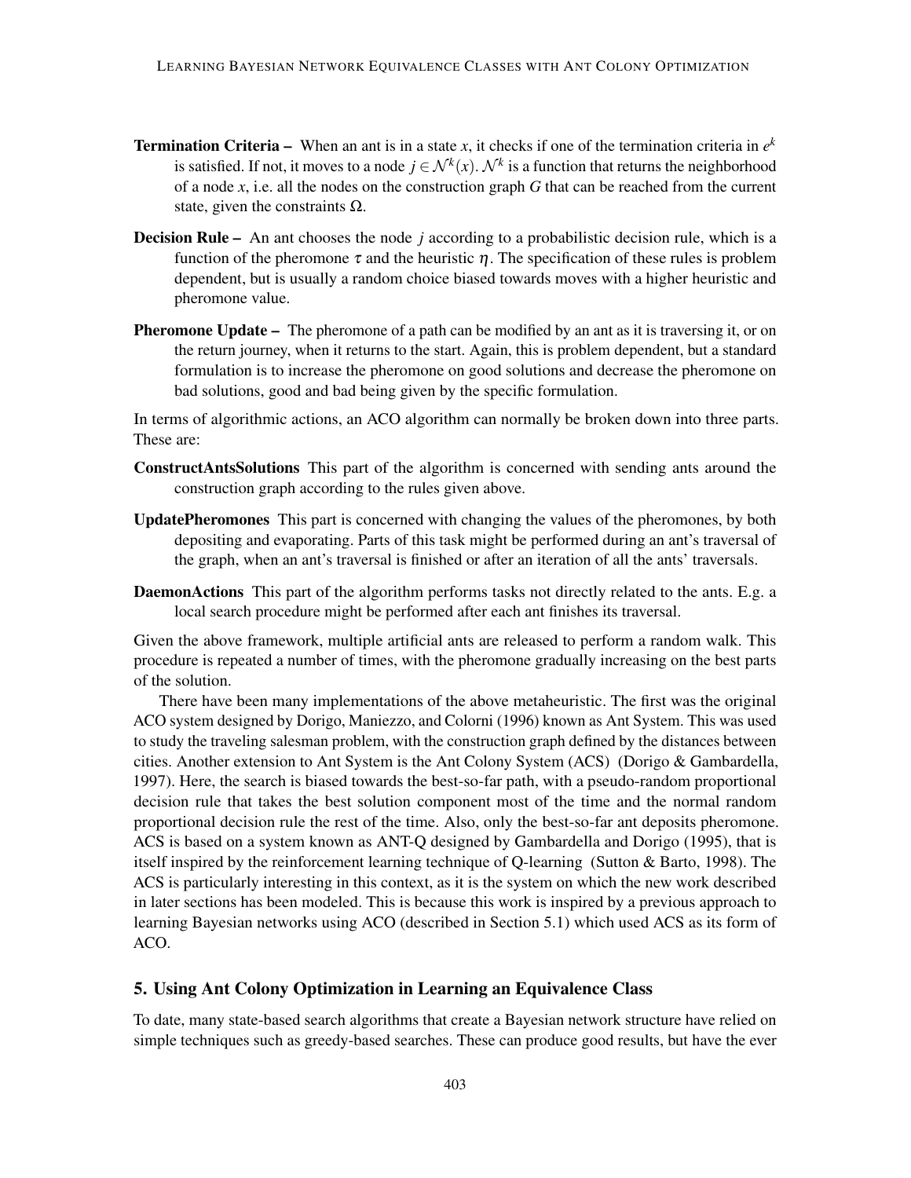**Termination Criteria –** When an ant is in a state $x$, it checks if one of the termination criteria in $e^k$ is satisfied. If not, it moves to a node $j \in \mathcal{N}^k(x)$. $\mathcal{N}^k$ is a function that returns the neighborhood of a node $x$, i.e. all the nodes on the construction graph $G$ that can be reached from the current state, given the constraints $\Omega$.

**Decision Rule –** An ant chooses the node $j$ according to a probabilistic decision rule, which is a function of the pheromone $\tau$ and the heuristic $\eta$. The specification of these rules is problem dependent, but is usually a random choice biased towards moves with a higher heuristic and pheromone value.

**Pheromone Update –** The pheromone of a path can be modified by an ant as it is traversing it, or on the return journey, when it returns to the start. Again, this is problem dependent, but a standard formulation is to increase the pheromone on good solutions and decrease the pheromone on bad solutions, good and bad being given by the specific formulation.

In terms of algorithmic actions, an ACO algorithm can normally be broken down into three parts. These are:

**ConstructAntsSolutions** This part of the algorithm is concerned with sending ants around the construction graph according to the rules given above.

**UpdatePheromones** This part is concerned with changing the values of the pheromones, by both depositing and evaporating. Parts of this task might be performed during an ant's traversal of the graph, when an ant's traversal is finished or after an iteration of all the ants' traversals.

**DaemonActions** This part of the algorithm performs tasks not directly related to the ants. E.g. a local search procedure might be performed after each ant finishes its traversal.

Given the above framework, multiple artificial ants are released to perform a random walk. This procedure is repeated a number of times, with the pheromone gradually increasing on the best parts of the solution.

There have been many implementations of the above metaheuristic. The first was the original ACO system designed by Dorigo, Maniezzo, and Colorni (1996) known as Ant System. This was used to study the traveling salesman problem, with the construction graph defined by the distances between cities. Another extension to Ant System is the Ant Colony System (ACS) (Dorigo & Gambardella, 1997). Here, the search is biased towards the best-so-far path, with a pseudo-random proportional decision rule that takes the best solution component most of the time and the normal random proportional decision rule the rest of the time. Also, only the best-so-far ant deposits pheromone. ACS is based on a system known as ANT-Q designed by Gambardella and Dorigo (1995), that is itself inspired by the reinforcement learning technique of Q-learning (Sutton & Barto, 1998). The ACS is particularly interesting in this context, as it is the system on which the new work described in later sections has been modeled. This is because this work is inspired by a previous approach to learning Bayesian networks using ACO (described in Section 5.1) which used ACS as its form of ACO.

## 5. Using Ant Colony Optimization in Learning an Equivalence Class

To date, many state-based search algorithms that create a Bayesian network structure have relied on simple techniques such as greedy-based searches. These can produce good results, but have the ever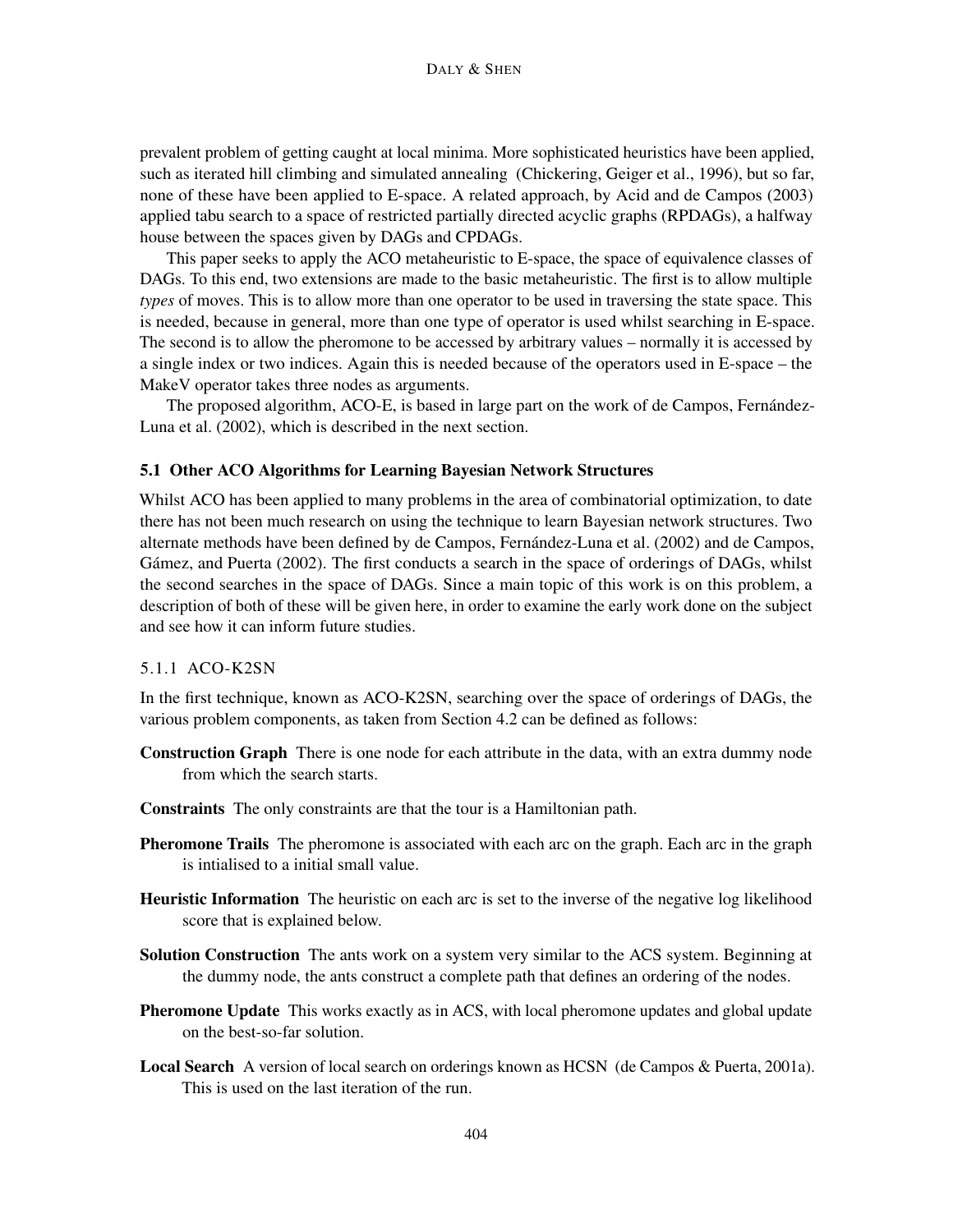prevalent problem of getting caught at local minima. More sophisticated heuristics have been applied, such as iterated hill climbing and simulated annealing (Chickering, Geiger et al., 1996), but so far, none of these have been applied to E-space. A related approach, by Acid and de Campos (2003) applied tabu search to a space of restricted partially directed acyclic graphs (RPDAGs), a halfway house between the spaces given by DAGs and CPDAGs.

This paper seeks to apply the ACO metaheuristic to E-space, the space of equivalence classes of DAGs. To this end, two extensions are made to the basic metaheuristic. The first is to allow multiple *types* of moves. This is to allow more than one operator to be used in traversing the state space. This is needed, because in general, more than one type of operator is used whilst searching in E-space. The second is to allow the pheromone to be accessed by arbitrary values – normally it is accessed by a single index or two indices. Again this is needed because of the operators used in E-space – the MakeV operator takes three nodes as arguments.

The proposed algorithm, ACO-E, is based in large part on the work of de Campos, Fernández-Luna et al. (2002), which is described in the next section.

### 5.1 Other ACO Algorithms for Learning Bayesian Network Structures

Whilst ACO has been applied to many problems in the area of combinatorial optimization, to date there has not been much research on using the technique to learn Bayesian network structures. Two alternate methods have been defined by de Campos, Fernández-Luna et al. (2002) and de Campos, Gámez, and Puerta (2002). The first conducts a search in the space of orderings of DAGs, whilst the second searches in the space of DAGs. Since a main topic of this work is on this problem, a description of both of these will be given here, in order to examine the early work done on the subject and see how it can inform future studies.

#### 5.1.1 ACO-K2SN

In the first technique, known as ACO-K2SN, searching over the space of orderings of DAGs, the various problem components, as taken from Section 4.2 can be defined as follows:

**Construction Graph** There is one node for each attribute in the data, with an extra dummy node from which the search starts.

**Constraints** The only constraints are that the tour is a Hamiltonian path.

**Pheromone Trails** The pheromone is associated with each arc on the graph. Each arc in the graph is intialised to a initial small value.

**Heuristic Information** The heuristic on each arc is set to the inverse of the negative log likelihood score that is explained below.

**Solution Construction** The ants work on a system very similar to the ACS system. Beginning at the dummy node, the ants construct a complete path that defines an ordering of the nodes.

**Pheromone Update** This works exactly as in ACS, with local pheromone updates and global update on the best-so-far solution.

**Local Search** A version of local search on orderings known as HCSN (de Campos & Puerta, 2001a). This is used on the last iteration of the run.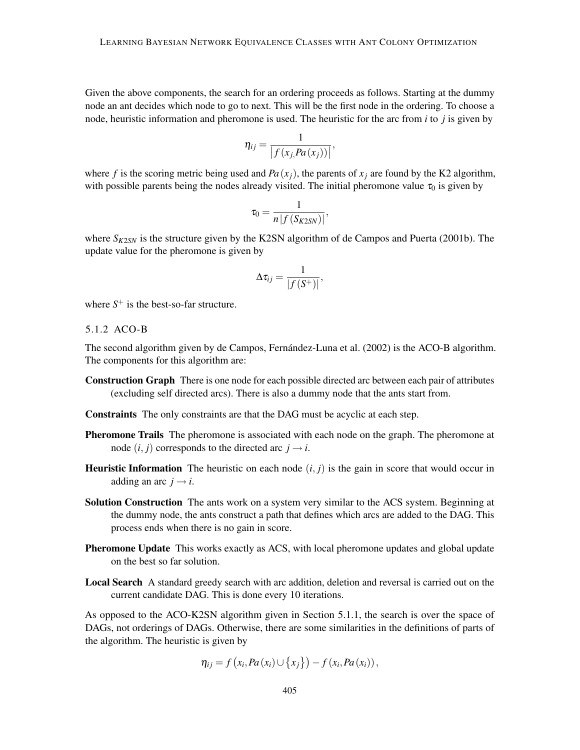Given the above components, the search for an ordering proceeds as follows. Starting at the dummy node an ant decides which node to go to next. This will be the first node in the ordering. To choose a node, heuristic information and pheromone is used. The heuristic for the arc from $i$ to $j$ is given by

$$\eta_{ij} = \frac{1}{\left|f\left(x_{j,}Pa\left(x_j\right)\right)\right|},$$

where $f$ is the scoring metric being used and $Pa\left(x_j\right)$, the parents of $x_j$ are found by the K2 algorithm, with possible parents being the nodes already visited. The initial pheromone value $\tau_0$ is given by

$$\tau_0 = \frac{1}{n\left|f\left(S_{K2SN}\right)\right|},$$

where $S_{K2SN}$ is the structure given by the K2SN algorithm of de Campos and Puerta (2001b). The update value for the pheromone is given by

$$\Delta\tau_{ij} = \frac{1}{\left|f\left(S^{+}\right)\right|},$$

where $S^{+}$ is the best-so-far structure.

### 5.1.2 ACO-B

The second algorithm given by de Campos, Fernández-Luna et al. (2002) is the ACO-B algorithm. The components for this algorithm are:

**Construction Graph** There is one node for each possible directed arc between each pair of attributes (excluding self directed arcs). There is also a dummy node that the ants start from.

**Constraints** The only constraints are that the DAG must be acyclic at each step.

**Pheromone Trails** The pheromone is associated with each node on the graph. The pheromone at node $(i, j)$ corresponds to the directed arc $j \to i$.

**Heuristic Information** The heuristic on each node $(i, j)$ is the gain in score that would occur in adding an arc $j \to i$.

**Solution Construction** The ants work on a system very similar to the ACS system. Beginning at the dummy node, the ants construct a path that defines which arcs are added to the DAG. This process ends when there is no gain in score.

**Pheromone Update** This works exactly as ACS, with local pheromone updates and global update on the best so far solution.

**Local Search** A standard greedy search with arc addition, deletion and reversal is carried out on the current candidate DAG. This is done every 10 iterations.

As opposed to the ACO-K2SN algorithm given in Section 5.1.1, the search is over the space of DAGs, not orderings of DAGs. Otherwise, there are some similarities in the definitions of parts of the algorithm. The heuristic is given by

$$\eta_{ij} = f\left(x_i, Pa\left(x_i\right) \cup \left\{x_j\right\}\right) - f\left(x_i, Pa\left(x_i\right)\right),$$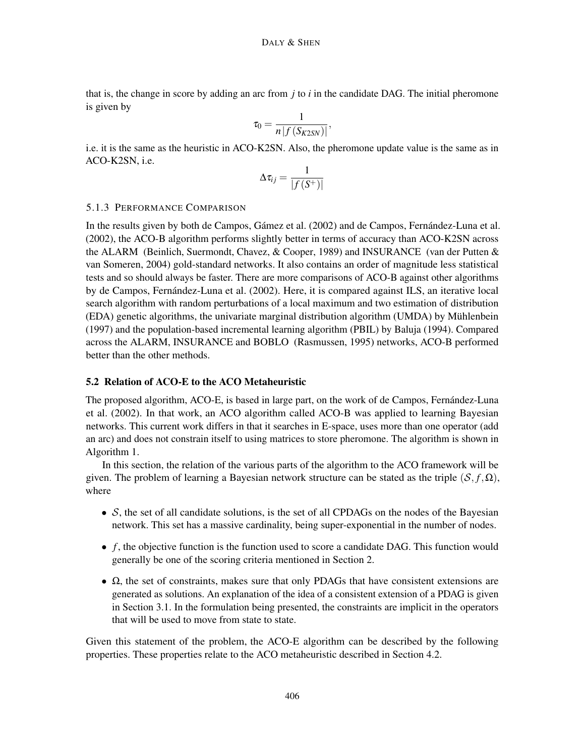that is, the change in score by adding an arc from $j$ to $i$ in the candidate DAG. The initial pheromone is given by

$$\tau_0 = \frac{1}{n\,|f(S_{K2SN})|},$$

i.e. it is the same as the heuristic in ACO-K2SN. Also, the pheromone update value is the same as in ACO-K2SN, i.e.

$$\Delta\tau_{ij} = \frac{1}{|f(S^{+})|}$$

#### 5.1.3 Performance Comparison

In the results given by both de Campos, Gámez et al. (2002) and de Campos, Fernández-Luna et al. (2002), the ACO-B algorithm performs slightly better in terms of accuracy than ACO-K2SN across the ALARM (Beinlich, Suermondt, Chavez, & Cooper, 1989) and INSURANCE (van der Putten & van Someren, 2004) gold-standard networks. It also contains an order of magnitude less statistical tests and so should always be faster. There are more comparisons of ACO-B against other algorithms by de Campos, Fernández-Luna et al. (2002). Here, it is compared against ILS, an iterative local search algorithm with random perturbations of a local maximum and two estimation of distribution (EDA) genetic algorithms, the univariate marginal distribution algorithm (UMDA) by Mühlenbein (1997) and the population-based incremental learning algorithm (PBIL) by Baluja (1994). Compared across the ALARM, INSURANCE and BOBLO (Rasmussen, 1995) networks, ACO-B performed better than the other methods.

### 5.2 Relation of ACO-E to the ACO Metaheuristic

The proposed algorithm, ACO-E, is based in large part, on the work of de Campos, Fernández-Luna et al. (2002). In that work, an ACO algorithm called ACO-B was applied to learning Bayesian networks. This current work differs in that it searches in E-space, uses more than one operator (add an arc) and does not constrain itself to using matrices to store pheromone. The algorithm is shown in Algorithm 1.

In this section, the relation of the various parts of the algorithm to the ACO framework will be given. The problem of learning a Bayesian network structure can be stated as the triple $(\mathcal{S}, f, \Omega)$, where

- $\mathcal{S}$, the set of all candidate solutions, is the set of all CPDAGs on the nodes of the Bayesian network. This set has a massive cardinality, being super-exponential in the number of nodes.
- $f$, the objective function is the function used to score a candidate DAG. This function would generally be one of the scoring criteria mentioned in Section 2.
- $\Omega$, the set of constraints, makes sure that only PDAGs that have consistent extensions are generated as solutions. An explanation of the idea of a consistent extension of a PDAG is given in Section 3.1. In the formulation being presented, the constraints are implicit in the operators that will be used to move from state to state.

Given this statement of the problem, the ACO-E algorithm can be described by the following properties. These properties relate to the ACO metaheuristic described in Section 4.2.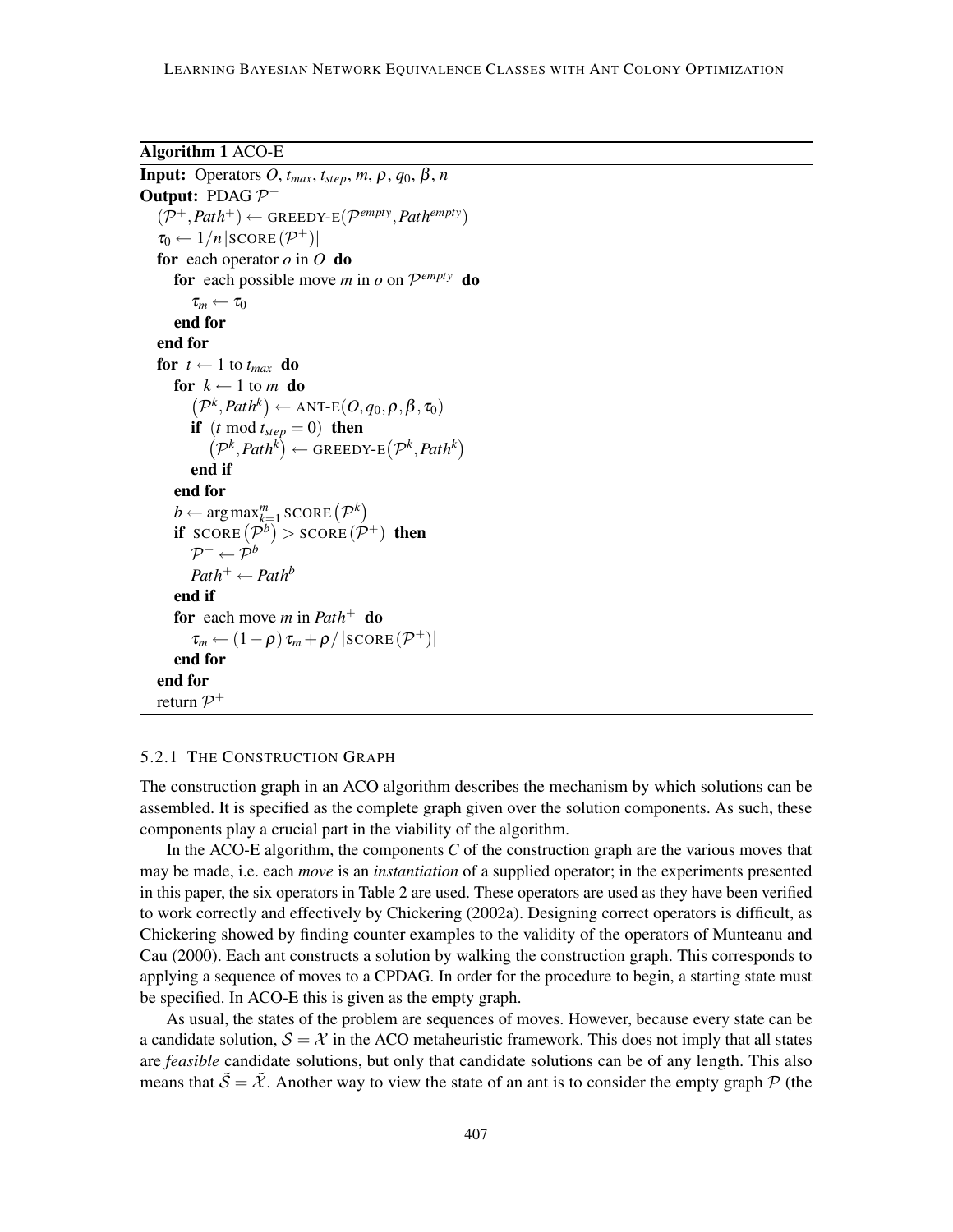**Algorithm 1** ACO-E

```
Input: Operators O, t_max, t_step, m, ρ, q_0, β, n
Output: PDAG P^+
  (P^+, Path^+) ← GREEDY-E(P^empty, Path^empty)
  τ_0 ← 1/n|SCORE(P^+)|
  for each operator o in O do
    for each possible move m in o on P^empty do
      τ_m ← τ_0
    end for
  end for
  for t ← 1 to t_max do
    for k ← 1 to m do
      (P^k, Path^k) ← ANT-E(O, q_0, ρ, β, τ_0)
      if (t mod t_step = 0) then
        (P^k, Path^k) ← GREEDY-E(P^k, Path^k)
      end if
    end for
    b ← argmax_{k=1}^{m} SCORE(P^k)
    if SCORE(P^b) > SCORE(P^+) then
      P^+ ← P^b
      Path^+ ← Path^b
    end if
    for each move m in Path^+ do
      τ_m ← (1 − ρ) τ_m + ρ/|SCORE(P^+)|
    end for
  end for
  return P^+
```

#### 5.2.1 The Construction Graph

The construction graph in an ACO algorithm describes the mechanism by which solutions can be assembled. It is specified as the complete graph given over the solution components. As such, these components play a crucial part in the viability of the algorithm.

In the ACO-E algorithm, the components $C$ of the construction graph are the various moves that may be made, i.e. each *move* is an *instantiation* of a supplied operator; in the experiments presented in this paper, the six operators in Table 2 are used. These operators are used as they have been verified to work correctly and effectively by Chickering (2002a). Designing correct operators is difficult, as Chickering showed by finding counter examples to the validity of the operators of Munteanu and Cau (2000). Each ant constructs a solution by walking the construction graph. This corresponds to applying a sequence of moves to a CPDAG. In order for the procedure to begin, a starting state must be specified. In ACO-E this is given as the empty graph.

As usual, the states of the problem are sequences of moves. However, because every state can be a candidate solution, $\mathcal{S} = \mathcal{X}$ in the ACO metaheuristic framework. This does not imply that all states are *feasible* candidate solutions, but only that candidate solutions can be of any length. This also means that $\tilde{\mathcal{S}} = \tilde{\mathcal{X}}$. Another way to view the state of an ant is to consider the empty graph $\mathcal{P}$ (the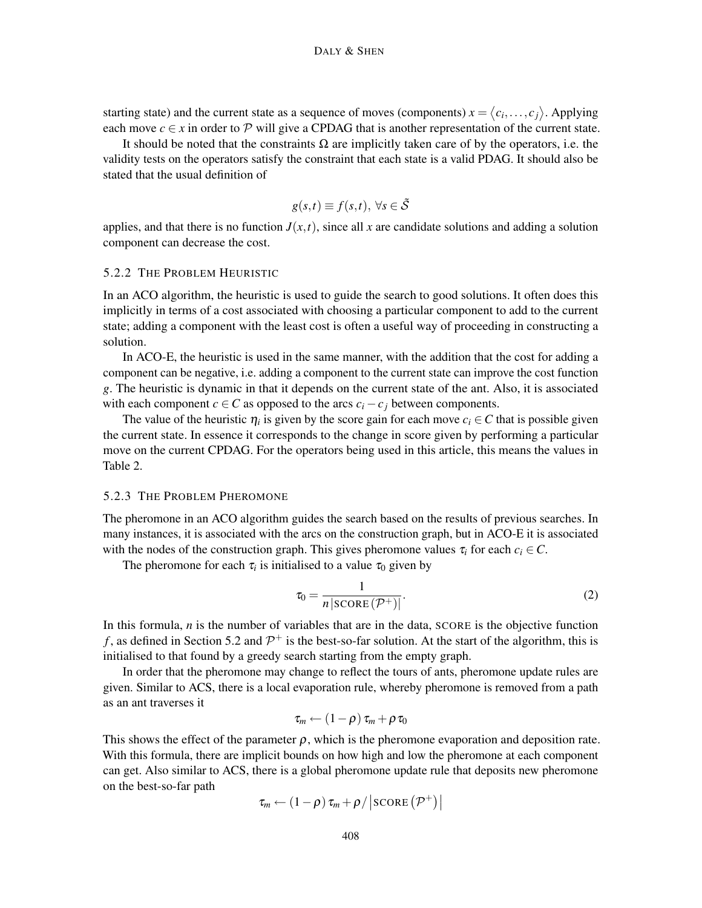starting state) and the current state as a sequence of moves (components) $x = \langle c_i, \ldots, c_j \rangle$. Applying each move $c \in x$ in order to $\mathcal{P}$ will give a CPDAG that is another representation of the current state.

It should be noted that the constraints $\Omega$ are implicitly taken care of by the operators, i.e. the validity tests on the operators satisfy the constraint that each state is a valid PDAG. It should also be stated that the usual definition of

$$g(s,t) \equiv f(s,t), \; \forall s \in \tilde{\mathcal{S}}$$

applies, and that there is no function $J(x,t)$, since all $x$ are candidate solutions and adding a solution component can decrease the cost.

#### 5.2.2 The Problem Heuristic

In an ACO algorithm, the heuristic is used to guide the search to good solutions. It often does this implicitly in terms of a cost associated with choosing a particular component to add to the current state; adding a component with the least cost is often a useful way of proceeding in constructing a solution.

In ACO-E, the heuristic is used in the same manner, with the addition that the cost for adding a component can be negative, i.e. adding a component to the current state can improve the cost function $g$. The heuristic is dynamic in that it depends on the current state of the ant. Also, it is associated with each component $c \in C$ as opposed to the arcs $c_i - c_j$ between components.

The value of the heuristic $\eta_i$ is given by the score gain for each move $c_i \in C$ that is possible given the current state. In essence it corresponds to the change in score given by performing a particular move on the current CPDAG. For the operators being used in this article, this means the values in Table 2.

#### 5.2.3 The Problem Pheromone

The pheromone in an ACO algorithm guides the search based on the results of previous searches. In many instances, it is associated with the arcs on the construction graph, but in ACO-E it is associated with the nodes of the construction graph. This gives pheromone values $\tau_i$ for each $c_i \in C$.

The pheromone for each $\tau_i$ is initialised to a value $\tau_0$ given by

$$\tau_0 = \frac{1}{n \left| \text{SCORE}\left(\mathcal{P}^+\right) \right|}. \tag{2}$$

In this formula, $n$ is the number of variables that are in the data, SCORE is the objective function $f$, as defined in Section 5.2 and $\mathcal{P}^+$ is the best-so-far solution. At the start of the algorithm, this is initialised to that found by a greedy search starting from the empty graph.

In order that the pheromone may change to reflect the tours of ants, pheromone update rules are given. Similar to ACS, there is a local evaporation rule, whereby pheromone is removed from a path as an ant traverses it

$$\tau_m \leftarrow (1-\rho)\,\tau_m + \rho\,\tau_0$$

This shows the effect of the parameter $\rho$, which is the pheromone evaporation and deposition rate. With this formula, there are implicit bounds on how high and low the pheromone at each component can get. Also similar to ACS, there is a global pheromone update rule that deposits new pheromone on the best-so-far path

$$\tau_m \leftarrow (1-\rho)\,\tau_m + \rho / \left| \text{SCORE}\left(\mathcal{P}^+\right) \right|$$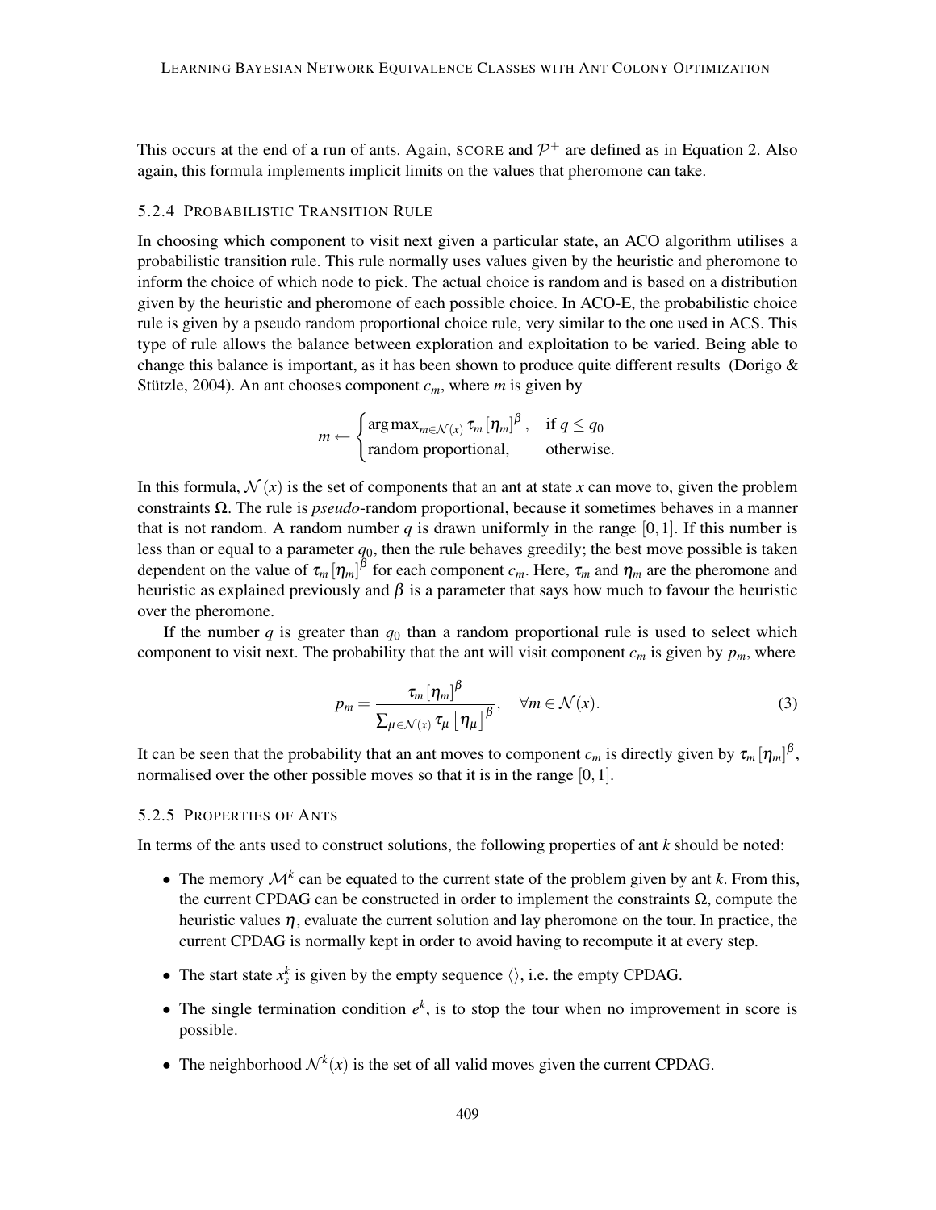This occurs at the end of a run of ants. Again, SCORE and $\mathcal{P}^+$ are defined as in Equation 2. Also again, this formula implements implicit limits on the values that pheromone can take.

#### 5.2.4 PROBABILISTIC TRANSITION RULE

In choosing which component to visit next given a particular state, an ACO algorithm utilises a probabilistic transition rule. This rule normally uses values given by the heuristic and pheromone to inform the choice of which node to pick. The actual choice is random and is based on a distribution given by the heuristic and pheromone of each possible choice. In ACO-E, the probabilistic choice rule is given by a pseudo random proportional choice rule, very similar to the one used in ACS. This type of rule allows the balance between exploration and exploitation to be varied. Being able to change this balance is important, as it has been shown to produce quite different results (Dorigo & Stützle, 2004). An ant chooses component $c_m$, where $m$ is given by

$$m \leftarrow \begin{cases} \arg\max_{m \in \mathcal{N}(x)} \tau_m [\eta_m]^\beta, & \text{if } q \leq q_0 \\ \text{random proportional}, & \text{otherwise.} \end{cases}$$

In this formula, $\mathcal{N}(x)$ is the set of components that an ant at state $x$ can move to, given the problem constraints $\Omega$. The rule is *pseudo*-random proportional, because it sometimes behaves in a manner that is not random. A random number $q$ is drawn uniformly in the range $[0,1]$. If this number is less than or equal to a parameter $q_0$, then the rule behaves greedily; the best move possible is taken dependent on the value of $\tau_m [\eta_m]^\beta$ for each component $c_m$. Here, $\tau_m$ and $\eta_m$ are the pheromone and heuristic as explained previously and $\beta$ is a parameter that says how much to favour the heuristic over the pheromone.

If the number $q$ is greater than $q_0$ than a random proportional rule is used to select which component to visit next. The probability that the ant will visit component $c_m$ is given by $p_m$, where

$$p_m = \frac{\tau_m [\eta_m]^\beta}{\sum_{\mu \in \mathcal{N}(x)} \tau_\mu [\eta_\mu]^\beta}, \quad \forall m \in \mathcal{N}(x). \tag{3}$$

It can be seen that the probability that an ant moves to component $c_m$ is directly given by $\tau_m [\eta_m]^\beta$, normalised over the other possible moves so that it is in the range $[0,1]$.

#### 5.2.5 PROPERTIES OF ANTS

In terms of the ants used to construct solutions, the following properties of ant $k$ should be noted:

- The memory $\mathcal{M}^k$ can be equated to the current state of the problem given by ant $k$. From this, the current CPDAG can be constructed in order to implement the constraints $\Omega$, compute the heuristic values $\eta$, evaluate the current solution and lay pheromone on the tour. In practice, the current CPDAG is normally kept in order to avoid having to recompute it at every step.
- The start state $x_s^k$ is given by the empty sequence $\langle \rangle$, i.e. the empty CPDAG.
- The single termination condition $e^k$, is to stop the tour when no improvement in score is possible.
- The neighborhood $\mathcal{N}^k(x)$ is the set of all valid moves given the current CPDAG.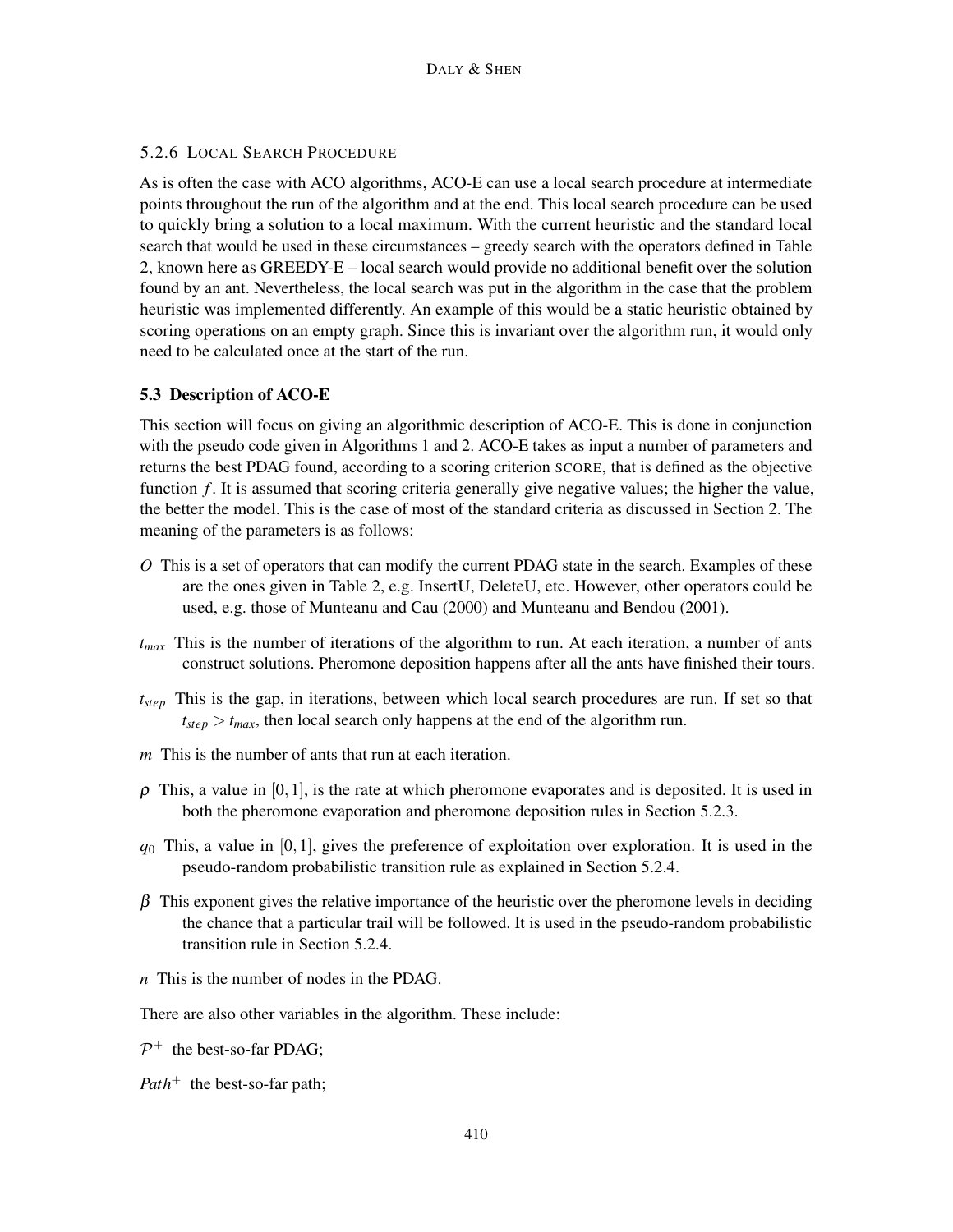#### 5.2.6 Local Search Procedure

As is often the case with ACO algorithms, ACO-E can use a local search procedure at intermediate points throughout the run of the algorithm and at the end. This local search procedure can be used to quickly bring a solution to a local maximum. With the current heuristic and the standard local search that would be used in these circumstances – greedy search with the operators defined in Table 2, known here as GREEDY-E – local search would provide no additional benefit over the solution found by an ant. Nevertheless, the local search was put in the algorithm in the case that the problem heuristic was implemented differently. An example of this would be a static heuristic obtained by scoring operations on an empty graph. Since this is invariant over the algorithm run, it would only need to be calculated once at the start of the run.

### 5.3 Description of ACO-E

This section will focus on giving an algorithmic description of ACO-E. This is done in conjunction with the pseudo code given in Algorithms 1 and 2. ACO-E takes as input a number of parameters and returns the best PDAG found, according to a scoring criterion SCORE, that is defined as the objective function $f$. It is assumed that scoring criteria generally give negative values; the higher the value, the better the model. This is the case of most of the standard criteria as discussed in Section 2. The meaning of the parameters is as follows:

- $O$ This is a set of operators that can modify the current PDAG state in the search. Examples of these are the ones given in Table 2, e.g. InsertU, DeleteU, etc. However, other operators could be used, e.g. those of Munteanu and Cau (2000) and Munteanu and Bendou (2001).
- $t_{max}$ This is the number of iterations of the algorithm to run. At each iteration, a number of ants construct solutions. Pheromone deposition happens after all the ants have finished their tours.
- $t_{step}$ This is the gap, in iterations, between which local search procedures are run. If set so that $t_{step} > t_{max}$, then local search only happens at the end of the algorithm run.
- $m$ This is the number of ants that run at each iteration.
- $\rho$ This, a value in $[0,1]$, is the rate at which pheromone evaporates and is deposited. It is used in both the pheromone evaporation and pheromone deposition rules in Section 5.2.3.
- $q_0$ This, a value in $[0,1]$, gives the preference of exploitation over exploration. It is used in the pseudo-random probabilistic transition rule as explained in Section 5.2.4.
- $\beta$ This exponent gives the relative importance of the heuristic over the pheromone levels in deciding the chance that a particular trail will be followed. It is used in the pseudo-random probabilistic transition rule in Section 5.2.4.
- $n$ This is the number of nodes in the PDAG.

There are also other variables in the algorithm. These include:

- $\mathcal{P}^+$ the best-so-far PDAG;
- $Path^+$ the best-so-far path;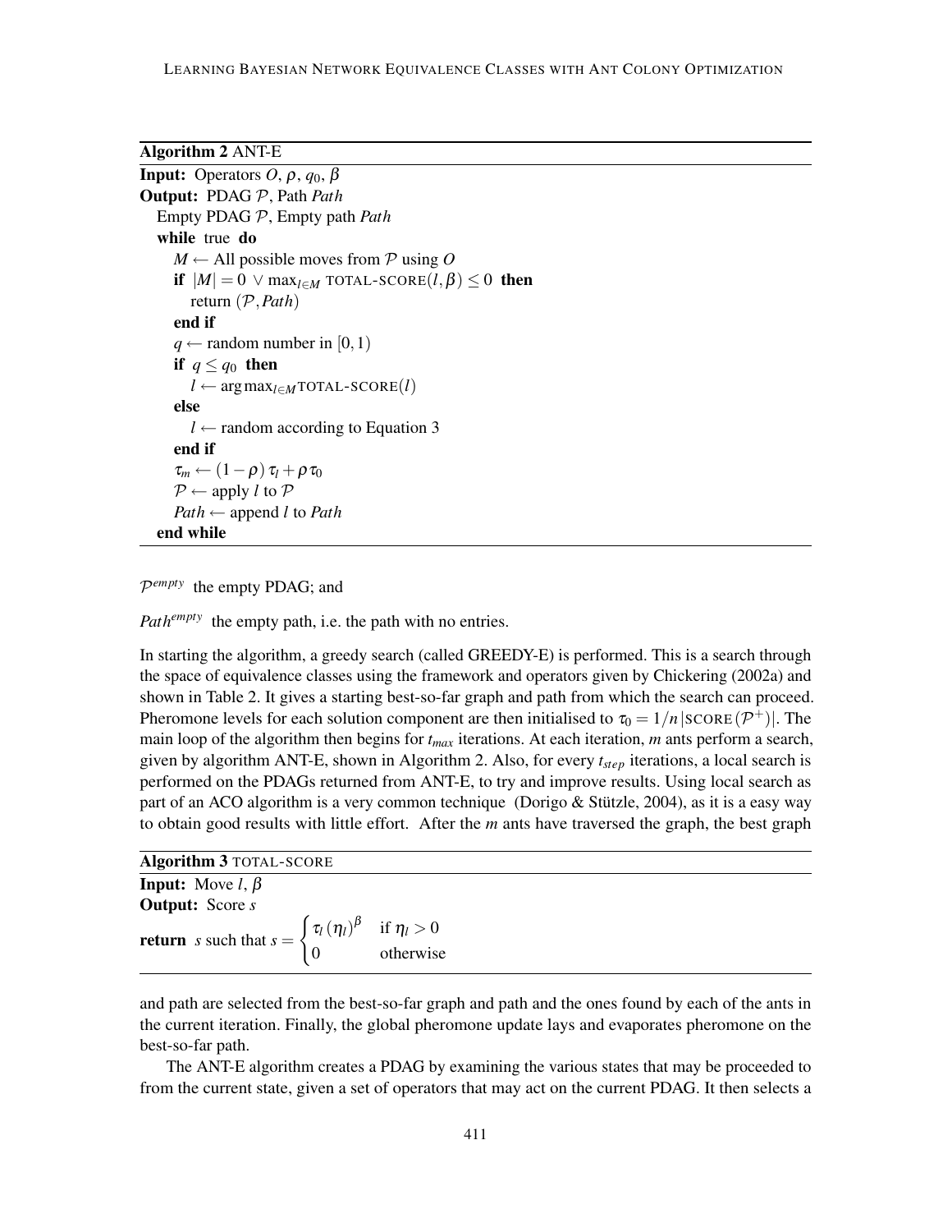**Algorithm 2** ANT-E

```
Input: Operators O, ρ, q_0, β
Output: PDAG 𝒫, Path Path
  Empty PDAG 𝒫, Empty path Path
  while true do
    M ← All possible moves from 𝒫 using O
    if |M| = 0 ∨ max_{l∈M} TOTAL-SCORE(l, β) ≤ 0 then
      return (𝒫, Path)
    end if
    q ← random number in [0, 1)
    if q ≤ q_0 then
      l ← argmax_{l∈M} TOTAL-SCORE(l)
    else
      l ← random according to Equation 3
    end if
    τ_m ← (1 − ρ) τ_l + ρ τ_0
    𝒫 ← apply l to 𝒫
    Path ← append l to Path
  end while
```

$\mathcal{P}^{empty}$ the empty PDAG; and

$Path^{empty}$ the empty path, i.e. the path with no entries.

In starting the algorithm, a greedy search (called GREEDY-E) is performed. This is a search through the space of equivalence classes using the framework and operators given by Chickering (2002a) and shown in Table 2. It gives a starting best-so-far graph and path from which the search can proceed. Pheromone levels for each solution component are then initialised to $\tau_0 = 1/n\,|\text{SCORE}\,(\mathcal{P}^+)|$. The main loop of the algorithm then begins for $t_{max}$ iterations. At each iteration, $m$ ants perform a search, given by algorithm ANT-E, shown in Algorithm 2. Also, for every $t_{step}$ iterations, a local search is performed on the PDAGs returned from ANT-E, to try and improve results. Using local search as part of an ACO algorithm is a very common technique (Dorigo & Stützle, 2004), as it is a easy way to obtain good results with little effort. After the $m$ ants have traversed the graph, the best graph

**Algorithm 3** TOTAL-SCORE

**Input:** Move $l$, $\beta$
**Output:** Score $s$
**return** $s$ such that $s = \begin{cases} \tau_l\,(\eta_l)^\beta & \text{if } \eta_l > 0 \\ 0 & \text{otherwise} \end{cases}$

and path are selected from the best-so-far graph and path and the ones found by each of the ants in the current iteration. Finally, the global pheromone update lays and evaporates pheromone on the best-so-far path.

The ANT-E algorithm creates a PDAG by examining the various states that may be proceeded to from the current state, given a set of operators that may act on the current PDAG. It then selects a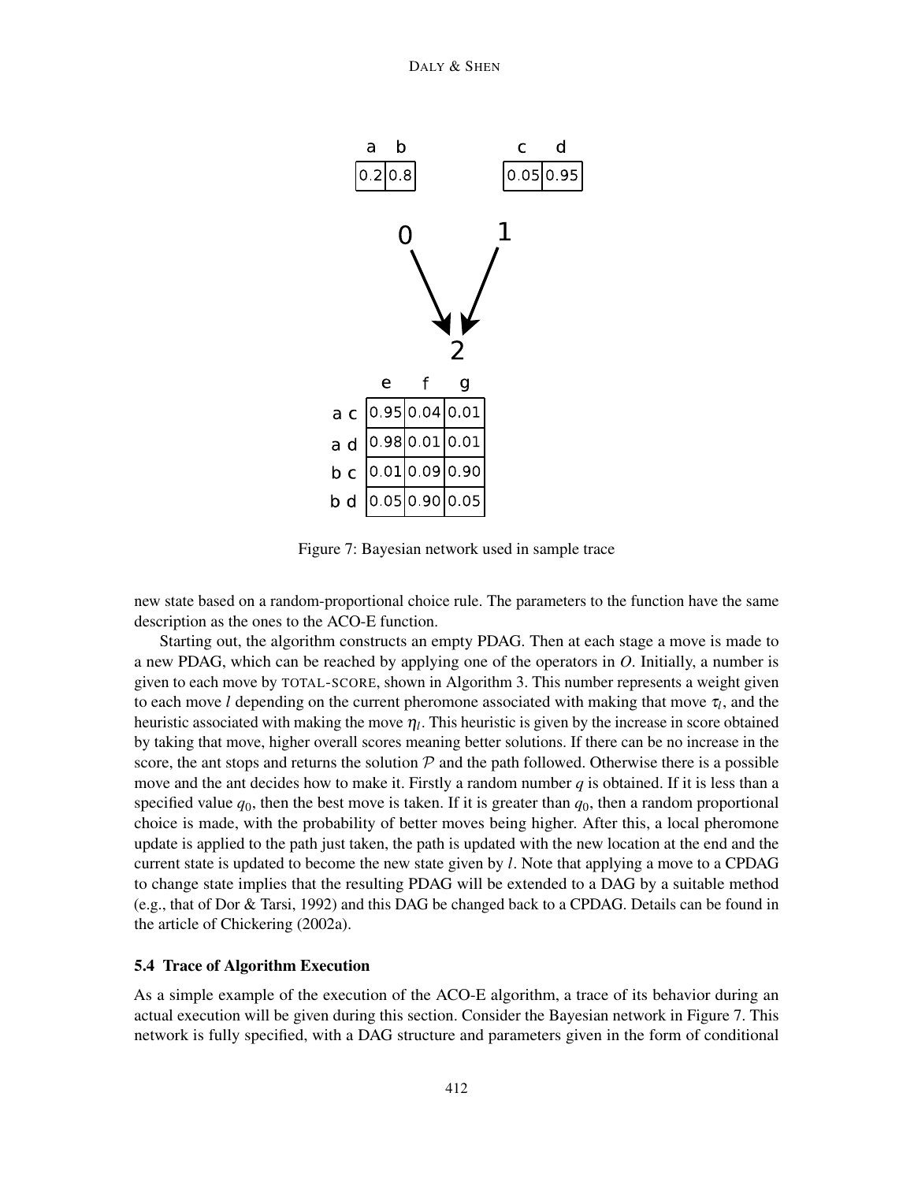| a | b |
| --- | --- |
| 0.2 | 0.8 |

| c | d |
| --- | --- |
| 0.05 | 0.95 |

| | e | f | g |
| --- | --- | --- | --- |
| a c | 0.95 | 0.04 | 0.01 |
| a d | 0.98 | 0.01 | 0.01 |
| b c | 0.01 | 0.09 | 0.90 |
| b d | 0.05 | 0.90 | 0.05 |

Figure 7: Bayesian network used in sample trace

new state based on a random-proportional choice rule. The parameters to the function have the same description as the ones to the ACO-E function.

Starting out, the algorithm constructs an empty PDAG. Then at each stage a move is made to a new PDAG, which can be reached by applying one of the operators in $O$. Initially, a number is given to each move by TOTAL-SCORE, shown in Algorithm 3. This number represents a weight given to each move $l$ depending on the current pheromone associated with making that move $\tau_l$, and the heuristic associated with making the move $\eta_l$. This heuristic is given by the increase in score obtained by taking that move, higher overall scores meaning better solutions. If there can be no increase in the score, the ant stops and returns the solution $\mathcal{P}$ and the path followed. Otherwise there is a possible move and the ant decides how to make it. Firstly a random number $q$ is obtained. If it is less than a specified value $q_0$, then the best move is taken. If it is greater than $q_0$, then a random proportional choice is made, with the probability of better moves being higher. After this, a local pheromone update is applied to the path just taken, the path is updated with the new location at the end and the current state is updated to become the new state given by $l$. Note that applying a move to a CPDAG to change state implies that the resulting PDAG will be extended to a DAG by a suitable method (e.g., that of Dor & Tarsi, 1992) and this DAG be changed back to a CPDAG. Details can be found in the article of Chickering (2002a).

### 5.4 Trace of Algorithm Execution

As a simple example of the execution of the ACO-E algorithm, a trace of its behavior during an actual execution will be given during this section. Consider the Bayesian network in Figure 7. This network is fully specified, with a DAG structure and parameters given in the form of conditional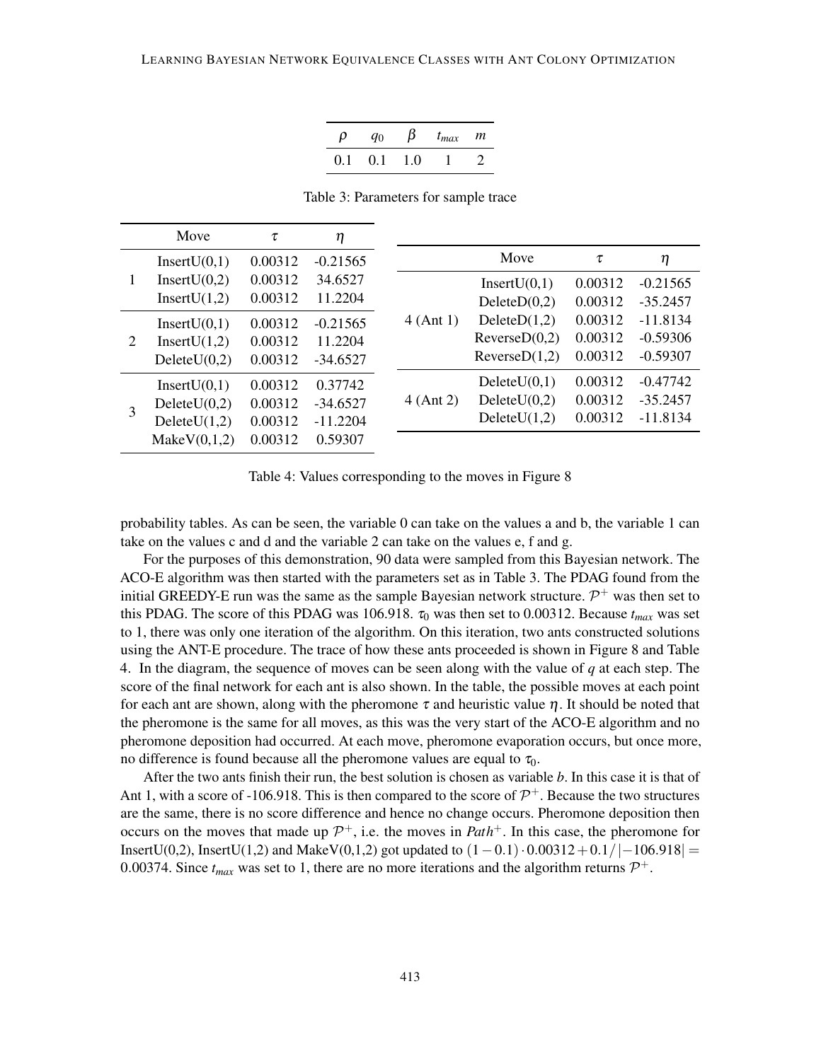| $\rho$ | $q_0$ | $\beta$ | $t_{max}$ | $m$ |
|---|---|---|---|---|
| 0.1 | 0.1 | 1.0 | 1 | 2 |

Table 3: Parameters for sample trace

| | Move | $\tau$ | $\eta$ |
|---|---|---|---|
| 1 | InsertU(0,1) | 0.00312 | -0.21565 |
| | InsertU(0,2) | 0.00312 | 34.6527 |
| | InsertU(1,2) | 0.00312 | 11.2204 |
| 2 | InsertU(0,1) | 0.00312 | -0.21565 |
| | InsertU(1,2) | 0.00312 | 11.2204 |
| | DeleteU(0,2) | 0.00312 | -34.6527 |
| 3 | InsertU(0,1) | 0.00312 | 0.37742 |
| | DeleteU(0,2) | 0.00312 | -34.6527 |
| | DeleteU(1,2) | 0.00312 | -11.2204 |
| | MakeV(0,1,2) | 0.00312 | 0.59307 |

| | Move | $\tau$ | $\eta$ |
|---|---|---|---|
| 4 (Ant 1) | InsertU(0,1) | 0.00312 | -0.21565 |
| | DeleteD(0,2) | 0.00312 | -35.2457 |
| | DeleteD(1,2) | 0.00312 | -11.8134 |
| | ReverseD(0,2) | 0.00312 | -0.59306 |
| | ReverseD(1,2) | 0.00312 | -0.59307 |
| 4 (Ant 2) | DeleteU(0,1) | 0.00312 | -0.47742 |
| | DeleteU(0,2) | 0.00312 | -35.2457 |
| | DeleteU(1,2) | 0.00312 | -11.8134 |

Table 4: Values corresponding to the moves in Figure 8

probability tables. As can be seen, the variable 0 can take on the values a and b, the variable 1 can take on the values c and d and the variable 2 can take on the values e, f and g.

For the purposes of this demonstration, 90 data were sampled from this Bayesian network. The ACO-E algorithm was then started with the parameters set as in Table 3. The PDAG found from the initial GREEDY-E run was the same as the sample Bayesian network structure. $\mathcal{P}^+$ was then set to this PDAG. The score of this PDAG was 106.918. $\tau_0$ was then set to 0.00312. Because $t_{max}$ was set to 1, there was only one iteration of the algorithm. On this iteration, two ants constructed solutions using the ANT-E procedure. The trace of how these ants proceeded is shown in Figure 8 and Table 4. In the diagram, the sequence of moves can be seen along with the value of $q$ at each step. The score of the final network for each ant is also shown. In the table, the possible moves at each point for each ant are shown, along with the pheromone $\tau$ and heuristic value $\eta$. It should be noted that the pheromone is the same for all moves, as this was the very start of the ACO-E algorithm and no pheromone deposition had occurred. At each move, pheromone evaporation occurs, but once more, no difference is found because all the pheromone values are equal to $\tau_0$.

After the two ants finish their run, the best solution is chosen as variable $b$. In this case it is that of Ant 1, with a score of -106.918. This is then compared to the score of $\mathcal{P}^+$. Because the two structures are the same, there is no score difference and hence no change occurs. Pheromone deposition then occurs on the moves that made up $\mathcal{P}^+$, i.e. the moves in $Path^+$. In this case, the pheromone for InsertU(0,2), InsertU(1,2) and MakeV(0,1,2) got updated to $(1-0.1)\cdot 0.00312 + 0.1/|-106.918| = 0.00374$. Since $t_{max}$ was set to 1, there are no more iterations and the algorithm returns $\mathcal{P}^+$.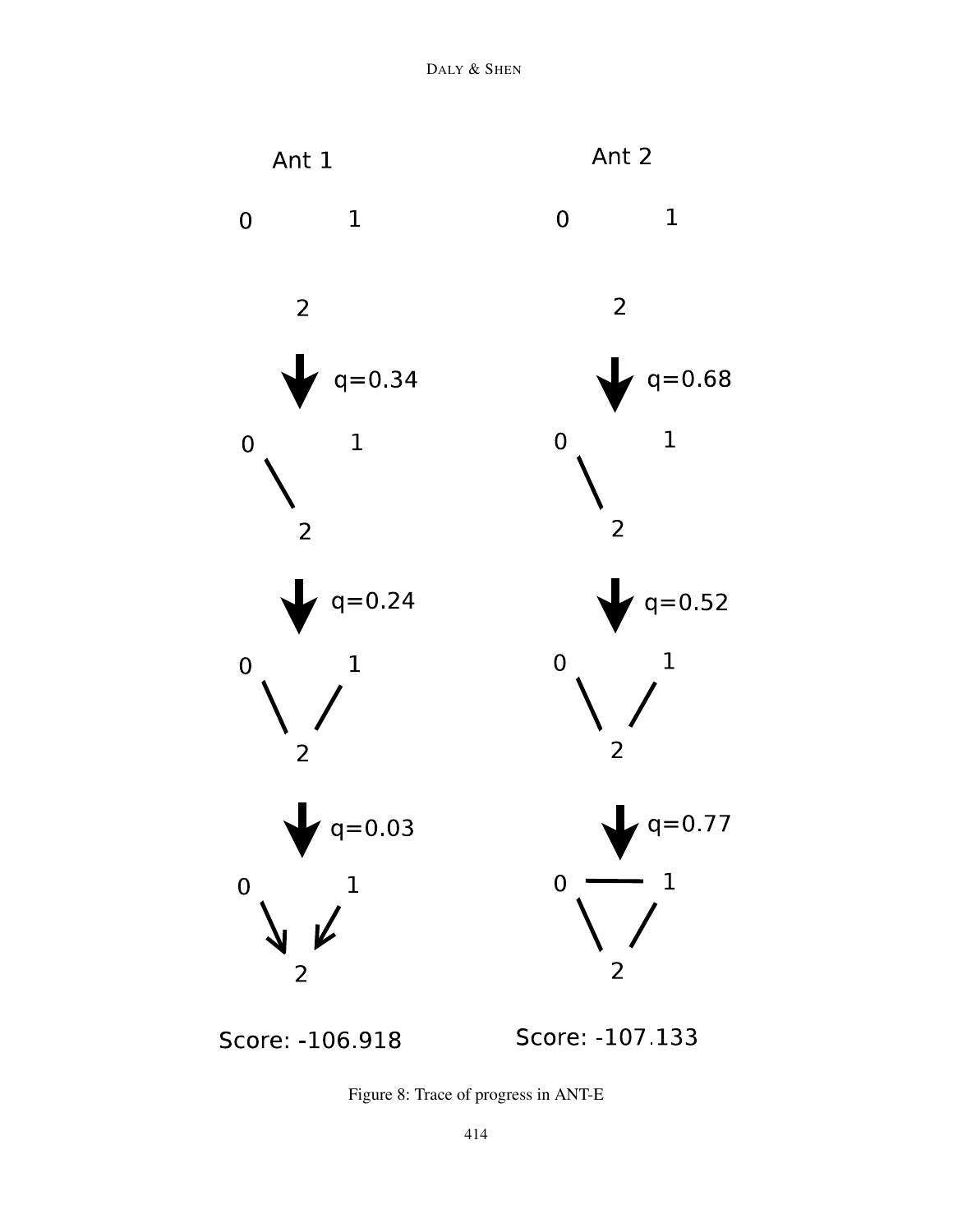Figure 8: Trace of progress in ANT-E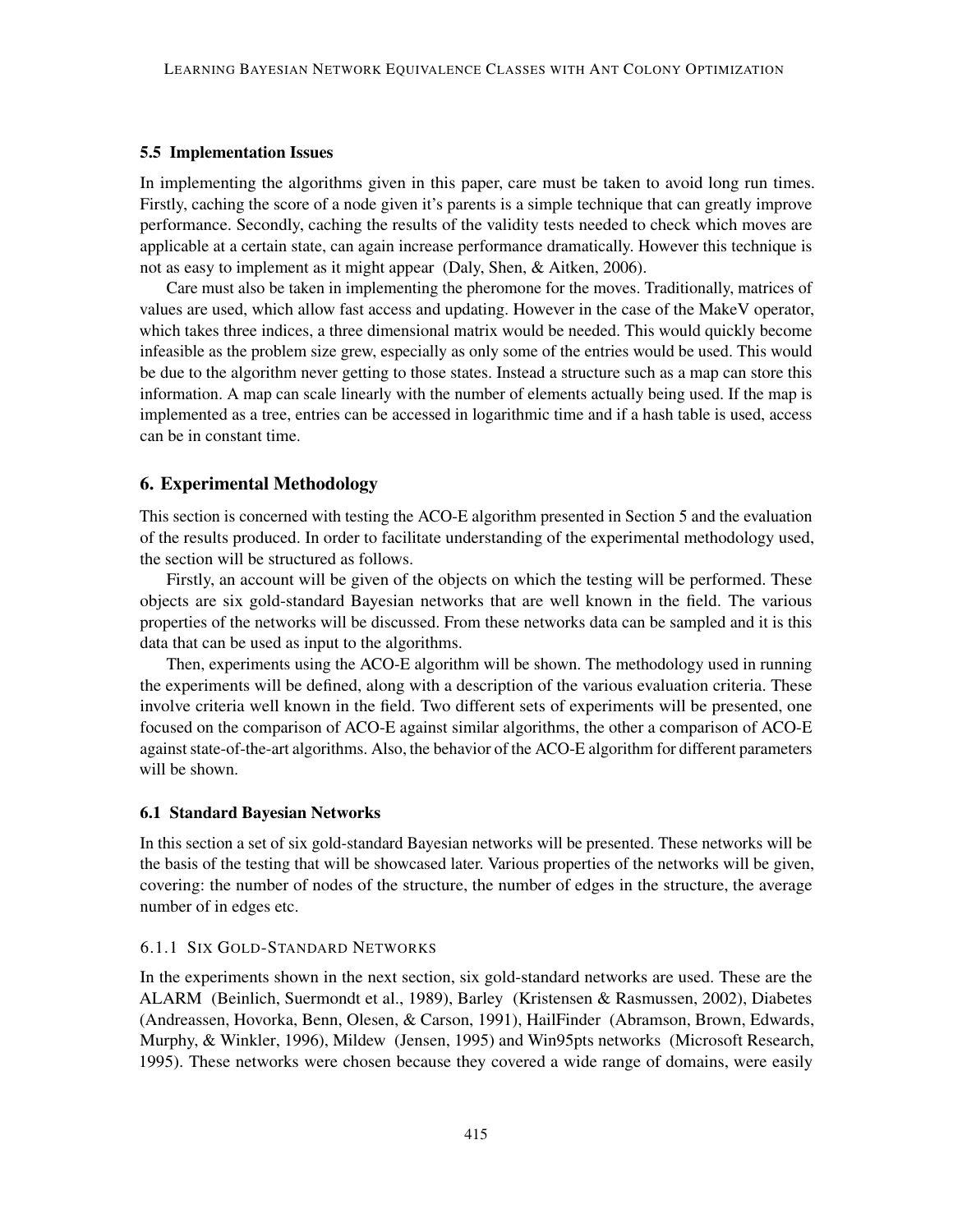### 5.5 Implementation Issues

In implementing the algorithms given in this paper, care must be taken to avoid long run times. Firstly, caching the score of a node given it's parents is a simple technique that can greatly improve performance. Secondly, caching the results of the validity tests needed to check which moves are applicable at a certain state, can again increase performance dramatically. However this technique is not as easy to implement as it might appear (Daly, Shen, & Aitken, 2006).

Care must also be taken in implementing the pheromone for the moves. Traditionally, matrices of values are used, which allow fast access and updating. However in the case of the MakeV operator, which takes three indices, a three dimensional matrix would be needed. This would quickly become infeasible as the problem size grew, especially as only some of the entries would be used. This would be due to the algorithm never getting to those states. Instead a structure such as a map can store this information. A map can scale linearly with the number of elements actually being used. If the map is implemented as a tree, entries can be accessed in logarithmic time and if a hash table is used, access can be in constant time.

## 6. Experimental Methodology

This section is concerned with testing the ACO-E algorithm presented in Section 5 and the evaluation of the results produced. In order to facilitate understanding of the experimental methodology used, the section will be structured as follows.

Firstly, an account will be given of the objects on which the testing will be performed. These objects are six gold-standard Bayesian networks that are well known in the field. The various properties of the networks will be discussed. From these networks data can be sampled and it is this data that can be used as input to the algorithms.

Then, experiments using the ACO-E algorithm will be shown. The methodology used in running the experiments will be defined, along with a description of the various evaluation criteria. These involve criteria well known in the field. Two different sets of experiments will be presented, one focused on the comparison of ACO-E against similar algorithms, the other a comparison of ACO-E against state-of-the-art algorithms. Also, the behavior of the ACO-E algorithm for different parameters will be shown.

### 6.1 Standard Bayesian Networks

In this section a set of six gold-standard Bayesian networks will be presented. These networks will be the basis of the testing that will be showcased later. Various properties of the networks will be given, covering: the number of nodes of the structure, the number of edges in the structure, the average number of in edges etc.

#### 6.1.1 Six Gold-Standard Networks

In the experiments shown in the next section, six gold-standard networks are used. These are the ALARM (Beinlich, Suermondt et al., 1989), Barley (Kristensen & Rasmussen, 2002), Diabetes (Andreassen, Hovorka, Benn, Olesen, & Carson, 1991), HailFinder (Abramson, Brown, Edwards, Murphy, & Winkler, 1996), Mildew (Jensen, 1995) and Win95pts networks (Microsoft Research, 1995). These networks were chosen because they covered a wide range of domains, were easily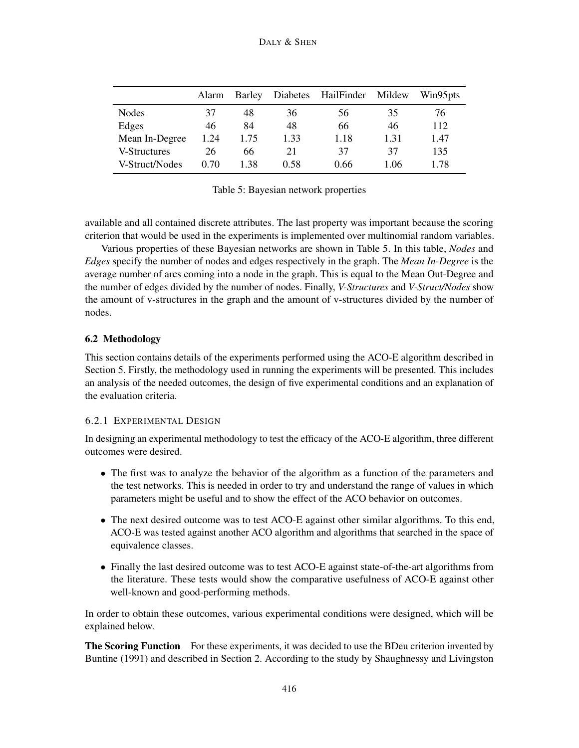|  | Alarm | Barley | Diabetes | HailFinder | Mildew | Win95pts |
| --- | --- | --- | --- | --- | --- | --- |
| Nodes | 37 | 48 | 36 | 56 | 35 | 76 |
| Edges | 46 | 84 | 48 | 66 | 46 | 112 |
| Mean In-Degree | 1.24 | 1.75 | 1.33 | 1.18 | 1.31 | 1.47 |
| V-Structures | 26 | 66 | 21 | 37 | 37 | 135 |
| V-Struct/Nodes | 0.70 | 1.38 | 0.58 | 0.66 | 1.06 | 1.78 |

Table 5: Bayesian network properties

available and all contained discrete attributes. The last property was important because the scoring criterion that would be used in the experiments is implemented over multinomial random variables.

Various properties of these Bayesian networks are shown in Table 5. In this table, *Nodes* and *Edges* specify the number of nodes and edges respectively in the graph. The *Mean In-Degree* is the average number of arcs coming into a node in the graph. This is equal to the Mean Out-Degree and the number of edges divided by the number of nodes. Finally, *V-Structures* and *V-Struct/Nodes* show the amount of v-structures in the graph and the amount of v-structures divided by the number of nodes.

### 6.2 Methodology

This section contains details of the experiments performed using the ACO-E algorithm described in Section 5. Firstly, the methodology used in running the experiments will be presented. This includes an analysis of the needed outcomes, the design of five experimental conditions and an explanation of the evaluation criteria.

#### 6.2.1 Experimental Design

In designing an experimental methodology to test the efficacy of the ACO-E algorithm, three different outcomes were desired.

- The first was to analyze the behavior of the algorithm as a function of the parameters and the test networks. This is needed in order to try and understand the range of values in which parameters might be useful and to show the effect of the ACO behavior on outcomes.
- The next desired outcome was to test ACO-E against other similar algorithms. To this end, ACO-E was tested against another ACO algorithm and algorithms that searched in the space of equivalence classes.
- Finally the last desired outcome was to test ACO-E against state-of-the-art algorithms from the literature. These tests would show the comparative usefulness of ACO-E against other well-known and good-performing methods.

In order to obtain these outcomes, various experimental conditions were designed, which will be explained below.

**The Scoring Function** For these experiments, it was decided to use the BDeu criterion invented by Buntine (1991) and described in Section 2. According to the study by Shaughnessy and Livingston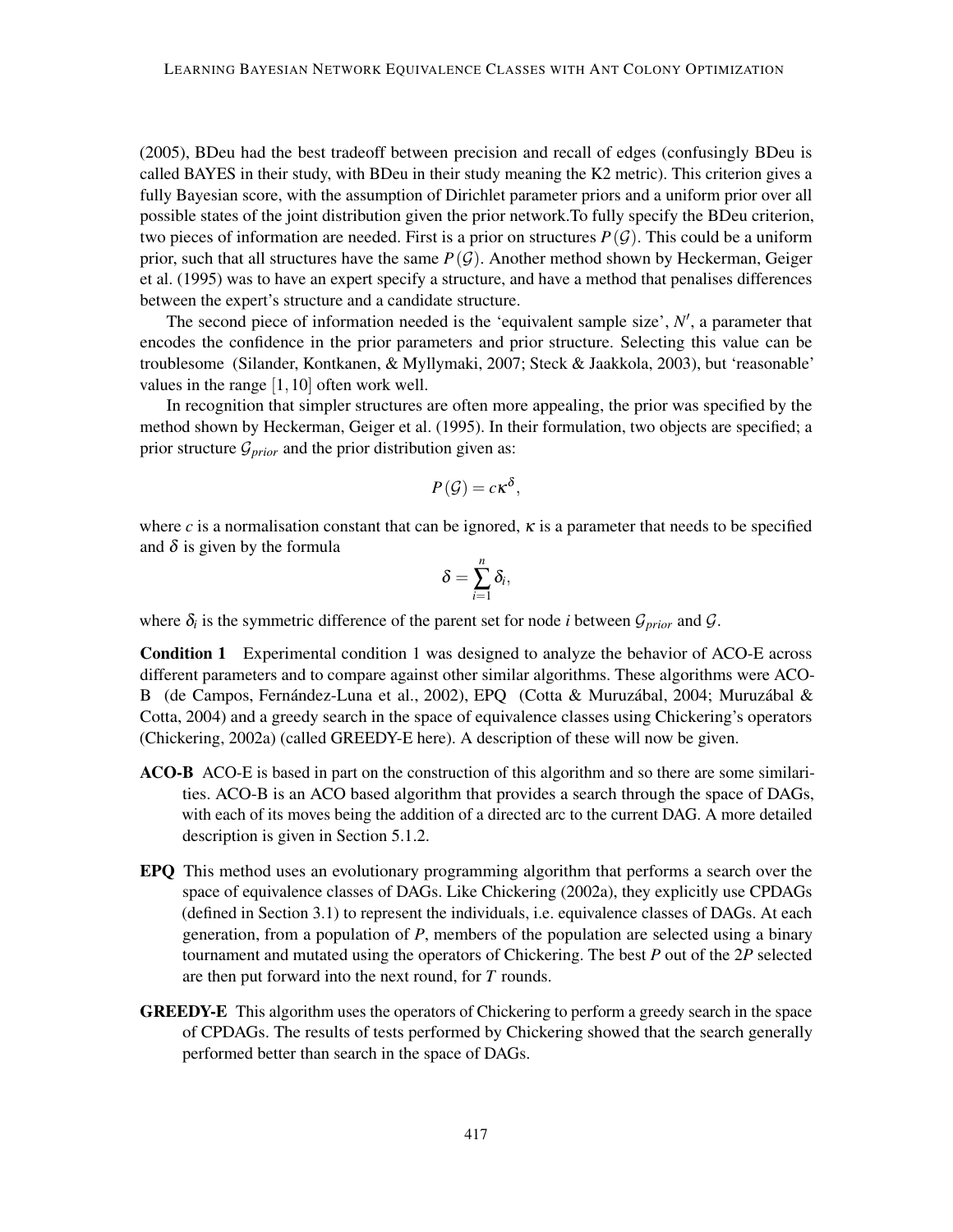(2005), BDeu had the best tradeoff between precision and recall of edges (confusingly BDeu is called BAYES in their study, with BDeu in their study meaning the K2 metric). This criterion gives a fully Bayesian score, with the assumption of Dirichlet parameter priors and a uniform prior over all possible states of the joint distribution given the prior network.To fully specify the BDeu criterion, two pieces of information are needed. First is a prior on structures $P(\mathcal{G})$. This could be a uniform prior, such that all structures have the same $P(\mathcal{G})$. Another method shown by Heckerman, Geiger et al. (1995) was to have an expert specify a structure, and have a method that penalises differences between the expert's structure and a candidate structure.

The second piece of information needed is the 'equivalent sample size', $N'$, a parameter that encodes the confidence in the prior parameters and prior structure. Selecting this value can be troublesome (Silander, Kontkanen, & Myllymaki, 2007; Steck & Jaakkola, 2003), but 'reasonable' values in the range $[1, 10]$ often work well.

In recognition that simpler structures are often more appealing, the prior was specified by the method shown by Heckerman, Geiger et al. (1995). In their formulation, two objects are specified; a prior structure $\mathcal{G}_{prior}$ and the prior distribution given as:

$$P(\mathcal{G}) = c\kappa^{\delta},$$

where $c$ is a normalisation constant that can be ignored, $\kappa$ is a parameter that needs to be specified and $\delta$ is given by the formula

$$\delta = \sum_{i=1}^{n} \delta_i,$$

where $\delta_i$ is the symmetric difference of the parent set for node $i$ between $\mathcal{G}_{prior}$ and $\mathcal{G}$.

**Condition 1** Experimental condition 1 was designed to analyze the behavior of ACO-E across different parameters and to compare against other similar algorithms. These algorithms were ACO-B (de Campos, Fernández-Luna et al., 2002), EPQ (Cotta & Muruzábal, 2004; Muruzábal & Cotta, 2004) and a greedy search in the space of equivalence classes using Chickering's operators (Chickering, 2002a) (called GREEDY-E here). A description of these will now be given.

**ACO-B** ACO-E is based in part on the construction of this algorithm and so there are some similarities. ACO-B is an ACO based algorithm that provides a search through the space of DAGs, with each of its moves being the addition of a directed arc to the current DAG. A more detailed description is given in Section 5.1.2.

**EPQ** This method uses an evolutionary programming algorithm that performs a search over the space of equivalence classes of DAGs. Like Chickering (2002a), they explicitly use CPDAGs (defined in Section 3.1) to represent the individuals, i.e. equivalence classes of DAGs. At each generation, from a population of $P$, members of the population are selected using a binary tournament and mutated using the operators of Chickering. The best $P$ out of the $2P$ selected are then put forward into the next round, for $T$ rounds.

**GREEDY-E** This algorithm uses the operators of Chickering to perform a greedy search in the space of CPDAGs. The results of tests performed by Chickering showed that the search generally performed better than search in the space of DAGs.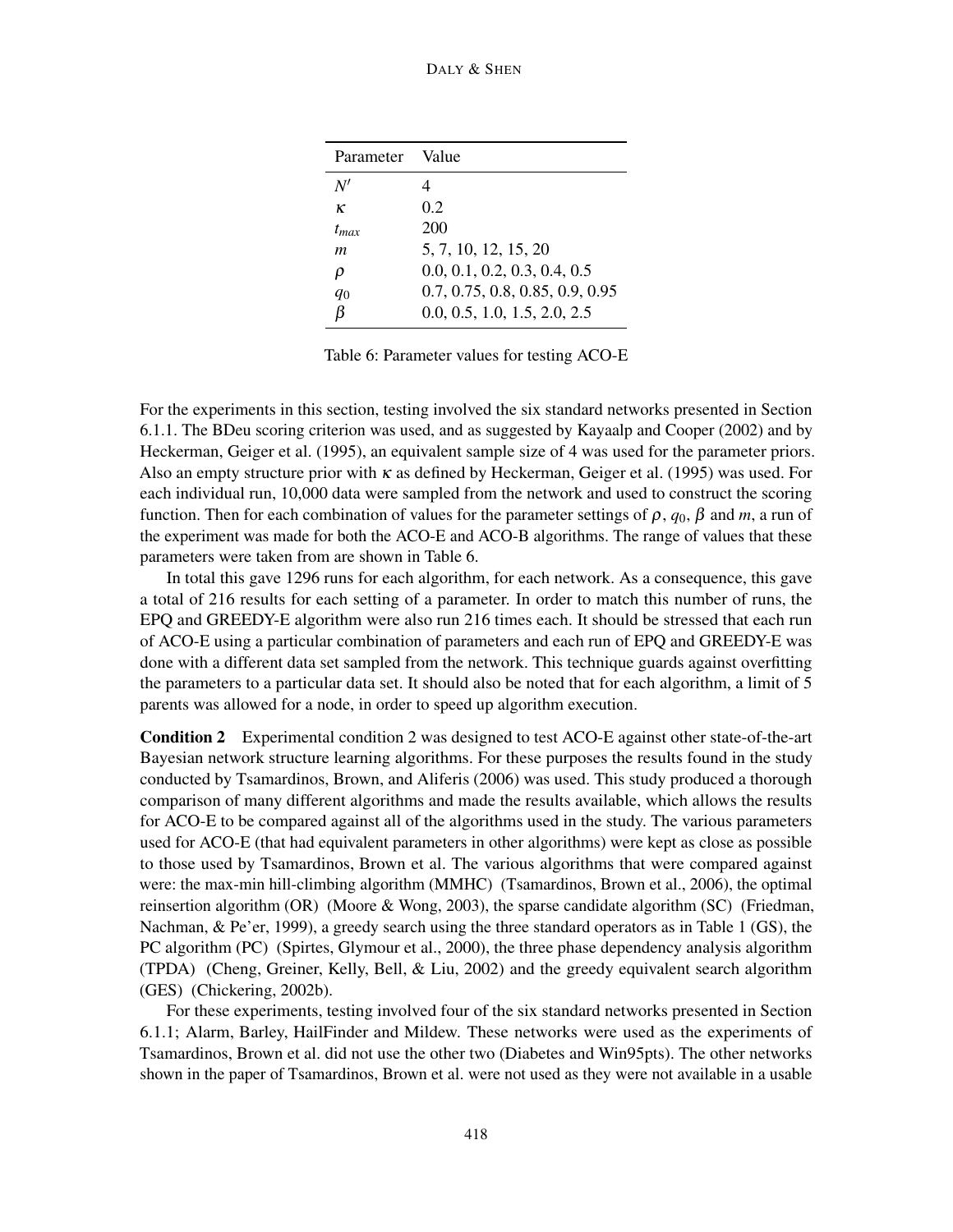| Parameter | Value |
|---|---|
| $N'$ | 4 |
| $\kappa$ | 0.2 |
| $t_{max}$ | 200 |
| $m$ | 5, 7, 10, 12, 15, 20 |
| $\rho$ | 0.0, 0.1, 0.2, 0.3, 0.4, 0.5 |
| $q_0$ | 0.7, 0.75, 0.8, 0.85, 0.9, 0.95 |
| $\beta$ | 0.0, 0.5, 1.0, 1.5, 2.0, 2.5 |

Table 6: Parameter values for testing ACO-E

For the experiments in this section, testing involved the six standard networks presented in Section 6.1.1. The BDeu scoring criterion was used, and as suggested by Kayaalp and Cooper (2002) and by Heckerman, Geiger et al. (1995), an equivalent sample size of 4 was used for the parameter priors. Also an empty structure prior with $\kappa$ as defined by Heckerman, Geiger et al. (1995) was used. For each individual run, 10,000 data were sampled from the network and used to construct the scoring function. Then for each combination of values for the parameter settings of $\rho$, $q_0$, $\beta$ and $m$, a run of the experiment was made for both the ACO-E and ACO-B algorithms. The range of values that these parameters were taken from are shown in Table 6.

In total this gave 1296 runs for each algorithm, for each network. As a consequence, this gave a total of 216 results for each setting of a parameter. In order to match this number of runs, the EPQ and GREEDY-E algorithm were also run 216 times each. It should be stressed that each run of ACO-E using a particular combination of parameters and each run of EPQ and GREEDY-E was done with a different data set sampled from the network. This technique guards against overfitting the parameters to a particular data set. It should also be noted that for each algorithm, a limit of 5 parents was allowed for a node, in order to speed up algorithm execution.

**Condition 2** Experimental condition 2 was designed to test ACO-E against other state-of-the-art Bayesian network structure learning algorithms. For these purposes the results found in the study conducted by Tsamardinos, Brown, and Aliferis (2006) was used. This study produced a thorough comparison of many different algorithms and made the results available, which allows the results for ACO-E to be compared against all of the algorithms used in the study. The various parameters used for ACO-E (that had equivalent parameters in other algorithms) were kept as close as possible to those used by Tsamardinos, Brown et al. The various algorithms that were compared against were: the max-min hill-climbing algorithm (MMHC) (Tsamardinos, Brown et al., 2006), the optimal reinsertion algorithm (OR) (Moore & Wong, 2003), the sparse candidate algorithm (SC) (Friedman, Nachman, & Pe'er, 1999), a greedy search using the three standard operators as in Table 1 (GS), the PC algorithm (PC) (Spirtes, Glymour et al., 2000), the three phase dependency analysis algorithm (TPDA) (Cheng, Greiner, Kelly, Bell, & Liu, 2002) and the greedy equivalent search algorithm (GES) (Chickering, 2002b).

For these experiments, testing involved four of the six standard networks presented in Section 6.1.1; Alarm, Barley, HailFinder and Mildew. These networks were used as the experiments of Tsamardinos, Brown et al. did not use the other two (Diabetes and Win95pts). The other networks shown in the paper of Tsamardinos, Brown et al. were not used as they were not available in a usable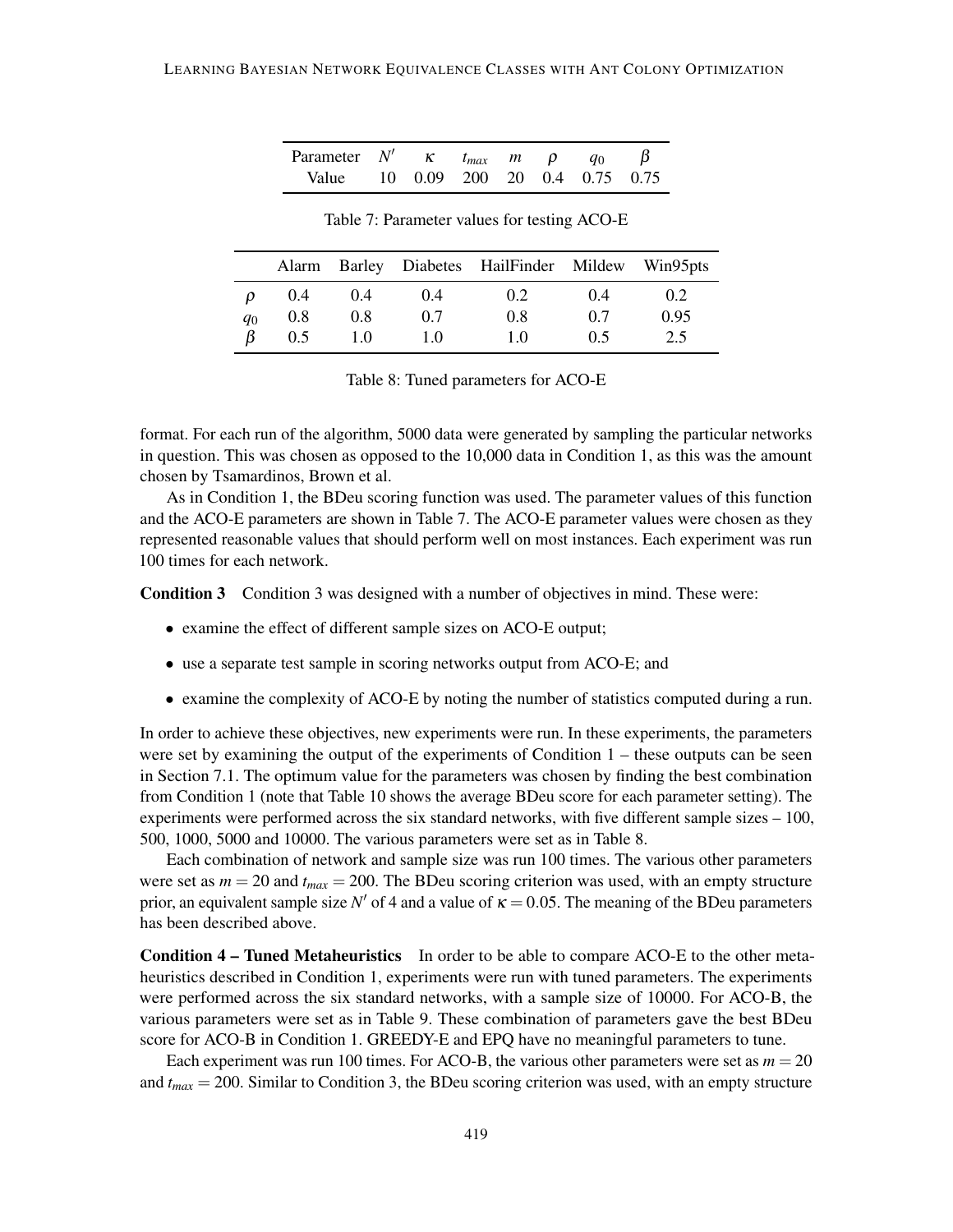| Parameter | $N'$ | $\kappa$ | $t_{max}$ | $m$ | $\rho$ | $q_0$ | $\beta$ |
|---|---|---|---|---|---|---|---|
| Value | 10 | 0.09 | 200 | 20 | 0.4 | 0.75 | 0.75 |

Table 7: Parameter values for testing ACO-E

| | Alarm | Barley | Diabetes | HailFinder | Mildew | Win95pts |
|---|---|---|---|---|---|---|
| $\rho$ | 0.4 | 0.4 | 0.4 | 0.2 | 0.4 | 0.2 |
| $q_0$ | 0.8 | 0.8 | 0.7 | 0.8 | 0.7 | 0.95 |
| $\beta$ | 0.5 | 1.0 | 1.0 | 1.0 | 0.5 | 2.5 |

Table 8: Tuned parameters for ACO-E

format. For each run of the algorithm, 5000 data were generated by sampling the particular networks in question. This was chosen as opposed to the 10,000 data in Condition 1, as this was the amount chosen by Tsamardinos, Brown et al.

As in Condition 1, the BDeu scoring function was used. The parameter values of this function and the ACO-E parameters are shown in Table 7. The ACO-E parameter values were chosen as they represented reasonable values that should perform well on most instances. Each experiment was run 100 times for each network.

**Condition 3** Condition 3 was designed with a number of objectives in mind. These were:

- examine the effect of different sample sizes on ACO-E output;
- use a separate test sample in scoring networks output from ACO-E; and
- examine the complexity of ACO-E by noting the number of statistics computed during a run.

In order to achieve these objectives, new experiments were run. In these experiments, the parameters were set by examining the output of the experiments of Condition 1 – these outputs can be seen in Section 7.1. The optimum value for the parameters was chosen by finding the best combination from Condition 1 (note that Table 10 shows the average BDeu score for each parameter setting). The experiments were performed across the six standard networks, with five different sample sizes – 100, 500, 1000, 5000 and 10000. The various parameters were set as in Table 8.

Each combination of network and sample size was run 100 times. The various other parameters were set as $m = 20$ and $t_{max} = 200$. The BDeu scoring criterion was used, with an empty structure prior, an equivalent sample size $N'$ of 4 and a value of $\kappa = 0.05$. The meaning of the BDeu parameters has been described above.

**Condition 4 – Tuned Metaheuristics** In order to be able to compare ACO-E to the other metaheuristics described in Condition 1, experiments were run with tuned parameters. The experiments were performed across the six standard networks, with a sample size of 10000. For ACO-B, the various parameters were set as in Table 9. These combination of parameters gave the best BDeu score for ACO-B in Condition 1. GREEDY-E and EPQ have no meaningful parameters to tune.

Each experiment was run 100 times. For ACO-B, the various other parameters were set as $m = 20$ and $t_{max} = 200$. Similar to Condition 3, the BDeu scoring criterion was used, with an empty structure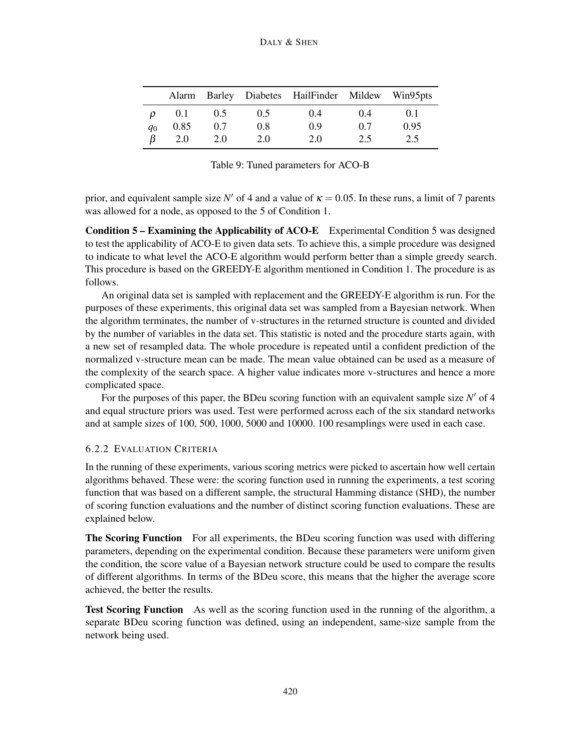|  | Alarm | Barley | Diabetes | HailFinder | Mildew | Win95pts |
|---|---|---|---|---|---|---|
| $\rho$ | 0.1 | 0.5 | 0.5 | 0.4 | 0.4 | 0.1 |
| $q_0$ | 0.85 | 0.7 | 0.8 | 0.9 | 0.7 | 0.95 |
| $\beta$ | 2.0 | 2.0 | 2.0 | 2.0 | 2.5 | 2.5 |

Table 9: Tuned parameters for ACO-B

prior, and equivalent sample size $N'$ of 4 and a value of $\kappa = 0.05$. In these runs, a limit of 7 parents was allowed for a node, as opposed to the 5 of Condition 1.

**Condition 5 – Examining the Applicability of ACO-E** Experimental Condition 5 was designed to test the applicability of ACO-E to given data sets. To achieve this, a simple procedure was designed to indicate to what level the ACO-E algorithm would perform better than a simple greedy search. This procedure is based on the GREEDY-E algorithm mentioned in Condition 1. The procedure is as follows.

An original data set is sampled with replacement and the GREEDY-E algorithm is run. For the purposes of these experiments, this original data set was sampled from a Bayesian network. When the algorithm terminates, the number of v-structures in the returned structure is counted and divided by the number of variables in the data set. This statistic is noted and the procedure starts again, with a new set of resampled data. The whole procedure is repeated until a confident prediction of the normalized v-structure mean can be made. The mean value obtained can be used as a measure of the complexity of the search space. A higher value indicates more v-structures and hence a more complicated space.

For the purposes of this paper, the BDeu scoring function with an equivalent sample size $N'$ of 4 and equal structure priors was used. Test were performed across each of the six standard networks and at sample sizes of 100, 500, 1000, 5000 and 10000. 100 resamplings were used in each case.

### 6.2.2 Evaluation Criteria

In the running of these experiments, various scoring metrics were picked to ascertain how well certain algorithms behaved. These were: the scoring function used in running the experiments, a test scoring function that was based on a different sample, the structural Hamming distance (SHD), the number of scoring function evaluations and the number of distinct scoring function evaluations. These are explained below.

**The Scoring Function** For all experiments, the BDeu scoring function was used with differing parameters, depending on the experimental condition. Because these parameters were uniform given the condition, the score value of a Bayesian network structure could be used to compare the results of different algorithms. In terms of the BDeu score, this means that the higher the average score achieved, the better the results.

**Test Scoring Function** As well as the scoring function used in the running of the algorithm, a separate BDeu scoring function was defined, using an independent, same-size sample from the network being used.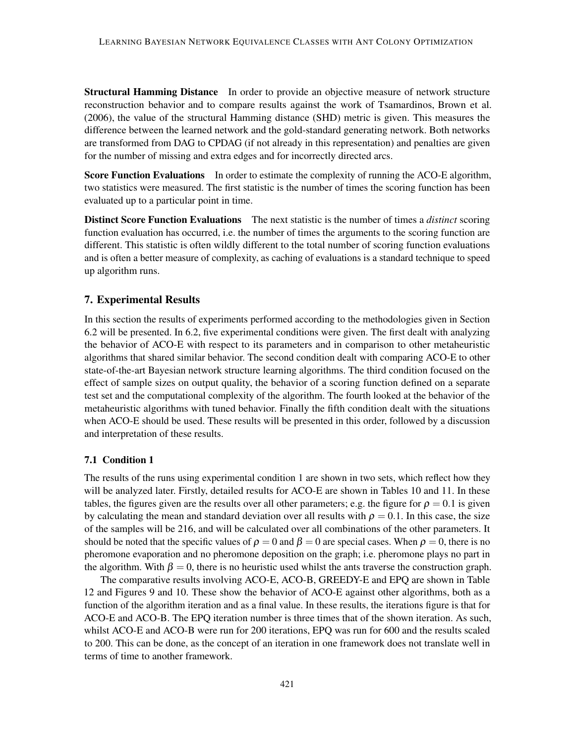**Structural Hamming Distance** In order to provide an objective measure of network structure reconstruction behavior and to compare results against the work of Tsamardinos, Brown et al. (2006), the value of the structural Hamming distance (SHD) metric is given. This measures the difference between the learned network and the gold-standard generating network. Both networks are transformed from DAG to CPDAG (if not already in this representation) and penalties are given for the number of missing and extra edges and for incorrectly directed arcs.

**Score Function Evaluations** In order to estimate the complexity of running the ACO-E algorithm, two statistics were measured. The first statistic is the number of times the scoring function has been evaluated up to a particular point in time.

**Distinct Score Function Evaluations** The next statistic is the number of times a *distinct* scoring function evaluation has occurred, i.e. the number of times the arguments to the scoring function are different. This statistic is often wildly different to the total number of scoring function evaluations and is often a better measure of complexity, as caching of evaluations is a standard technique to speed up algorithm runs.

## 7. Experimental Results

In this section the results of experiments performed according to the methodologies given in Section 6.2 will be presented. In 6.2, five experimental conditions were given. The first dealt with analyzing the behavior of ACO-E with respect to its parameters and in comparison to other metaheuristic algorithms that shared similar behavior. The second condition dealt with comparing ACO-E to other state-of-the-art Bayesian network structure learning algorithms. The third condition focused on the effect of sample sizes on output quality, the behavior of a scoring function defined on a separate test set and the computational complexity of the algorithm. The fourth looked at the behavior of the metaheuristic algorithms with tuned behavior. Finally the fifth condition dealt with the situations when ACO-E should be used. These results will be presented in this order, followed by a discussion and interpretation of these results.

### 7.1 Condition 1

The results of the runs using experimental condition 1 are shown in two sets, which reflect how they will be analyzed later. Firstly, detailed results for ACO-E are shown in Tables 10 and 11. In these tables, the figures given are the results over all other parameters; e.g. the figure for $\rho = 0.1$ is given by calculating the mean and standard deviation over all results with $\rho = 0.1$. In this case, the size of the samples will be 216, and will be calculated over all combinations of the other parameters. It should be noted that the specific values of $\rho = 0$ and $\beta = 0$ are special cases. When $\rho = 0$, there is no pheromone evaporation and no pheromone deposition on the graph; i.e. pheromone plays no part in the algorithm. With $\beta = 0$, there is no heuristic used whilst the ants traverse the construction graph.

The comparative results involving ACO-E, ACO-B, GREEDY-E and EPQ are shown in Table 12 and Figures 9 and 10. These show the behavior of ACO-E against other algorithms, both as a function of the algorithm iteration and as a final value. In these results, the iterations figure is that for ACO-E and ACO-B. The EPQ iteration number is three times that of the shown iteration. As such, whilst ACO-E and ACO-B were run for 200 iterations, EPQ was run for 600 and the results scaled to 200. This can be done, as the concept of an iteration in one framework does not translate well in terms of time to another framework.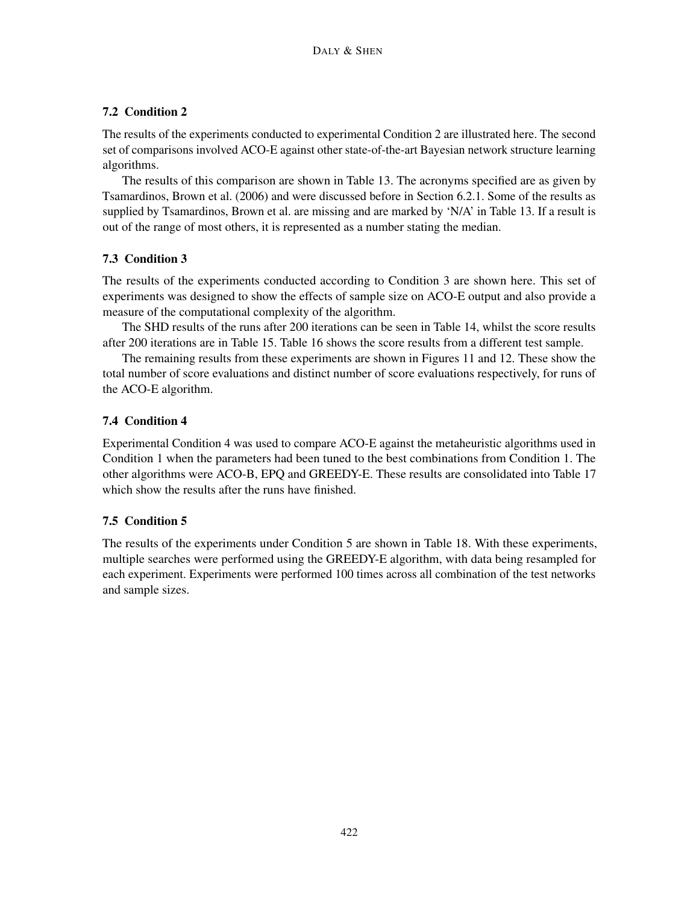### 7.2 Condition 2

The results of the experiments conducted to experimental Condition 2 are illustrated here. The second set of comparisons involved ACO-E against other state-of-the-art Bayesian network structure learning algorithms.

The results of this comparison are shown in Table 13. The acronyms specified are as given by Tsamardinos, Brown et al. (2006) and were discussed before in Section 6.2.1. Some of the results as supplied by Tsamardinos, Brown et al. are missing and are marked by 'N/A' in Table 13. If a result is out of the range of most others, it is represented as a number stating the median.

### 7.3 Condition 3

The results of the experiments conducted according to Condition 3 are shown here. This set of experiments was designed to show the effects of sample size on ACO-E output and also provide a measure of the computational complexity of the algorithm.

The SHD results of the runs after 200 iterations can be seen in Table 14, whilst the score results after 200 iterations are in Table 15. Table 16 shows the score results from a different test sample.

The remaining results from these experiments are shown in Figures 11 and 12. These show the total number of score evaluations and distinct number of score evaluations respectively, for runs of the ACO-E algorithm.

### 7.4 Condition 4

Experimental Condition 4 was used to compare ACO-E against the metaheuristic algorithms used in Condition 1 when the parameters had been tuned to the best combinations from Condition 1. The other algorithms were ACO-B, EPQ and GREEDY-E. These results are consolidated into Table 17 which show the results after the runs have finished.

### 7.5 Condition 5

The results of the experiments under Condition 5 are shown in Table 18. With these experiments, multiple searches were performed using the GREEDY-E algorithm, with data being resampled for each experiment. Experiments were performed 100 times across all combination of the test networks and sample sizes.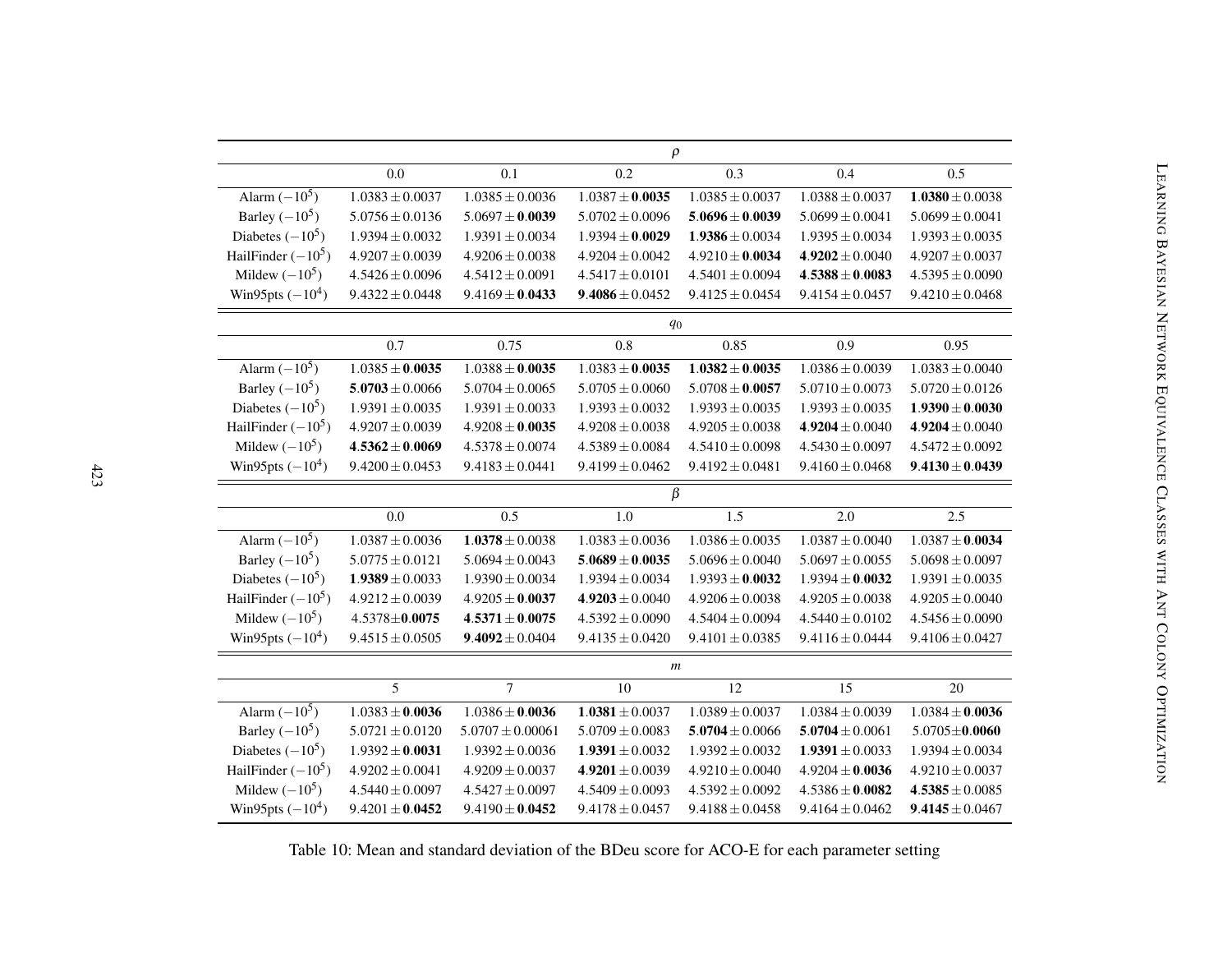| | $\rho$ | | | | | |
|---|---|---|---|---|---|---|
| | 0.0 | 0.1 | 0.2 | 0.3 | 0.4 | 0.5 |
| Alarm ($-10^5$) | $1.0383 \pm 0.0037$ | $1.0385 \pm 0.0036$ | $1.0387 \pm \mathbf{0.0035}$ | $1.0385 \pm 0.0037$ | $1.0388 \pm 0.0037$ | $\mathbf{1.0380} \pm 0.0038$ |
| Barley ($-10^5$) | $5.0756 \pm 0.0136$ | $5.0697 \pm \mathbf{0.0039}$ | $5.0702 \pm 0.0096$ | $\mathbf{5.0696} \pm \mathbf{0.0039}$ | $5.0699 \pm 0.0041$ | $5.0699 \pm 0.0041$ |
| Diabetes ($-10^5$) | $1.9394 \pm 0.0032$ | $1.9391 \pm 0.0034$ | $1.9394 \pm \mathbf{0.0029}$ | $\mathbf{1.9386} \pm 0.0034$ | $1.9395 \pm 0.0034$ | $1.9393 \pm 0.0035$ |
| HailFinder ($-10^5$) | $4.9207 \pm 0.0039$ | $4.9206 \pm 0.0038$ | $4.9204 \pm 0.0042$ | $4.9210 \pm \mathbf{0.0034}$ | $\mathbf{4.9202} \pm 0.0040$ | $4.9207 \pm 0.0037$ |
| Mildew ($-10^5$) | $4.5426 \pm 0.0096$ | $4.5412 \pm 0.0091$ | $4.5417 \pm 0.0101$ | $4.5401 \pm 0.0094$ | $\mathbf{4.5388} \pm \mathbf{0.0083}$ | $4.5395 \pm 0.0090$ |
| Win95pts ($-10^4$) | $9.4322 \pm 0.0448$ | $9.4169 \pm \mathbf{0.0433}$ | $\mathbf{9.4086} \pm 0.0452$ | $9.4125 \pm 0.0454$ | $9.4154 \pm 0.0457$ | $9.4210 \pm 0.0468$ |
| | $q_0$ | | | | | |
| | 0.7 | 0.75 | 0.8 | 0.85 | 0.9 | 0.95 |
| Alarm ($-10^5$) | $1.0385 \pm \mathbf{0.0035}$ | $1.0388 \pm \mathbf{0.0035}$ | $1.0383 \pm \mathbf{0.0035}$ | $\mathbf{1.0382} \pm \mathbf{0.0035}$ | $1.0386 \pm 0.0039$ | $1.0383 \pm 0.0040$ |
| Barley ($-10^5$) | $\mathbf{5.0703} \pm 0.0066$ | $5.0704 \pm 0.0065$ | $5.0705 \pm 0.0060$ | $5.0708 \pm \mathbf{0.0057}$ | $5.0710 \pm 0.0073$ | $5.0720 \pm 0.0126$ |
| Diabetes ($-10^5$) | $1.9391 \pm 0.0035$ | $1.9391 \pm 0.0033$ | $1.9393 \pm 0.0032$ | $1.9393 \pm 0.0035$ | $1.9393 \pm 0.0035$ | $\mathbf{1.9390} \pm \mathbf{0.0030}$ |
| HailFinder ($-10^5$) | $4.9207 \pm 0.0039$ | $4.9208 \pm \mathbf{0.0035}$ | $4.9208 \pm 0.0038$ | $4.9205 \pm 0.0038$ | $\mathbf{4.9204} \pm 0.0040$ | $\mathbf{4.9204} \pm 0.0040$ |
| Mildew ($-10^5$) | $\mathbf{4.5362} \pm \mathbf{0.0069}$ | $4.5378 \pm 0.0074$ | $4.5389 \pm 0.0084$ | $4.5410 \pm 0.0098$ | $4.5430 \pm 0.0097$ | $4.5472 \pm 0.0092$ |
| Win95pts ($-10^4$) | $9.4200 \pm 0.0453$ | $9.4183 \pm 0.0441$ | $9.4199 \pm 0.0462$ | $9.4192 \pm 0.0481$ | $9.4160 \pm 0.0468$ | $\mathbf{9.4130} \pm \mathbf{0.0439}$ |
| | $\beta$ | | | | | |
| | 0.0 | 0.5 | 1.0 | 1.5 | 2.0 | 2.5 |
| Alarm ($-10^5$) | $1.0387 \pm 0.0036$ | $\mathbf{1.0378} \pm 0.0038$ | $1.0383 \pm 0.0036$ | $1.0386 \pm 0.0035$ | $1.0387 \pm 0.0040$ | $1.0387 \pm \mathbf{0.0034}$ |
| Barley ($-10^5$) | $5.0775 \pm 0.0121$ | $5.0694 \pm 0.0043$ | $\mathbf{5.0689} \pm \mathbf{0.0035}$ | $5.0696 \pm 0.0040$ | $5.0697 \pm 0.0055$ | $5.0698 \pm 0.0097$ |
| Diabetes ($-10^5$) | $\mathbf{1.9389} \pm 0.0033$ | $1.9390 \pm 0.0034$ | $1.9394 \pm 0.0034$ | $1.9393 \pm \mathbf{0.0032}$ | $1.9394 \pm \mathbf{0.0032}$ | $1.9391 \pm 0.0035$ |
| HailFinder ($-10^5$) | $4.9212 \pm 0.0039$ | $4.9205 \pm \mathbf{0.0037}$ | $\mathbf{4.9203} \pm 0.0040$ | $4.9206 \pm 0.0038$ | $4.9205 \pm 0.0038$ | $4.9205 \pm 0.0040$ |
| Mildew ($-10^5$) | $4.5378 \pm \mathbf{0.0075}$ | $\mathbf{4.5371} \pm \mathbf{0.0075}$ | $4.5392 \pm 0.0090$ | $4.5404 \pm 0.0094$ | $4.5440 \pm 0.0102$ | $4.5456 \pm 0.0090$ |
| Win95pts ($-10^4$) | $9.4515 \pm 0.0505$ | $\mathbf{9.4092} \pm 0.0404$ | $9.4135 \pm 0.0420$ | $9.4101 \pm 0.0385$ | $9.4116 \pm 0.0444$ | $9.4106 \pm 0.0427$ |
| | $m$ | | | | | |
| | 5 | 7 | 10 | 12 | 15 | 20 |
| Alarm ($-10^5$) | $1.0383 \pm \mathbf{0.0036}$ | $1.0386 \pm \mathbf{0.0036}$ | $\mathbf{1.0381} \pm 0.0037$ | $1.0389 \pm 0.0037$ | $1.0384 \pm 0.0039$ | $1.0384 \pm \mathbf{0.0036}$ |
| Barley ($-10^5$) | $5.0721 \pm 0.0120$ | $5.0707 \pm 0.00061$ | $5.0709 \pm 0.0083$ | $\mathbf{5.0704} \pm 0.0066$ | $\mathbf{5.0704} \pm 0.0061$ | $5.0705 \pm \mathbf{0.0060}$ |
| Diabetes ($-10^5$) | $1.9392 \pm \mathbf{0.0031}$ | $1.9392 \pm 0.0036$ | $\mathbf{1.9391} \pm 0.0032$ | $1.9392 \pm 0.0032$ | $\mathbf{1.9391} \pm 0.0033$ | $1.9394 \pm 0.0034$ |
| HailFinder ($-10^5$) | $4.9202 \pm 0.0041$ | $4.9209 \pm 0.0037$ | $\mathbf{4.9201} \pm 0.0039$ | $4.9210 \pm 0.0040$ | $4.9204 \pm \mathbf{0.0036}$ | $4.9210 \pm 0.0037$ |
| Mildew ($-10^5$) | $4.5440 \pm 0.0097$ | $4.5427 \pm 0.0097$ | $4.5409 \pm 0.0093$ | $4.5392 \pm 0.0092$ | $4.5386 \pm \mathbf{0.0082}$ | $\mathbf{4.5385} \pm 0.0085$ |
| Win95pts ($-10^4$) | $9.4201 \pm \mathbf{0.0452}$ | $9.4190 \pm \mathbf{0.0452}$ | $9.4178 \pm 0.0457$ | $9.4188 \pm 0.0458$ | $9.4164 \pm 0.0462$ | $\mathbf{9.4145} \pm 0.0467$ |

Table 10: Mean and standard deviation of the BDeu score for ACO-E for each parameter setting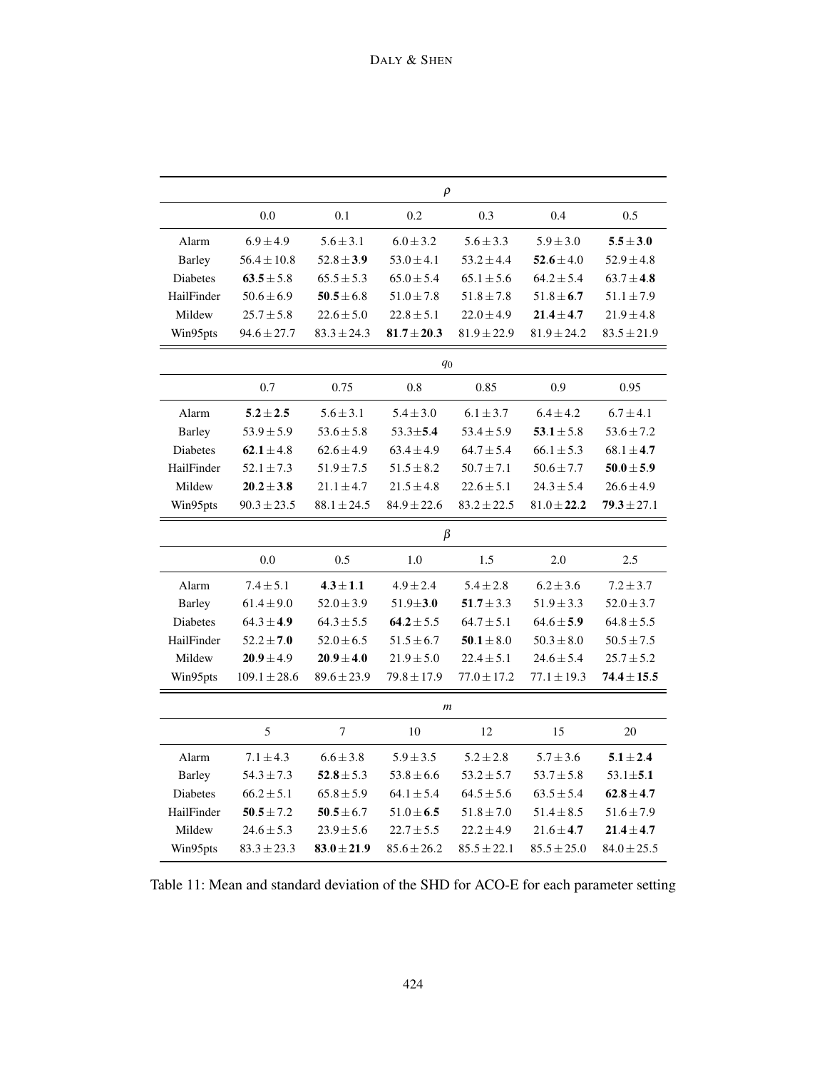| | $\rho$ | | | | | |
|---|---|---|---|---|---|---|
| | 0.0 | 0.1 | 0.2 | 0.3 | 0.4 | 0.5 |
| Alarm | $6.9 \pm 4.9$ | $5.6 \pm 3.1$ | $6.0 \pm 3.2$ | $5.6 \pm 3.3$ | $5.9 \pm 3.0$ | $\mathbf{5.5 \pm 3.0}$ |
| Barley | $56.4 \pm 10.8$ | $52.8 \pm \mathbf{3.9}$ | $53.0 \pm 4.1$ | $53.2 \pm 4.4$ | $\mathbf{52.6} \pm 4.0$ | $52.9 \pm 4.8$ |
| Diabetes | $\mathbf{63.5} \pm 5.8$ | $65.5 \pm 5.3$ | $65.0 \pm 5.4$ | $65.1 \pm 5.6$ | $64.2 \pm 5.4$ | $63.7 \pm \mathbf{4.8}$ |
| HailFinder | $50.6 \pm 6.9$ | $\mathbf{50.5} \pm 6.8$ | $51.0 \pm 7.8$ | $51.8 \pm 7.8$ | $51.8 \pm \mathbf{6.7}$ | $51.1 \pm 7.9$ |
| Mildew | $25.7 \pm 5.8$ | $22.6 \pm 5.0$ | $22.8 \pm 5.1$ | $22.0 \pm 4.9$ | $\mathbf{21.4 \pm 4.7}$ | $21.9 \pm 4.8$ |
| Win95pts | $94.6 \pm 27.7$ | $83.3 \pm 24.3$ | $\mathbf{81.7 \pm 20.3}$ | $81.9 \pm 22.9$ | $81.9 \pm 24.2$ | $83.5 \pm 21.9$ |
| | $q_0$ | | | | | |
| | 0.7 | 0.75 | 0.8 | 0.85 | 0.9 | 0.95 |
| Alarm | $\mathbf{5.2 \pm 2.5}$ | $5.6 \pm 3.1$ | $5.4 \pm 3.0$ | $6.1 \pm 3.7$ | $6.4 \pm 4.2$ | $6.7 \pm 4.1$ |
| Barley | $53.9 \pm 5.9$ | $53.6 \pm 5.8$ | $53.3 \pm \mathbf{5.4}$ | $53.4 \pm 5.9$ | $\mathbf{53.1} \pm 5.8$ | $53.6 \pm 7.2$ |
| Diabetes | $\mathbf{62.1} \pm 4.8$ | $62.6 \pm 4.9$ | $63.4 \pm 4.9$ | $64.7 \pm 5.4$ | $66.1 \pm 5.3$ | $68.1 \pm \mathbf{4.7}$ |
| HailFinder | $52.1 \pm 7.3$ | $51.9 \pm 7.5$ | $51.5 \pm 8.2$ | $50.7 \pm 7.1$ | $50.6 \pm 7.7$ | $\mathbf{50.0 \pm 5.9}$ |
| Mildew | $\mathbf{20.2 \pm 3.8}$ | $21.1 \pm 4.7$ | $21.5 \pm 4.8$ | $22.6 \pm 5.1$ | $24.3 \pm 5.4$ | $26.6 \pm 4.9$ |
| Win95pts | $90.3 \pm 23.5$ | $88.1 \pm 24.5$ | $84.9 \pm 22.6$ | $83.2 \pm 22.5$ | $81.0 \pm \mathbf{22.2}$ | $\mathbf{79.3} \pm 27.1$ |
| | $\beta$ | | | | | |
| | 0.0 | 0.5 | 1.0 | 1.5 | 2.0 | 2.5 |
| Alarm | $7.4 \pm 5.1$ | $\mathbf{4.3 \pm 1.1}$ | $4.9 \pm 2.4$ | $5.4 \pm 2.8$ | $6.2 \pm 3.6$ | $7.2 \pm 3.7$ |
| Barley | $61.4 \pm 9.0$ | $52.0 \pm 3.9$ | $51.9 \pm \mathbf{3.0}$ | $\mathbf{51.7} \pm 3.3$ | $51.9 \pm 3.3$ | $52.0 \pm 3.7$ |
| Diabetes | $64.3 \pm \mathbf{4.9}$ | $64.3 \pm 5.5$ | $\mathbf{64.2} \pm 5.5$ | $64.7 \pm 5.1$ | $64.6 \pm \mathbf{5.9}$ | $64.8 \pm 5.5$ |
| HailFinder | $52.2 \pm \mathbf{7.0}$ | $52.0 \pm 6.5$ | $51.5 \pm 6.7$ | $\mathbf{50.1} \pm 8.0$ | $50.3 \pm 8.0$ | $50.5 \pm 7.5$ |
| Mildew | $\mathbf{20.9} \pm 4.9$ | $\mathbf{20.9 \pm 4.0}$ | $21.9 \pm 5.0$ | $22.4 \pm 5.1$ | $24.6 \pm 5.4$ | $25.7 \pm 5.2$ |
| Win95pts | $109.1 \pm 28.6$ | $89.6 \pm 23.9$ | $79.8 \pm 17.9$ | $77.0 \pm 17.2$ | $77.1 \pm 19.3$ | $\mathbf{74.4 \pm 15.5}$ |
| | $m$ | | | | | |
| | 5 | 7 | 10 | 12 | 15 | 20 |
| Alarm | $7.1 \pm 4.3$ | $6.6 \pm 3.8$ | $5.9 \pm 3.5$ | $5.2 \pm 2.8$ | $5.7 \pm 3.6$ | $\mathbf{5.1 \pm 2.4}$ |
| Barley | $54.3 \pm 7.3$ | $\mathbf{52.8} \pm 5.3$ | $53.8 \pm 6.6$ | $53.2 \pm 5.7$ | $53.7 \pm 5.8$ | $53.1 \pm \mathbf{5.1}$ |
| Diabetes | $66.2 \pm 5.1$ | $65.8 \pm 5.9$ | $64.1 \pm 5.4$ | $64.5 \pm 5.6$ | $63.5 \pm 5.4$ | $\mathbf{62.8 \pm 4.7}$ |
| HailFinder | $\mathbf{50.5} \pm 7.2$ | $\mathbf{50.5} \pm 6.7$ | $51.0 \pm \mathbf{6.5}$ | $51.8 \pm 7.0$ | $51.4 \pm 8.5$ | $51.6 \pm 7.9$ |
| Mildew | $24.6 \pm 5.3$ | $23.9 \pm 5.6$ | $22.7 \pm 5.5$ | $22.2 \pm 4.9$ | $21.6 \pm \mathbf{4.7}$ | $\mathbf{21.4 \pm 4.7}$ |
| Win95pts | $83.3 \pm 23.3$ | $\mathbf{83.0 \pm 21.9}$ | $85.6 \pm 26.2$ | $85.5 \pm 22.1$ | $85.5 \pm 25.0$ | $84.0 \pm 25.5$ |

Table 11: Mean and standard deviation of the SHD for ACO-E for each parameter setting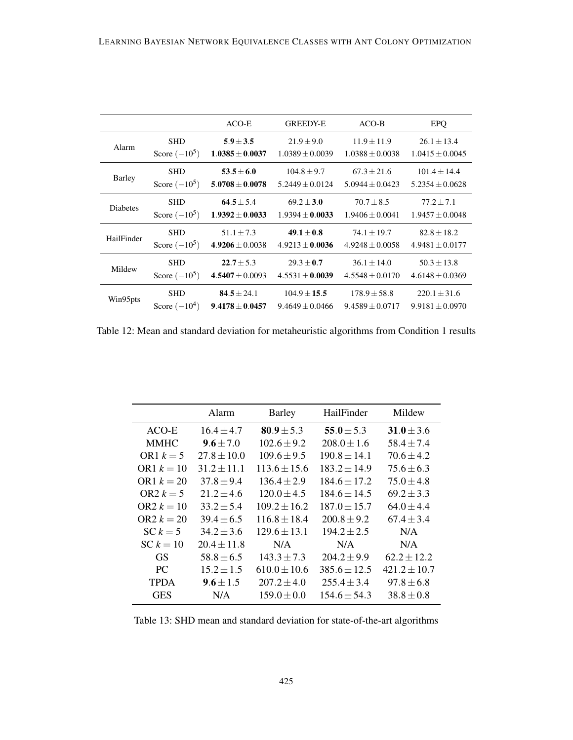| | | ACO-E | GREEDY-E | ACO-B | EPQ |
|---|---|---|---|---|---|
| Alarm | SHD | $\mathbf{5.9} \pm \mathbf{3.5}$ | $21.9 \pm 9.0$ | $11.9 \pm 11.9$ | $26.1 \pm 13.4$ |
| | Score $(-10^5)$ | $\mathbf{1.0385} \pm \mathbf{0.0037}$ | $1.0389 \pm 0.0039$ | $1.0388 \pm 0.0038$ | $1.0415 \pm 0.0045$ |
| Barley | SHD | $\mathbf{53.5} \pm \mathbf{6.0}$ | $104.8 \pm 9.7$ | $67.3 \pm 21.6$ | $101.4 \pm 14.4$ |
| | Score $(-10^5)$ | $\mathbf{5.0708} \pm \mathbf{0.0078}$ | $5.2449 \pm 0.0124$ | $5.0944 \pm 0.0423$ | $5.2354 \pm 0.0628$ |
| Diabetes | SHD | $\mathbf{64.5} \pm 5.4$ | $69.2 \pm \mathbf{3.0}$ | $70.7 \pm 8.5$ | $77.2 \pm 7.1$ |
| | Score $(-10^5)$ | $\mathbf{1.9392} \pm \mathbf{0.0033}$ | $1.9394 \pm \mathbf{0.0033}$ | $1.9406 \pm 0.0041$ | $1.9457 \pm 0.0048$ |
| HailFinder | SHD | $51.1 \pm 7.3$ | $\mathbf{49.1} \pm \mathbf{0.8}$ | $74.1 \pm 19.7$ | $82.8 \pm 18.2$ |
| | Score $(-10^5)$ | $\mathbf{4.9206} \pm 0.0038$ | $4.9213 \pm \mathbf{0.0036}$ | $4.9248 \pm 0.0058$ | $4.9481 \pm 0.0177$ |
| Mildew | SHD | $\mathbf{22.7} \pm 5.3$ | $29.3 \pm \mathbf{0.7}$ | $36.1 \pm 14.0$ | $50.3 \pm 13.8$ |
| | Score $(-10^5)$ | $\mathbf{4.5407} \pm 0.0093$ | $4.5531 \pm \mathbf{0.0039}$ | $4.5548 \pm 0.0170$ | $4.6148 \pm 0.0369$ |
| Win95pts | SHD | $\mathbf{84.5} \pm 24.1$ | $104.9 \pm \mathbf{15.5}$ | $178.9 \pm 58.8$ | $220.1 \pm 31.6$ |
| | Score $(-10^4)$ | $\mathbf{9.4178} \pm \mathbf{0.0457}$ | $9.4649 \pm 0.0466$ | $9.4589 \pm 0.0717$ | $9.9181 \pm 0.0970$ |

Table 12: Mean and standard deviation for metaheuristic algorithms from Condition 1 results

| | Alarm | Barley | HailFinder | Mildew |
|---|---|---|---|---|
| ACO-E | $16.4 \pm 4.7$ | $\mathbf{80.9} \pm 5.3$ | $\mathbf{55.0} \pm 5.3$ | $\mathbf{31.0} \pm 3.6$ |
| MMHC | $\mathbf{9.6} \pm 7.0$ | $102.6 \pm 9.2$ | $208.0 \pm 1.6$ | $58.4 \pm 7.4$ |
| OR1 $k = 5$ | $27.8 \pm 10.0$ | $109.6 \pm 9.5$ | $190.8 \pm 14.1$ | $70.6 \pm 4.2$ |
| OR1 $k = 10$ | $31.2 \pm 11.1$ | $113.6 \pm 15.6$ | $183.2 \pm 14.9$ | $75.6 \pm 6.3$ |
| OR1 $k = 20$ | $37.8 \pm 9.4$ | $136.4 \pm 2.9$ | $184.6 \pm 17.2$ | $75.0 \pm 4.8$ |
| OR2 $k = 5$ | $21.2 \pm 4.6$ | $120.0 \pm 4.5$ | $184.6 \pm 14.5$ | $69.2 \pm 3.3$ |
| OR2 $k = 10$ | $33.2 \pm 5.4$ | $109.2 \pm 16.2$ | $187.0 \pm 15.7$ | $64.0 \pm 4.4$ |
| OR2 $k = 20$ | $39.4 \pm 6.5$ | $116.8 \pm 18.4$ | $200.8 \pm 9.2$ | $67.4 \pm 3.4$ |
| SC $k = 5$ | $34.2 \pm 3.6$ | $129.6 \pm 13.1$ | $194.2 \pm 2.5$ | N/A |
| SC $k = 10$ | $20.4 \pm 11.8$ | N/A | N/A | N/A |
| GS | $58.8 \pm 6.5$ | $143.3 \pm 7.3$ | $204.2 \pm 9.9$ | $62.2 \pm 12.2$ |
| PC | $15.2 \pm 1.5$ | $610.0 \pm 10.6$ | $385.6 \pm 12.5$ | $421.2 \pm 10.7$ |
| TPDA | $\mathbf{9.6} \pm 1.5$ | $207.2 \pm 4.0$ | $255.4 \pm 3.4$ | $97.8 \pm 6.8$ |
| GES | N/A | $159.0 \pm 0.0$ | $154.6 \pm 54.3$ | $38.8 \pm 0.8$ |

Table 13: SHD mean and standard deviation for state-of-the-art algorithms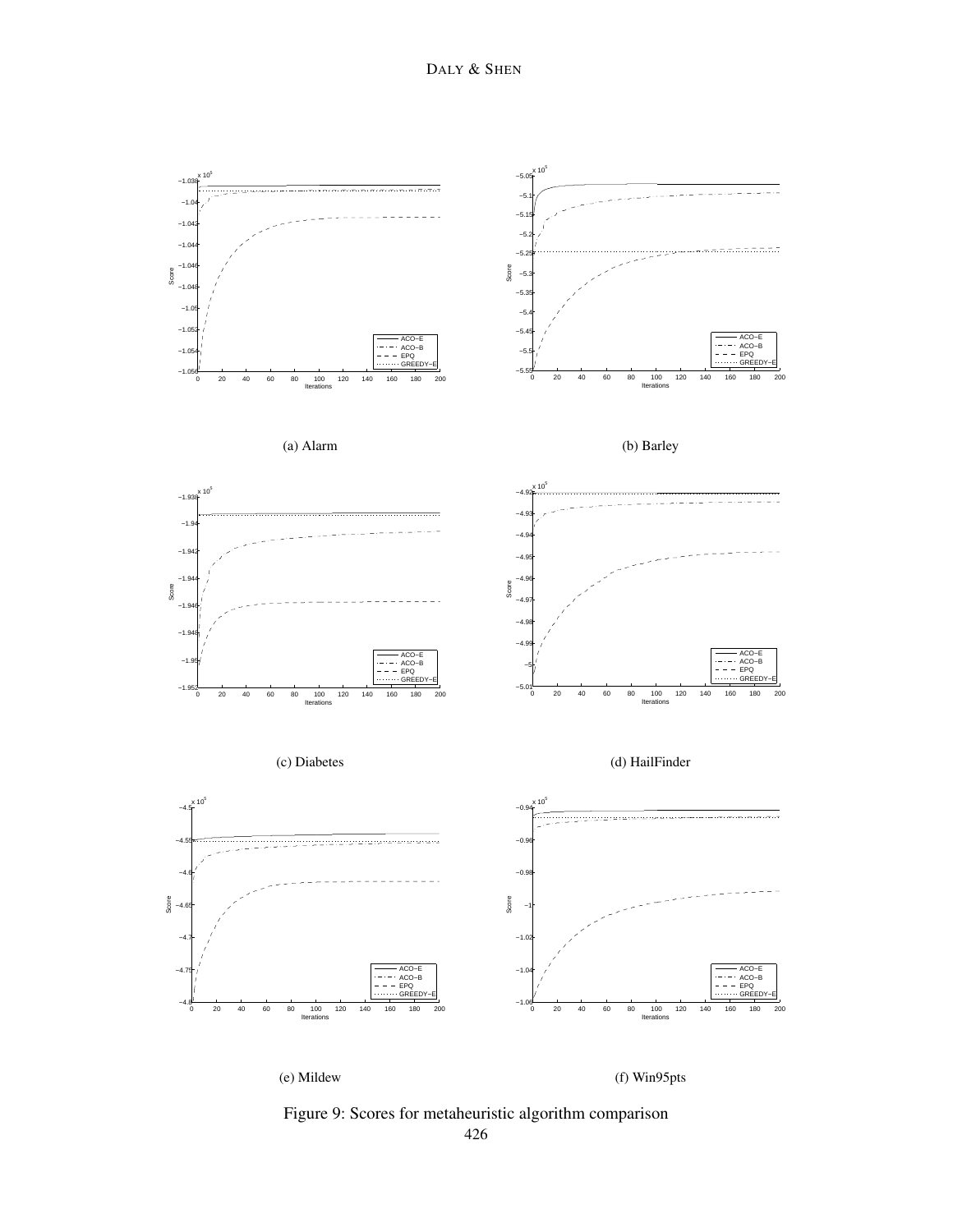(a) Alarm

(b) Barley

(c) Diabetes

(d) HailFinder

(e) Mildew

(f) Win95pts

Figure 9: Scores for metaheuristic algorithm comparison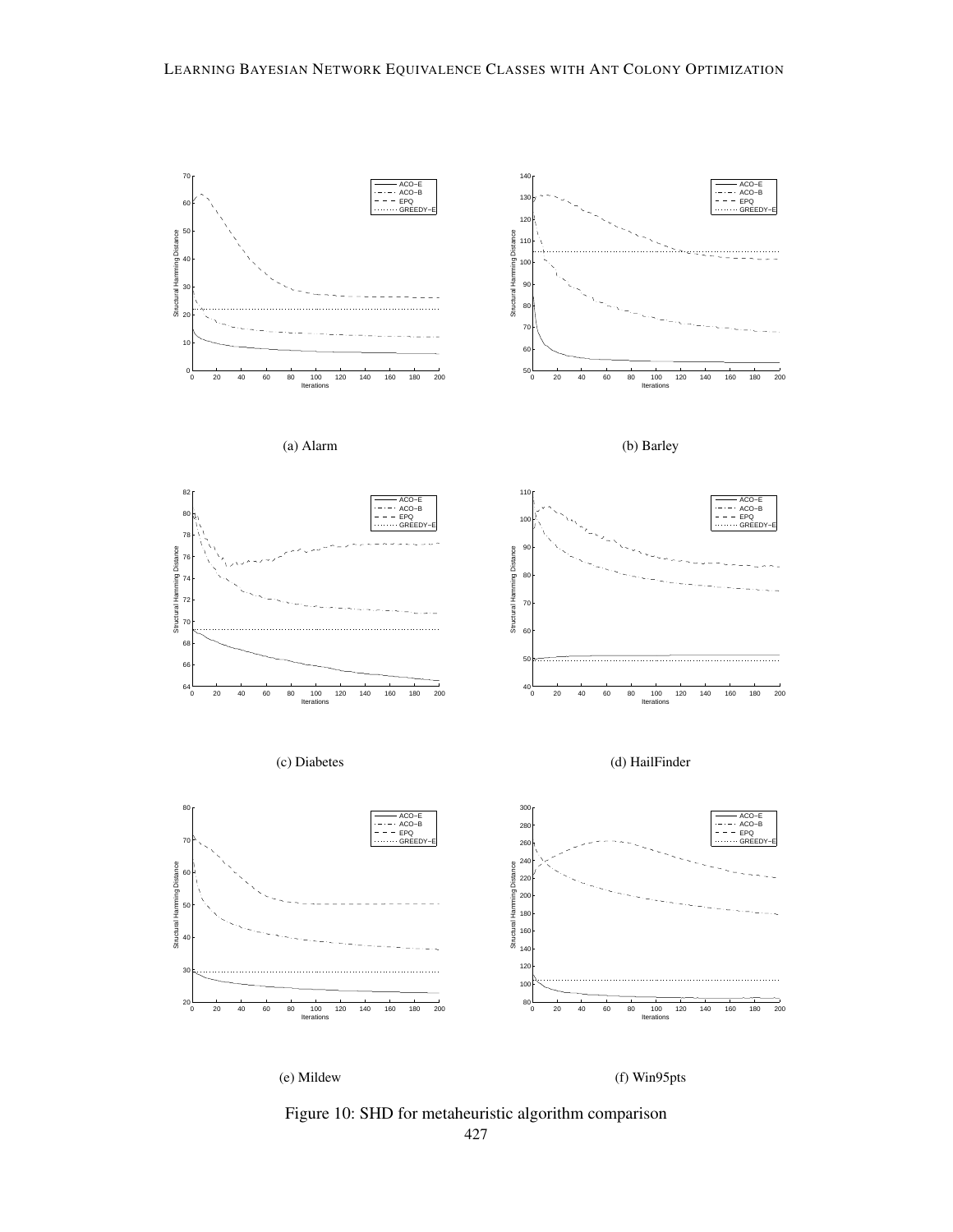(a) Alarm

(b) Barley

(c) Diabetes

(d) HailFinder

(e) Mildew

(f) Win95pts

Figure 10: SHD for metaheuristic algorithm comparison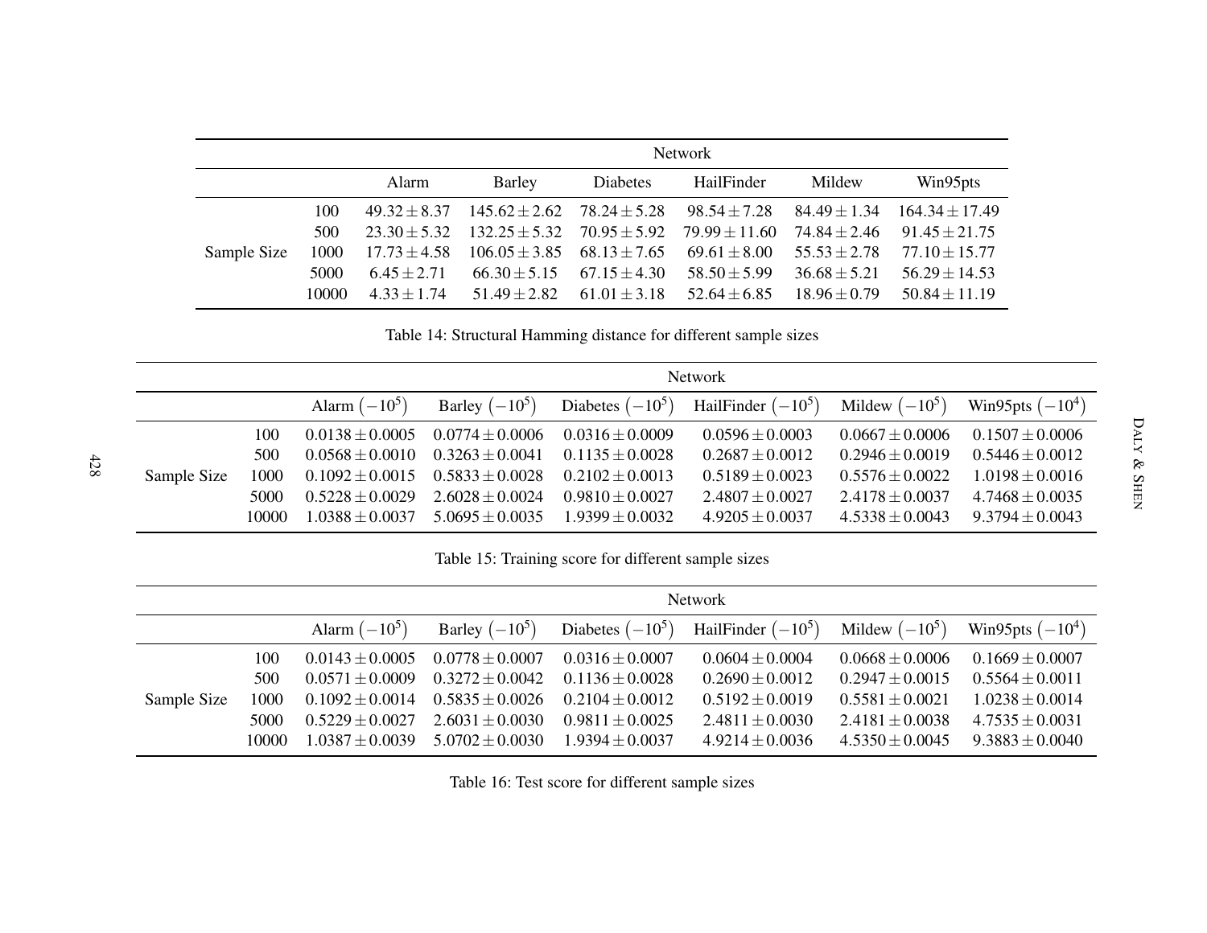| | | Network | | | | | |
|---|---|---|---|---|---|---|---|
| | | Alarm | Barley | Diabetes | HailFinder | Mildew | Win95pts |
| Sample Size | 100 | $49.32 \pm 8.37$ | $145.62 \pm 2.62$ | $78.24 \pm 5.28$ | $98.54 \pm 7.28$ | $84.49 \pm 1.34$ | $164.34 \pm 17.49$ |
| | 500 | $23.30 \pm 5.32$ | $132.25 \pm 5.32$ | $70.95 \pm 5.92$ | $79.99 \pm 11.60$ | $74.84 \pm 2.46$ | $91.45 \pm 21.75$ |
| | 1000 | $17.73 \pm 4.58$ | $106.05 \pm 3.85$ | $68.13 \pm 7.65$ | $69.61 \pm 8.00$ | $55.53 \pm 2.78$ | $77.10 \pm 15.77$ |
| | 5000 | $6.45 \pm 2.71$ | $66.30 \pm 5.15$ | $67.15 \pm 4.30$ | $58.50 \pm 5.99$ | $36.68 \pm 5.21$ | $56.29 \pm 14.53$ |
| | 10000 | $4.33 \pm 1.74$ | $51.49 \pm 2.82$ | $61.01 \pm 3.18$ | $52.64 \pm 6.85$ | $18.96 \pm 0.79$ | $50.84 \pm 11.19$ |

Table 14: Structural Hamming distance for different sample sizes

| | | Network | | | | | |
|---|---|---|---|---|---|---|---|
| | | Alarm $(-10^5)$ | Barley $(-10^5)$ | Diabetes $(-10^5)$ | HailFinder $(-10^5)$ | Mildew $(-10^5)$ | Win95pts $(-10^4)$ |
| Sample Size | 100 | $0.0138 \pm 0.0005$ | $0.0774 \pm 0.0006$ | $0.0316 \pm 0.0009$ | $0.0596 \pm 0.0003$ | $0.0667 \pm 0.0006$ | $0.1507 \pm 0.0006$ |
| | 500 | $0.0568 \pm 0.0010$ | $0.3263 \pm 0.0041$ | $0.1135 \pm 0.0028$ | $0.2687 \pm 0.0012$ | $0.2946 \pm 0.0019$ | $0.5446 \pm 0.0012$ |
| | 1000 | $0.1092 \pm 0.0015$ | $0.5833 \pm 0.0028$ | $0.2102 \pm 0.0013$ | $0.5189 \pm 0.0023$ | $0.5576 \pm 0.0022$ | $1.0198 \pm 0.0016$ |
| | 5000 | $0.5228 \pm 0.0029$ | $2.6028 \pm 0.0024$ | $0.9810 \pm 0.0027$ | $2.4807 \pm 0.0027$ | $2.4178 \pm 0.0037$ | $4.7468 \pm 0.0035$ |
| | 10000 | $1.0388 \pm 0.0037$ | $5.0695 \pm 0.0035$ | $1.9399 \pm 0.0032$ | $4.9205 \pm 0.0037$ | $4.5338 \pm 0.0043$ | $9.3794 \pm 0.0043$ |

Table 15: Training score for different sample sizes

| | | Network | | | | | |
|---|---|---|---|---|---|---|---|
| | | Alarm $(-10^5)$ | Barley $(-10^5)$ | Diabetes $(-10^5)$ | HailFinder $(-10^5)$ | Mildew $(-10^5)$ | Win95pts $(-10^4)$ |
| Sample Size | 100 | $0.0143 \pm 0.0005$ | $0.0778 \pm 0.0007$ | $0.0316 \pm 0.0007$ | $0.0604 \pm 0.0004$ | $0.0668 \pm 0.0006$ | $0.1669 \pm 0.0007$ |
| | 500 | $0.0571 \pm 0.0009$ | $0.3272 \pm 0.0042$ | $0.1136 \pm 0.0028$ | $0.2690 \pm 0.0012$ | $0.2947 \pm 0.0015$ | $0.5564 \pm 0.0011$ |
| | 1000 | $0.1092 \pm 0.0014$ | $0.5835 \pm 0.0026$ | $0.2104 \pm 0.0012$ | $0.5192 \pm 0.0019$ | $0.5581 \pm 0.0021$ | $1.0238 \pm 0.0014$ |
| | 5000 | $0.5229 \pm 0.0027$ | $2.6031 \pm 0.0030$ | $0.9811 \pm 0.0025$ | $2.4811 \pm 0.0030$ | $2.4181 \pm 0.0038$ | $4.7535 \pm 0.0031$ |
| | 10000 | $1.0387 \pm 0.0039$ | $5.0702 \pm 0.0030$ | $1.9394 \pm 0.0037$ | $4.9214 \pm 0.0036$ | $4.5350 \pm 0.0045$ | $9.3883 \pm 0.0040$ |

Table 16: Test score for different sample sizes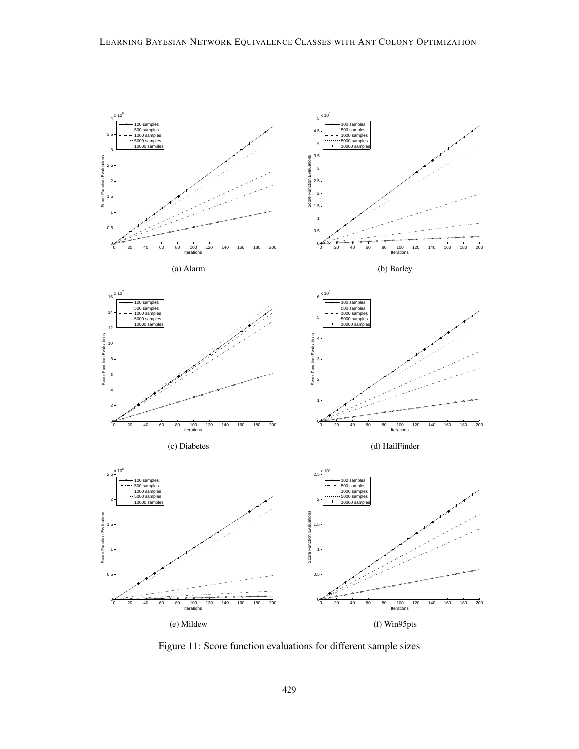(a) Alarm

(b) Barley

(c) Diabetes

(d) HailFinder

(e) Mildew

(f) Win95pts

Figure 11: Score function evaluations for different sample sizes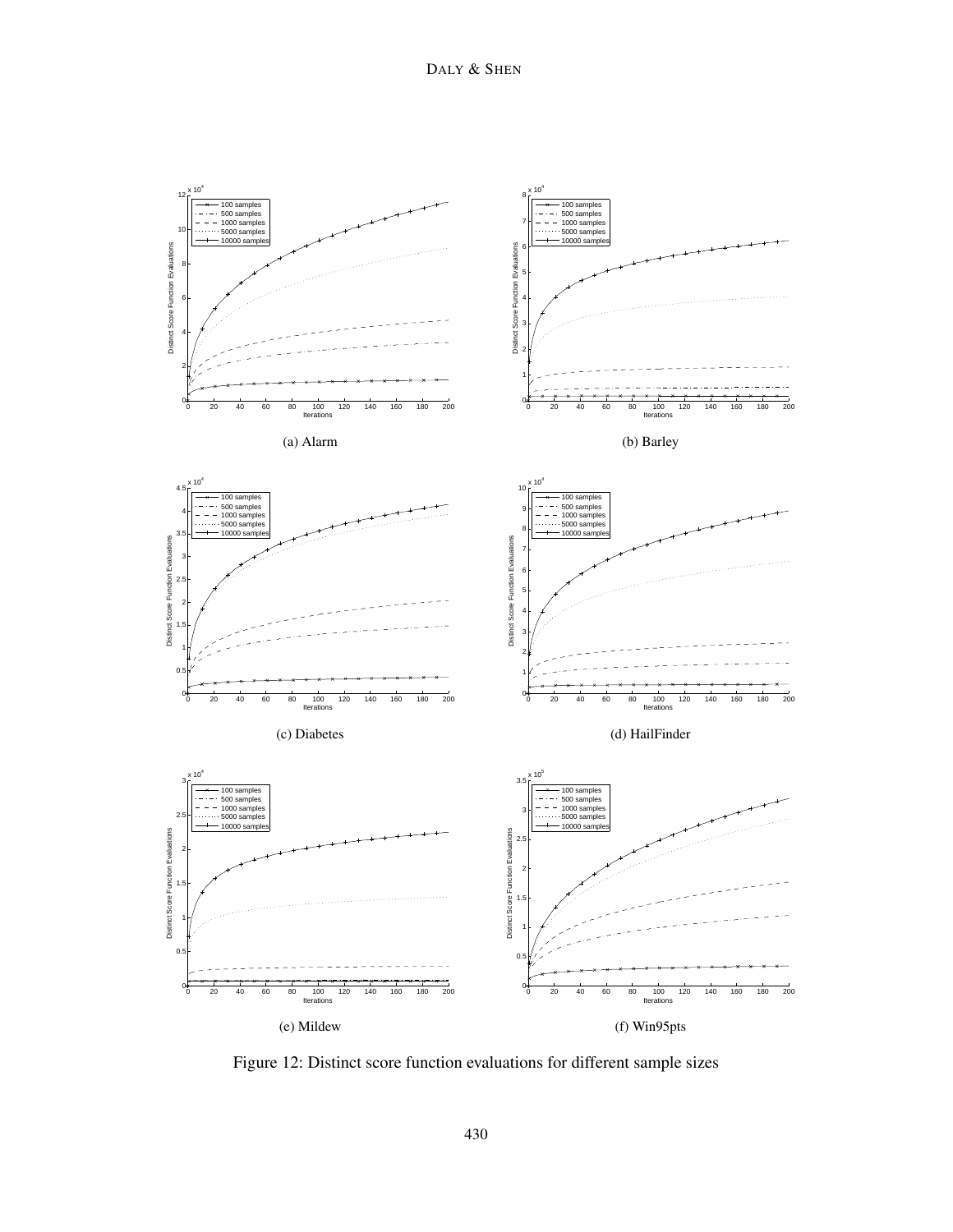(a) Alarm

(b) Barley

(c) Diabetes

(d) HailFinder

(e) Mildew

(f) Win95pts

Figure 12: Distinct score function evaluations for different sample sizes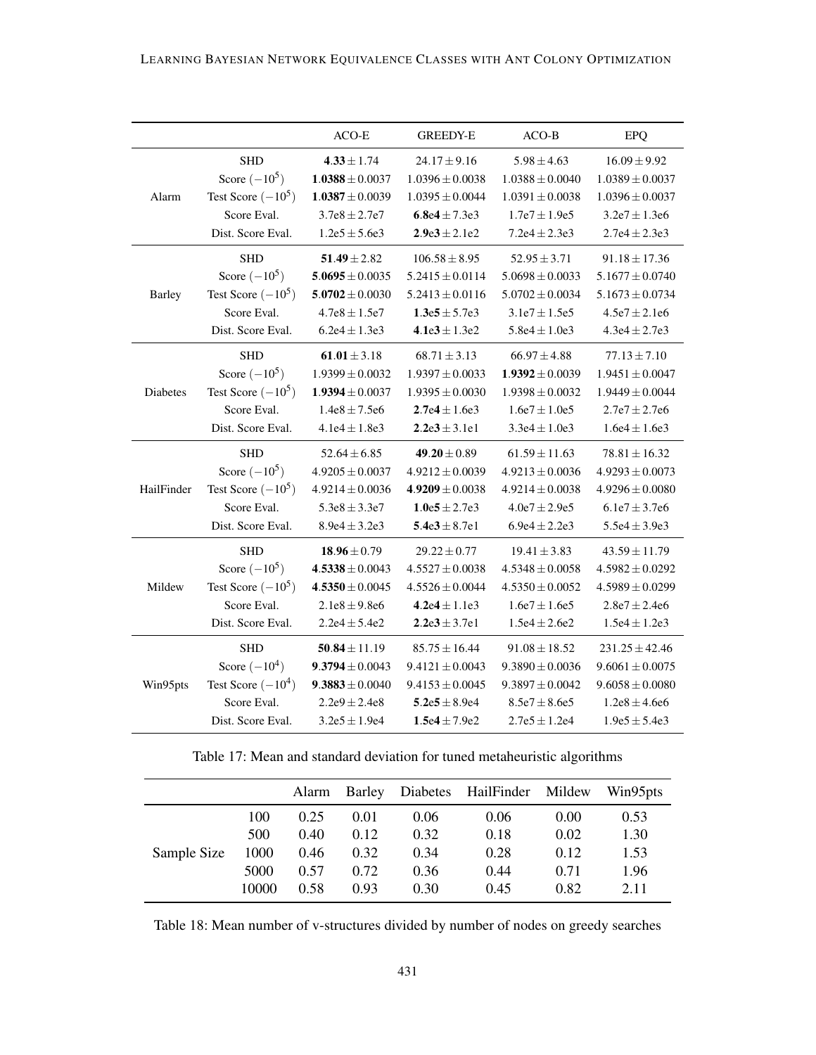| | | ACO-E | GREEDY-E | ACO-B | EPQ |
|---|---|---|---|---|---|
| Alarm | SHD | **4.33** $\pm$ 1.74 | 24.17 $\pm$ 9.16 | 5.98 $\pm$ 4.63 | 16.09 $\pm$ 9.92 |
| | Score $(-10^5)$ | **1.0388** $\pm$ 0.0037 | 1.0396 $\pm$ 0.0038 | 1.0388 $\pm$ 0.0040 | 1.0389 $\pm$ 0.0037 |
| | Test Score $(-10^5)$ | **1.0387** $\pm$ 0.0039 | 1.0395 $\pm$ 0.0044 | 1.0391 $\pm$ 0.0038 | 1.0396 $\pm$ 0.0037 |
| | Score Eval. | 3.7e8 $\pm$ 2.7e7 | **6.8e4** $\pm$ 7.3e3 | 1.7e7 $\pm$ 1.9e5 | 3.2e7 $\pm$ 1.3e6 |
| | Dist. Score Eval. | 1.2e5 $\pm$ 5.6e3 | **2.9e3** $\pm$ 2.1e2 | 7.2e4 $\pm$ 2.3e3 | 2.7e4 $\pm$ 2.3e3 |
| Barley | SHD | **51.49** $\pm$ 2.82 | 106.58 $\pm$ 8.95 | 52.95 $\pm$ 3.71 | 91.18 $\pm$ 17.36 |
| | Score $(-10^5)$ | **5.0695** $\pm$ 0.0035 | 5.2415 $\pm$ 0.0114 | 5.0698 $\pm$ 0.0033 | 5.1677 $\pm$ 0.0740 |
| | Test Score $(-10^5)$ | **5.0702** $\pm$ 0.0030 | 5.2413 $\pm$ 0.0116 | 5.0702 $\pm$ 0.0034 | 5.1673 $\pm$ 0.0734 |
| | Score Eval. | 4.7e8 $\pm$ 1.5e7 | **1.3e5** $\pm$ 5.7e3 | 3.1e7 $\pm$ 1.5e5 | 4.5e7 $\pm$ 2.1e6 |
| | Dist. Score Eval. | 6.2e4 $\pm$ 1.3e3 | **4.1e3** $\pm$ 1.3e2 | 5.8e4 $\pm$ 1.0e3 | 4.3e4 $\pm$ 2.7e3 |
| Diabetes | SHD | **61.01** $\pm$ 3.18 | 68.71 $\pm$ 3.13 | 66.97 $\pm$ 4.88 | 77.13 $\pm$ 7.10 |
| | Score $(-10^5)$ | 1.9399 $\pm$ 0.0032 | 1.9397 $\pm$ 0.0033 | **1.9392** $\pm$ 0.0039 | 1.9451 $\pm$ 0.0047 |
| | Test Score $(-10^5)$ | **1.9394** $\pm$ 0.0037 | 1.9395 $\pm$ 0.0030 | 1.9398 $\pm$ 0.0032 | 1.9449 $\pm$ 0.0044 |
| | Score Eval. | 1.4e8 $\pm$ 7.5e6 | **2.7e4** $\pm$ 1.6e3 | 1.6e7 $\pm$ 1.0e5 | 2.7e7 $\pm$ 2.7e6 |
| | Dist. Score Eval. | 4.1e4 $\pm$ 1.8e3 | **2.2e3** $\pm$ 3.1e1 | 3.3e4 $\pm$ 1.0e3 | 1.6e4 $\pm$ 1.6e3 |
| HailFinder | SHD | 52.64 $\pm$ 6.85 | **49.20** $\pm$ 0.89 | 61.59 $\pm$ 11.63 | 78.81 $\pm$ 16.32 |
| | Score $(-10^5)$ | 4.9205 $\pm$ 0.0037 | 4.9212 $\pm$ 0.0039 | 4.9213 $\pm$ 0.0036 | 4.9293 $\pm$ 0.0073 |
| | Test Score $(-10^5)$ | 4.9214 $\pm$ 0.0036 | **4.9209** $\pm$ 0.0038 | 4.9214 $\pm$ 0.0038 | 4.9296 $\pm$ 0.0080 |
| | Score Eval. | 5.3e8 $\pm$ 3.3e7 | **1.0e5** $\pm$ 2.7e3 | 4.0e7 $\pm$ 2.9e5 | 6.1e7 $\pm$ 3.7e6 |
| | Dist. Score Eval. | 8.9e4 $\pm$ 3.2e3 | **5.4e3** $\pm$ 8.7e1 | 6.9e4 $\pm$ 2.2e3 | 5.5e4 $\pm$ 3.9e3 |
| Mildew | SHD | **18.96** $\pm$ 0.79 | 29.22 $\pm$ 0.77 | 19.41 $\pm$ 3.83 | 43.59 $\pm$ 11.79 |
| | Score $(-10^5)$ | **4.5338** $\pm$ 0.0043 | 4.5527 $\pm$ 0.0038 | 4.5348 $\pm$ 0.0058 | 4.5982 $\pm$ 0.0292 |
| | Test Score $(-10^5)$ | **4.5350** $\pm$ 0.0045 | 4.5526 $\pm$ 0.0044 | 4.5350 $\pm$ 0.0052 | 4.5989 $\pm$ 0.0299 |
| | Score Eval. | 2.1e8 $\pm$ 9.8e6 | **4.2e4** $\pm$ 1.1e3 | 1.6e7 $\pm$ 1.6e5 | 2.8e7 $\pm$ 2.4e6 |
| | Dist. Score Eval. | 2.2e4 $\pm$ 5.4e2 | **2.2e3** $\pm$ 3.7e1 | 1.5e4 $\pm$ 2.6e2 | 1.5e4 $\pm$ 1.2e3 |
| Win95pts | SHD | **50.84** $\pm$ 11.19 | 85.75 $\pm$ 16.44 | 91.08 $\pm$ 18.52 | 231.25 $\pm$ 42.46 |
| | Score $(-10^4)$ | **9.3794** $\pm$ 0.0043 | 9.4121 $\pm$ 0.0043 | 9.3890 $\pm$ 0.0036 | 9.6061 $\pm$ 0.0075 |
| | Test Score $(-10^4)$ | **9.3883** $\pm$ 0.0040 | 9.4153 $\pm$ 0.0045 | 9.3897 $\pm$ 0.0042 | 9.6058 $\pm$ 0.0080 |
| | Score Eval. | 2.2e9 $\pm$ 2.4e8 | **5.2e5** $\pm$ 8.9e4 | 8.5e7 $\pm$ 8.6e5 | 1.2e8 $\pm$ 4.6e6 |
| | Dist. Score Eval. | 3.2e5 $\pm$ 1.9e4 | **1.5e4** $\pm$ 7.9e2 | 2.7e5 $\pm$ 1.2e4 | 1.9e5 $\pm$ 5.4e3 |

Table 17: Mean and standard deviation for tuned metaheuristic algorithms

| | | Alarm | Barley | Diabetes | HailFinder | Mildew | Win95pts |
|---|---|---|---|---|---|---|---|
| Sample Size | 100 | 0.25 | 0.01 | 0.06 | 0.06 | 0.00 | 0.53 |
| | 500 | 0.40 | 0.12 | 0.32 | 0.18 | 0.02 | 1.30 |
| | 1000 | 0.46 | 0.32 | 0.34 | 0.28 | 0.12 | 1.53 |
| | 5000 | 0.57 | 0.72 | 0.36 | 0.44 | 0.71 | 1.96 |
| | 10000 | 0.58 | 0.93 | 0.30 | 0.45 | 0.82 | 2.11 |

Table 18: Mean number of v-structures divided by number of nodes on greedy searches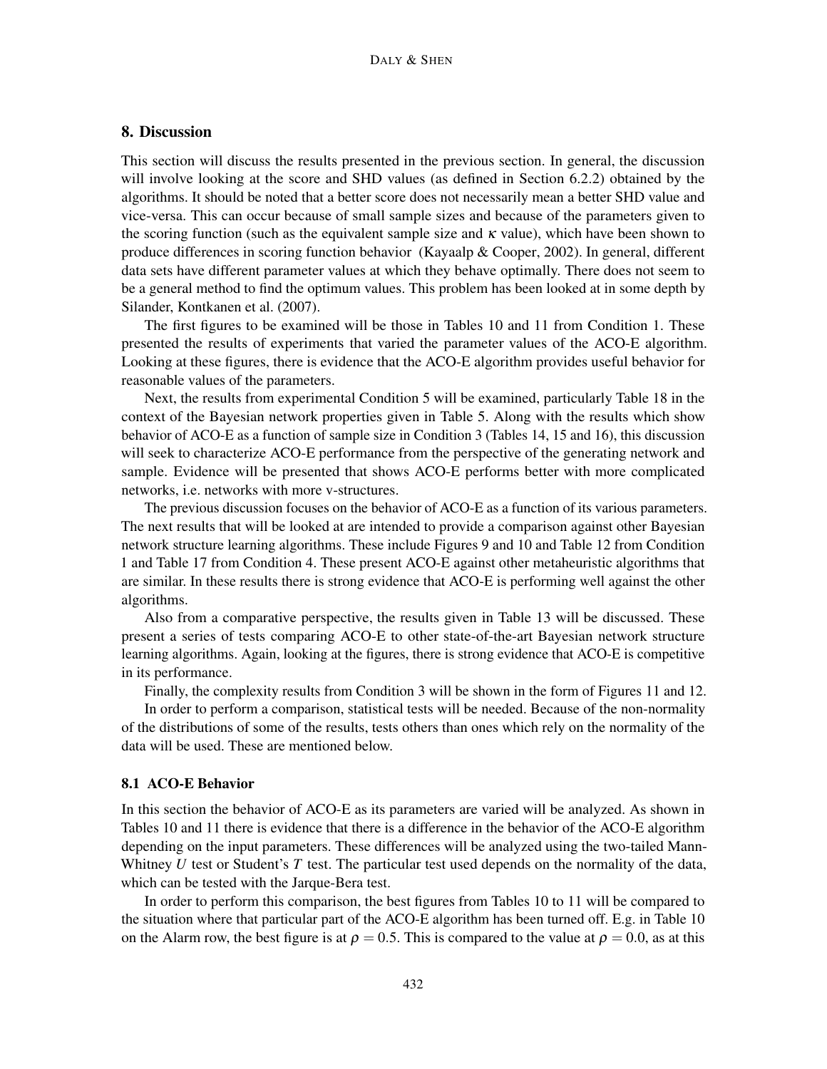## 8. Discussion

This section will discuss the results presented in the previous section. In general, the discussion will involve looking at the score and SHD values (as defined in Section 6.2.2) obtained by the algorithms. It should be noted that a better score does not necessarily mean a better SHD value and vice-versa. This can occur because of small sample sizes and because of the parameters given to the scoring function (such as the equivalent sample size and $\kappa$ value), which have been shown to produce differences in scoring function behavior (Kayaalp & Cooper, 2002). In general, different data sets have different parameter values at which they behave optimally. There does not seem to be a general method to find the optimum values. This problem has been looked at in some depth by Silander, Kontkanen et al. (2007).

The first figures to be examined will be those in Tables 10 and 11 from Condition 1. These presented the results of experiments that varied the parameter values of the ACO-E algorithm. Looking at these figures, there is evidence that the ACO-E algorithm provides useful behavior for reasonable values of the parameters.

Next, the results from experimental Condition 5 will be examined, particularly Table 18 in the context of the Bayesian network properties given in Table 5. Along with the results which show behavior of ACO-E as a function of sample size in Condition 3 (Tables 14, 15 and 16), this discussion will seek to characterize ACO-E performance from the perspective of the generating network and sample. Evidence will be presented that shows ACO-E performs better with more complicated networks, i.e. networks with more v-structures.

The previous discussion focuses on the behavior of ACO-E as a function of its various parameters. The next results that will be looked at are intended to provide a comparison against other Bayesian network structure learning algorithms. These include Figures 9 and 10 and Table 12 from Condition 1 and Table 17 from Condition 4. These present ACO-E against other metaheuristic algorithms that are similar. In these results there is strong evidence that ACO-E is performing well against the other algorithms.

Also from a comparative perspective, the results given in Table 13 will be discussed. These present a series of tests comparing ACO-E to other state-of-the-art Bayesian network structure learning algorithms. Again, looking at the figures, there is strong evidence that ACO-E is competitive in its performance.

Finally, the complexity results from Condition 3 will be shown in the form of Figures 11 and 12.

In order to perform a comparison, statistical tests will be needed. Because of the non-normality of the distributions of some of the results, tests others than ones which rely on the normality of the data will be used. These are mentioned below.

### 8.1 ACO-E Behavior

In this section the behavior of ACO-E as its parameters are varied will be analyzed. As shown in Tables 10 and 11 there is evidence that there is a difference in the behavior of the ACO-E algorithm depending on the input parameters. These differences will be analyzed using the two-tailed Mann-Whitney $U$ test or Student's $T$ test. The particular test used depends on the normality of the data, which can be tested with the Jarque-Bera test.

In order to perform this comparison, the best figures from Tables 10 to 11 will be compared to the situation where that particular part of the ACO-E algorithm has been turned off. E.g. in Table 10 on the Alarm row, the best figure is at $\rho = 0.5$. This is compared to the value at $\rho = 0.0$, as at this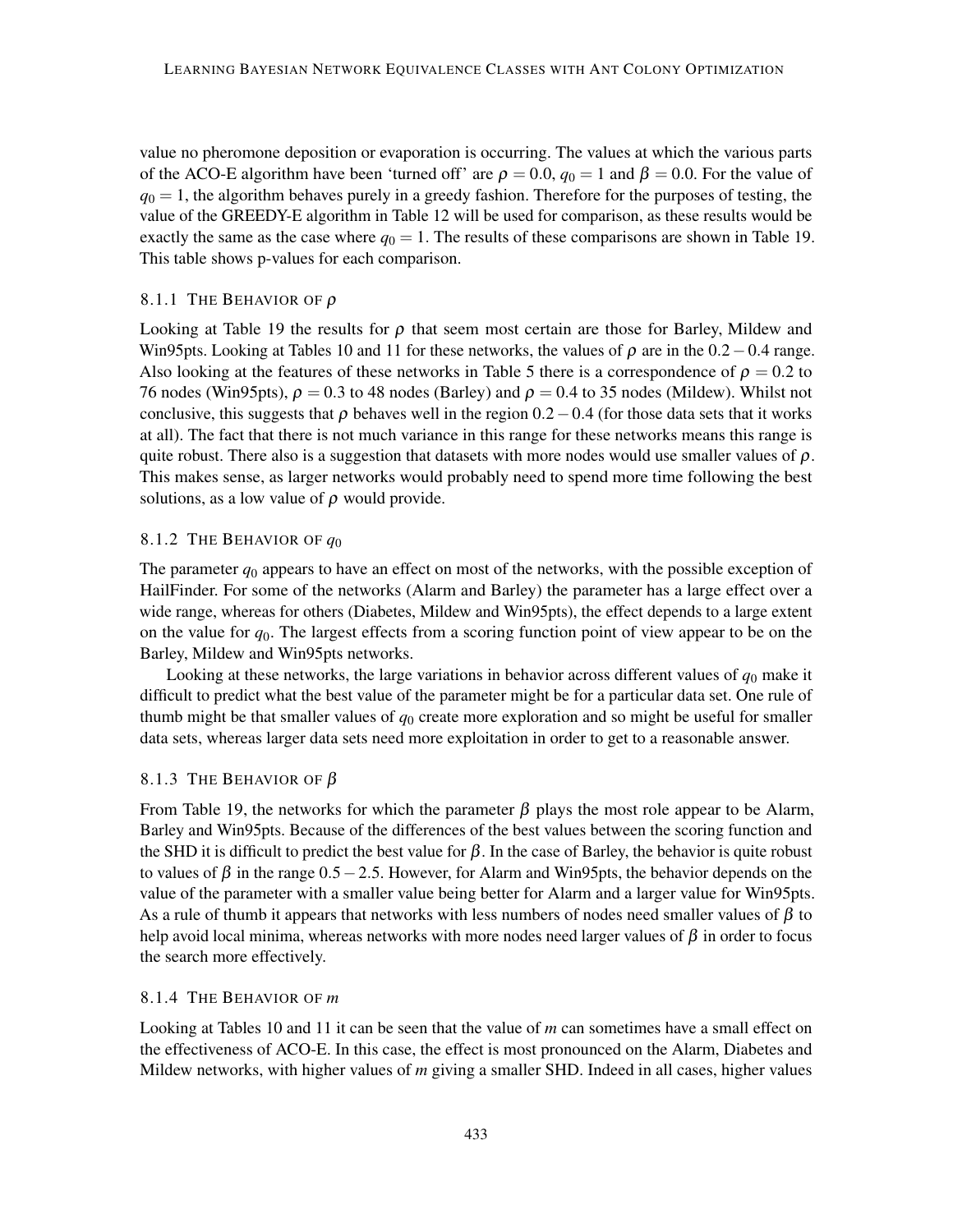value no pheromone deposition or evaporation is occurring. The values at which the various parts of the ACO-E algorithm have been 'turned off' are $\rho = 0.0$, $q_0 = 1$ and $\beta = 0.0$. For the value of $q_0 = 1$, the algorithm behaves purely in a greedy fashion. Therefore for the purposes of testing, the value of the GREEDY-E algorithm in Table 12 will be used for comparison, as these results would be exactly the same as the case where $q_0 = 1$. The results of these comparisons are shown in Table 19. This table shows p-values for each comparison.

#### 8.1.1 The Behavior of $\rho$

Looking at Table 19 the results for $\rho$ that seem most certain are those for Barley, Mildew and Win95pts. Looking at Tables 10 and 11 for these networks, the values of $\rho$ are in the $0.2-0.4$ range. Also looking at the features of these networks in Table 5 there is a correspondence of $\rho = 0.2$ to 76 nodes (Win95pts), $\rho = 0.3$ to 48 nodes (Barley) and $\rho = 0.4$ to 35 nodes (Mildew). Whilst not conclusive, this suggests that $\rho$ behaves well in the region $0.2-0.4$ (for those data sets that it works at all). The fact that there is not much variance in this range for these networks means this range is quite robust. There also is a suggestion that datasets with more nodes would use smaller values of $\rho$. This makes sense, as larger networks would probably need to spend more time following the best solutions, as a low value of $\rho$ would provide.

#### 8.1.2 The Behavior of $q_0$

The parameter $q_0$ appears to have an effect on most of the networks, with the possible exception of HailFinder. For some of the networks (Alarm and Barley) the parameter has a large effect over a wide range, whereas for others (Diabetes, Mildew and Win95pts), the effect depends to a large extent on the value for $q_0$. The largest effects from a scoring function point of view appear to be on the Barley, Mildew and Win95pts networks.

Looking at these networks, the large variations in behavior across different values of $q_0$ make it difficult to predict what the best value of the parameter might be for a particular data set. One rule of thumb might be that smaller values of $q_0$ create more exploration and so might be useful for smaller data sets, whereas larger data sets need more exploitation in order to get to a reasonable answer.

#### 8.1.3 The Behavior of $\beta$

From Table 19, the networks for which the parameter $\beta$ plays the most role appear to be Alarm, Barley and Win95pts. Because of the differences of the best values between the scoring function and the SHD it is difficult to predict the best value for $\beta$. In the case of Barley, the behavior is quite robust to values of $\beta$ in the range $0.5-2.5$. However, for Alarm and Win95pts, the behavior depends on the value of the parameter with a smaller value being better for Alarm and a larger value for Win95pts. As a rule of thumb it appears that networks with less numbers of nodes need smaller values of $\beta$ to help avoid local minima, whereas networks with more nodes need larger values of $\beta$ in order to focus the search more effectively.

#### 8.1.4 The Behavior of $m$

Looking at Tables 10 and 11 it can be seen that the value of $m$ can sometimes have a small effect on the effectiveness of ACO-E. In this case, the effect is most pronounced on the Alarm, Diabetes and Mildew networks, with higher values of $m$ giving a smaller SHD. Indeed in all cases, higher values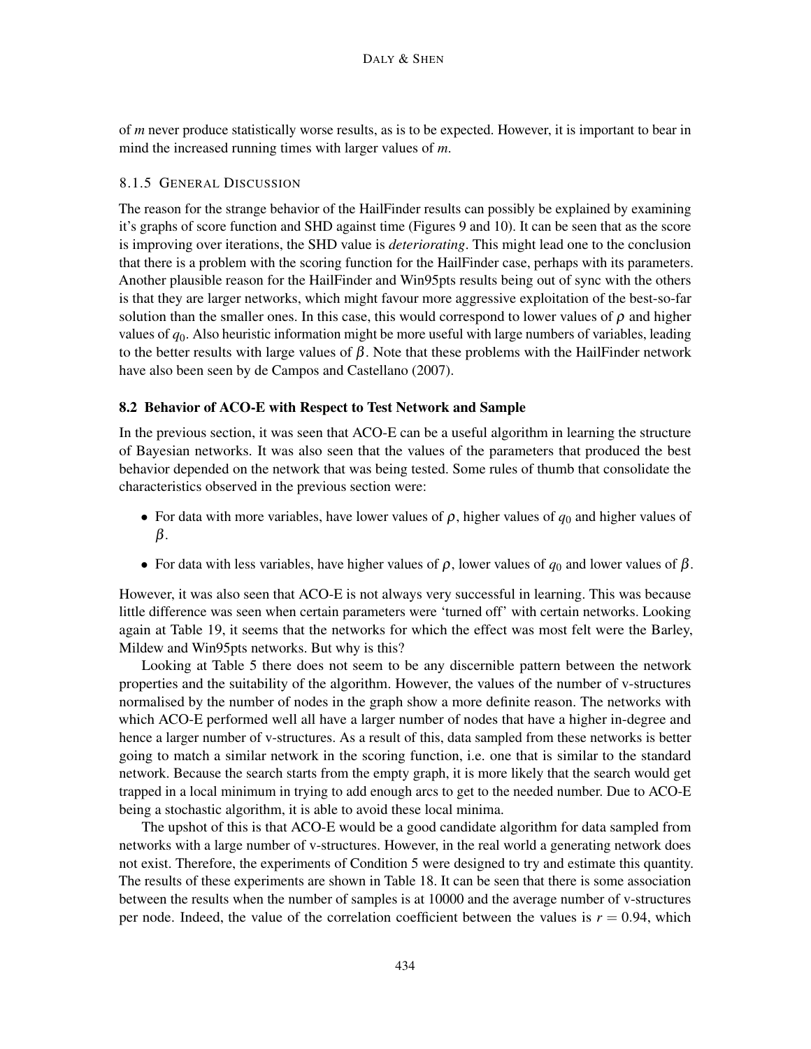of *m* never produce statistically worse results, as is to be expected. However, it is important to bear in mind the increased running times with larger values of *m*.

#### 8.1.5 General Discussion

The reason for the strange behavior of the HailFinder results can possibly be explained by examining it's graphs of score function and SHD against time (Figures 9 and 10). It can be seen that as the score is improving over iterations, the SHD value is *deteriorating*. This might lead one to the conclusion that there is a problem with the scoring function for the HailFinder case, perhaps with its parameters. Another plausible reason for the HailFinder and Win95pts results being out of sync with the others is that they are larger networks, which might favour more aggressive exploitation of the best-so-far solution than the smaller ones. In this case, this would correspond to lower values of $\rho$ and higher values of $q_0$. Also heuristic information might be more useful with large numbers of variables, leading to the better results with large values of $\beta$. Note that these problems with the HailFinder network have also been seen by de Campos and Castellano (2007).

### 8.2 Behavior of ACO-E with Respect to Test Network and Sample

In the previous section, it was seen that ACO-E can be a useful algorithm in learning the structure of Bayesian networks. It was also seen that the values of the parameters that produced the best behavior depended on the network that was being tested. Some rules of thumb that consolidate the characteristics observed in the previous section were:

- For data with more variables, have lower values of $\rho$, higher values of $q_0$ and higher values of $\beta$.
- For data with less variables, have higher values of $\rho$, lower values of $q_0$ and lower values of $\beta$.

However, it was also seen that ACO-E is not always very successful in learning. This was because little difference was seen when certain parameters were 'turned off' with certain networks. Looking again at Table 19, it seems that the networks for which the effect was most felt were the Barley, Mildew and Win95pts networks. But why is this?

Looking at Table 5 there does not seem to be any discernible pattern between the network properties and the suitability of the algorithm. However, the values of the number of v-structures normalised by the number of nodes in the graph show a more definite reason. The networks with which ACO-E performed well all have a larger number of nodes that have a higher in-degree and hence a larger number of v-structures. As a result of this, data sampled from these networks is better going to match a similar network in the scoring function, i.e. one that is similar to the standard network. Because the search starts from the empty graph, it is more likely that the search would get trapped in a local minimum in trying to add enough arcs to get to the needed number. Due to ACO-E being a stochastic algorithm, it is able to avoid these local minima.

The upshot of this is that ACO-E would be a good candidate algorithm for data sampled from networks with a large number of v-structures. However, in the real world a generating network does not exist. Therefore, the experiments of Condition 5 were designed to try and estimate this quantity. The results of these experiments are shown in Table 18. It can be seen that there is some association between the results when the number of samples is at 10000 and the average number of v-structures per node. Indeed, the value of the correlation coefficient between the values is $r = 0.94$, which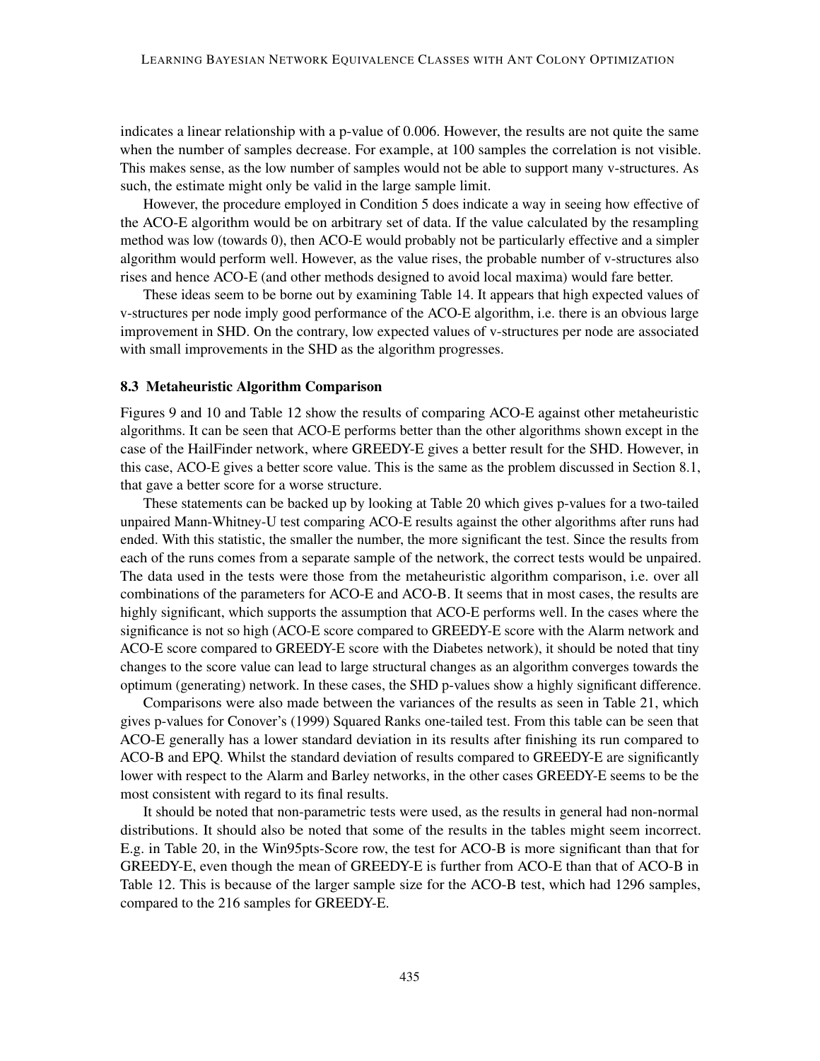indicates a linear relationship with a p-value of 0.006. However, the results are not quite the same when the number of samples decrease. For example, at 100 samples the correlation is not visible. This makes sense, as the low number of samples would not be able to support many v-structures. As such, the estimate might only be valid in the large sample limit.

However, the procedure employed in Condition 5 does indicate a way in seeing how effective of the ACO-E algorithm would be on arbitrary set of data. If the value calculated by the resampling method was low (towards 0), then ACO-E would probably not be particularly effective and a simpler algorithm would perform well. However, as the value rises, the probable number of v-structures also rises and hence ACO-E (and other methods designed to avoid local maxima) would fare better.

These ideas seem to be borne out by examining Table 14. It appears that high expected values of v-structures per node imply good performance of the ACO-E algorithm, i.e. there is an obvious large improvement in SHD. On the contrary, low expected values of v-structures per node are associated with small improvements in the SHD as the algorithm progresses.

### 8.3 Metaheuristic Algorithm Comparison

Figures 9 and 10 and Table 12 show the results of comparing ACO-E against other metaheuristic algorithms. It can be seen that ACO-E performs better than the other algorithms shown except in the case of the HailFinder network, where GREEDY-E gives a better result for the SHD. However, in this case, ACO-E gives a better score value. This is the same as the problem discussed in Section 8.1, that gave a better score for a worse structure.

These statements can be backed up by looking at Table 20 which gives p-values for a two-tailed unpaired Mann-Whitney-U test comparing ACO-E results against the other algorithms after runs had ended. With this statistic, the smaller the number, the more significant the test. Since the results from each of the runs comes from a separate sample of the network, the correct tests would be unpaired. The data used in the tests were those from the metaheuristic algorithm comparison, i.e. over all combinations of the parameters for ACO-E and ACO-B. It seems that in most cases, the results are highly significant, which supports the assumption that ACO-E performs well. In the cases where the significance is not so high (ACO-E score compared to GREEDY-E score with the Alarm network and ACO-E score compared to GREEDY-E score with the Diabetes network), it should be noted that tiny changes to the score value can lead to large structural changes as an algorithm converges towards the optimum (generating) network. In these cases, the SHD p-values show a highly significant difference.

Comparisons were also made between the variances of the results as seen in Table 21, which gives p-values for Conover's (1999) Squared Ranks one-tailed test. From this table can be seen that ACO-E generally has a lower standard deviation in its results after finishing its run compared to ACO-B and EPQ. Whilst the standard deviation of results compared to GREEDY-E are significantly lower with respect to the Alarm and Barley networks, in the other cases GREEDY-E seems to be the most consistent with regard to its final results.

It should be noted that non-parametric tests were used, as the results in general had non-normal distributions. It should also be noted that some of the results in the tables might seem incorrect. E.g. in Table 20, in the Win95pts-Score row, the test for ACO-B is more significant than that for GREEDY-E, even though the mean of GREEDY-E is further from ACO-E than that of ACO-B in Table 12. This is because of the larger sample size for the ACO-B test, which had 1296 samples, compared to the 216 samples for GREEDY-E.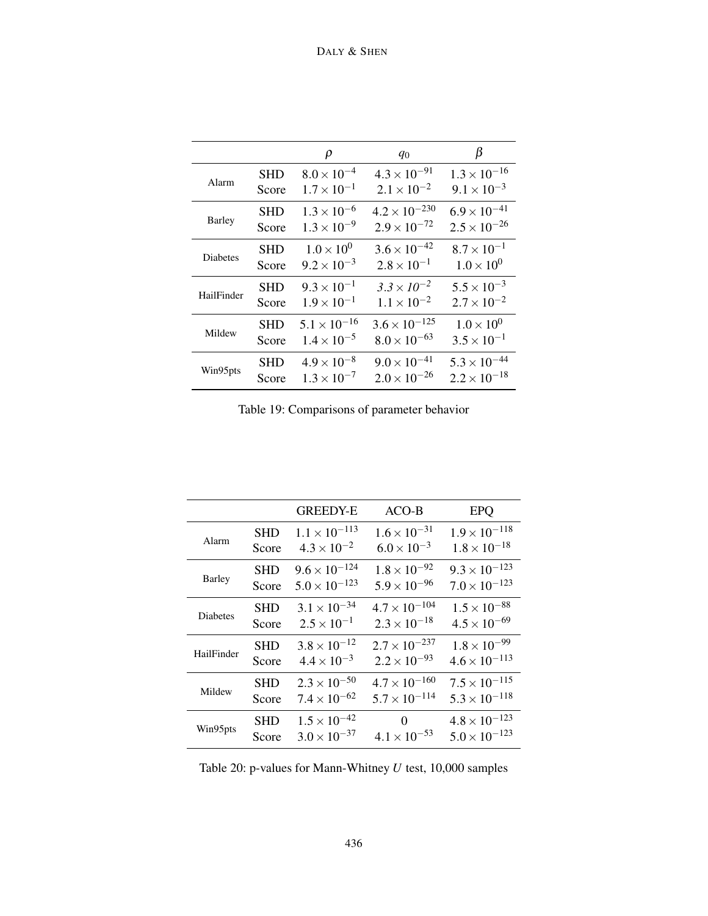| | | $\rho$ | $q_0$ | $\beta$ |
|---|---|---|---|---|
| Alarm | SHD | $8.0\times10^{-4}$ | $4.3\times10^{-91}$ | $1.3\times10^{-16}$ |
| | Score | $1.7\times10^{-1}$ | $2.1\times10^{-2}$ | $9.1\times10^{-3}$ |
| Barley | SHD | $1.3\times10^{-6}$ | $4.2\times10^{-230}$ | $6.9\times10^{-41}$ |
| | Score | $1.3\times10^{-9}$ | $2.9\times10^{-72}$ | $2.5\times10^{-26}$ |
| Diabetes | SHD | $1.0\times10^{0}$ | $3.6\times10^{-42}$ | $8.7\times10^{-1}$ |
| | Score | $9.2\times10^{-3}$ | $2.8\times10^{-1}$ | $1.0\times10^{0}$ |
| HailFinder | SHD | $9.3\times10^{-1}$ | *$3.3\times10^{-2}$* | $5.5\times10^{-3}$ |
| | Score | $1.9\times10^{-1}$ | $1.1\times10^{-2}$ | $2.7\times10^{-2}$ |
| Mildew | SHD | $5.1\times10^{-16}$ | $3.6\times10^{-125}$ | $1.0\times10^{0}$ |
| | Score | $1.4\times10^{-5}$ | $8.0\times10^{-63}$ | $3.5\times10^{-1}$ |
| Win95pts | SHD | $4.9\times10^{-8}$ | $9.0\times10^{-41}$ | $5.3\times10^{-44}$ |
| | Score | $1.3\times10^{-7}$ | $2.0\times10^{-26}$ | $2.2\times10^{-18}$ |

Table 19: Comparisons of parameter behavior

| | | GREEDY-E | ACO-B | EPQ |
|---|---|---|---|---|
| Alarm | SHD | $1.1\times10^{-113}$ | $1.6\times10^{-31}$ | $1.9\times10^{-118}$ |
| | Score | $4.3\times10^{-2}$ | $6.0\times10^{-3}$ | $1.8\times10^{-18}$ |
| Barley | SHD | $9.6\times10^{-124}$ | $1.8\times10^{-92}$ | $9.3\times10^{-123}$ |
| | Score | $5.0\times10^{-123}$ | $5.9\times10^{-96}$ | $7.0\times10^{-123}$ |
| Diabetes | SHD | $3.1\times10^{-34}$ | $4.7\times10^{-104}$ | $1.5\times10^{-88}$ |
| | Score | $2.5\times10^{-1}$ | $2.3\times10^{-18}$ | $4.5\times10^{-69}$ |
| HailFinder | SHD | $3.8\times10^{-12}$ | $2.7\times10^{-237}$ | $1.8\times10^{-99}$ |
| | Score | $4.4\times10^{-3}$ | $2.2\times10^{-93}$ | $4.6\times10^{-113}$ |
| Mildew | SHD | $2.3\times10^{-50}$ | $4.7\times10^{-160}$ | $7.5\times10^{-115}$ |
| | Score | $7.4\times10^{-62}$ | $5.7\times10^{-114}$ | $5.3\times10^{-118}$ |
| Win95pts | SHD | $1.5\times10^{-42}$ | $0$ | $4.8\times10^{-123}$ |
| | Score | $3.0\times10^{-37}$ | $4.1\times10^{-53}$ | $5.0\times10^{-123}$ |

Table 20: p-values for Mann-Whitney $U$ test, 10,000 samples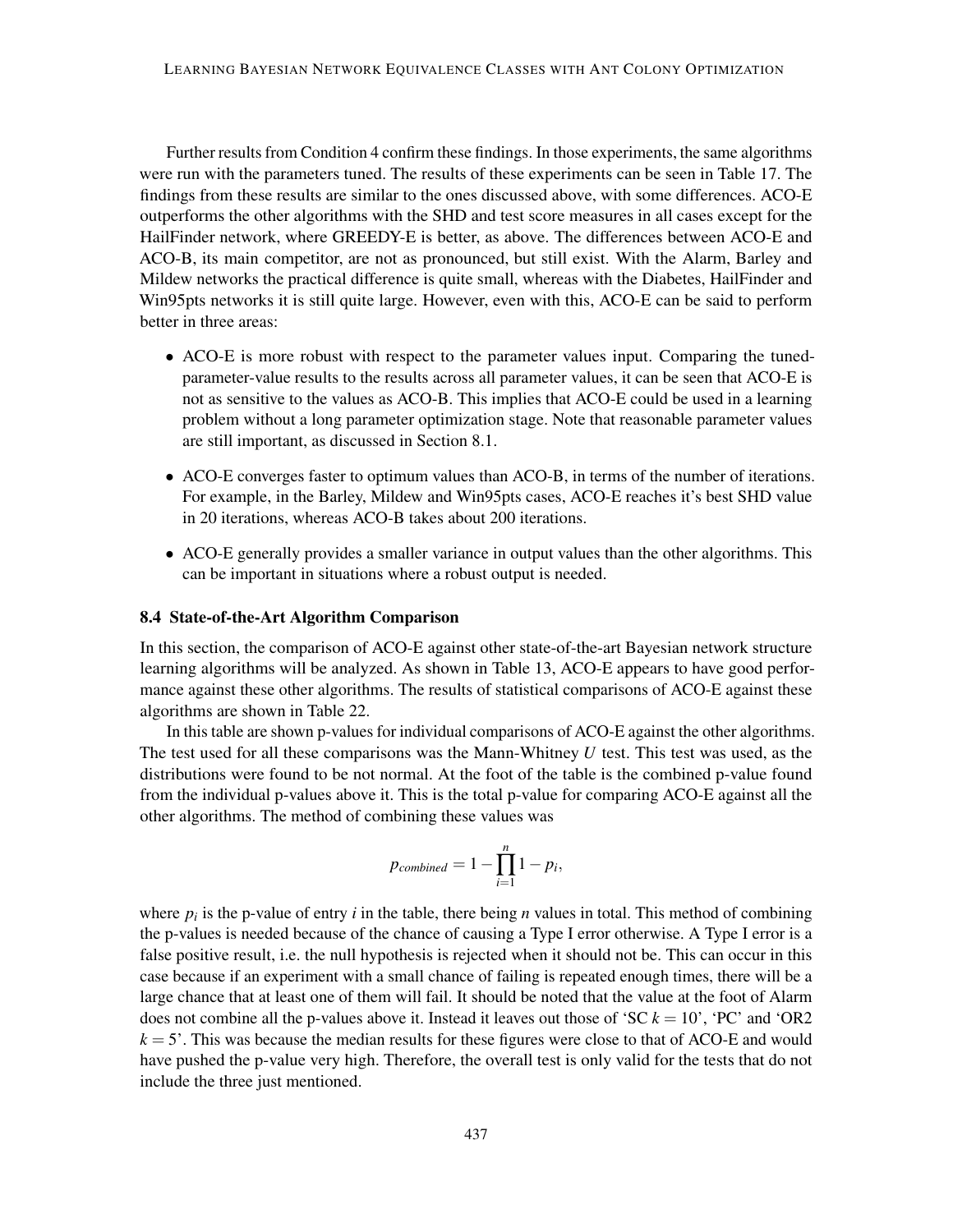Further results from Condition 4 confirm these findings. In those experiments, the same algorithms were run with the parameters tuned. The results of these experiments can be seen in Table 17. The findings from these results are similar to the ones discussed above, with some differences. ACO-E outperforms the other algorithms with the SHD and test score measures in all cases except for the HailFinder network, where GREEDY-E is better, as above. The differences between ACO-E and ACO-B, its main competitor, are not as pronounced, but still exist. With the Alarm, Barley and Mildew networks the practical difference is quite small, whereas with the Diabetes, HailFinder and Win95pts networks it is still quite large. However, even with this, ACO-E can be said to perform better in three areas:

- ACO-E is more robust with respect to the parameter values input. Comparing the tuned-parameter-value results to the results across all parameter values, it can be seen that ACO-E is not as sensitive to the values as ACO-B. This implies that ACO-E could be used in a learning problem without a long parameter optimization stage. Note that reasonable parameter values are still important, as discussed in Section 8.1.
- ACO-E converges faster to optimum values than ACO-B, in terms of the number of iterations. For example, in the Barley, Mildew and Win95pts cases, ACO-E reaches it's best SHD value in 20 iterations, whereas ACO-B takes about 200 iterations.
- ACO-E generally provides a smaller variance in output values than the other algorithms. This can be important in situations where a robust output is needed.

### 8.4 State-of-the-Art Algorithm Comparison

In this section, the comparison of ACO-E against other state-of-the-art Bayesian network structure learning algorithms will be analyzed. As shown in Table 13, ACO-E appears to have good performance against these other algorithms. The results of statistical comparisons of ACO-E against these algorithms are shown in Table 22.

In this table are shown p-values for individual comparisons of ACO-E against the other algorithms. The test used for all these comparisons was the Mann-Whitney $U$ test. This test was used, as the distributions were found to be not normal. At the foot of the table is the combined p-value found from the individual p-values above it. This is the total p-value for comparing ACO-E against all the other algorithms. The method of combining these values was

$$p_{combined} = 1 - \prod_{i=1}^{n} 1 - p_i,$$

where $p_i$ is the p-value of entry $i$ in the table, there being $n$ values in total. This method of combining the p-values is needed because of the chance of causing a Type I error otherwise. A Type I error is a false positive result, i.e. the null hypothesis is rejected when it should not be. This can occur in this case because if an experiment with a small chance of failing is repeated enough times, there will be a large chance that at least one of them will fail. It should be noted that the value at the foot of Alarm does not combine all the p-values above it. Instead it leaves out those of 'SC $k = 10$', 'PC' and 'OR2 $k = 5$'. This was because the median results for these figures were close to that of ACO-E and would have pushed the p-value very high. Therefore, the overall test is only valid for the tests that do not include the three just mentioned.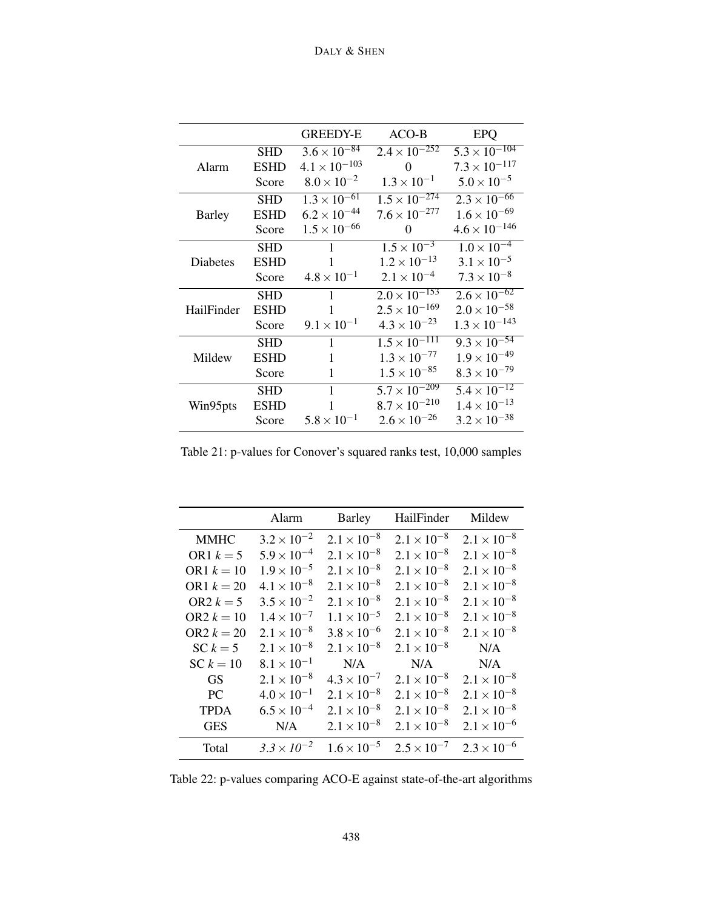| | | GREEDY-E | ACO-B | EPQ |
|---|---|---|---|---|
| Alarm | SHD | $3.6 \times 10^{-84}$ | $2.4 \times 10^{-252}$ | $5.3 \times 10^{-104}$ |
| | ESHD | $4.1 \times 10^{-103}$ | 0 | $7.3 \times 10^{-117}$ |
| | Score | $8.0 \times 10^{-2}$ | $1.3 \times 10^{-1}$ | $5.0 \times 10^{-5}$ |
| Barley | SHD | $1.3 \times 10^{-61}$ | $1.5 \times 10^{-274}$ | $2.3 \times 10^{-66}$ |
| | ESHD | $6.2 \times 10^{-44}$ | $7.6 \times 10^{-277}$ | $1.6 \times 10^{-69}$ |
| | Score | $1.5 \times 10^{-66}$ | 0 | $4.6 \times 10^{-146}$ |
| Diabetes | SHD | 1 | $1.5 \times 10^{-3}$ | $1.0 \times 10^{-4}$ |
| | ESHD | 1 | $1.2 \times 10^{-13}$ | $3.1 \times 10^{-5}$ |
| | Score | $4.8 \times 10^{-1}$ | $2.1 \times 10^{-4}$ | $7.3 \times 10^{-8}$ |
| HailFinder | SHD | 1 | $2.0 \times 10^{-153}$ | $2.6 \times 10^{-62}$ |
| | ESHD | 1 | $2.5 \times 10^{-169}$ | $2.0 \times 10^{-58}$ |
| | Score | $9.1 \times 10^{-1}$ | $4.3 \times 10^{-23}$ | $1.3 \times 10^{-143}$ |
| Mildew | SHD | 1 | $1.5 \times 10^{-111}$ | $9.3 \times 10^{-54}$ |
| | ESHD | 1 | $1.3 \times 10^{-77}$ | $1.9 \times 10^{-49}$ |
| | Score | 1 | $1.5 \times 10^{-85}$ | $8.3 \times 10^{-79}$ |
| Win95pts | SHD | 1 | $5.7 \times 10^{-209}$ | $5.4 \times 10^{-12}$ |
| | ESHD | 1 | $8.7 \times 10^{-210}$ | $1.4 \times 10^{-13}$ |
| | Score | $5.8 \times 10^{-1}$ | $2.6 \times 10^{-26}$ | $3.2 \times 10^{-38}$ |

Table 21: p-values for Conover's squared ranks test, 10,000 samples

| | Alarm | Barley | HailFinder | Mildew |
|---|---|---|---|---|
| MMHC | $3.2 \times 10^{-2}$ | $2.1 \times 10^{-8}$ | $2.1 \times 10^{-8}$ | $2.1 \times 10^{-8}$ |
| OR1 $k = 5$ | $5.9 \times 10^{-4}$ | $2.1 \times 10^{-8}$ | $2.1 \times 10^{-8}$ | $2.1 \times 10^{-8}$ |
| OR1 $k = 10$ | $1.9 \times 10^{-5}$ | $2.1 \times 10^{-8}$ | $2.1 \times 10^{-8}$ | $2.1 \times 10^{-8}$ |
| OR1 $k = 20$ | $4.1 \times 10^{-8}$ | $2.1 \times 10^{-8}$ | $2.1 \times 10^{-8}$ | $2.1 \times 10^{-8}$ |
| OR2 $k = 5$ | $3.5 \times 10^{-2}$ | $2.1 \times 10^{-8}$ | $2.1 \times 10^{-8}$ | $2.1 \times 10^{-8}$ |
| OR2 $k = 10$ | $1.4 \times 10^{-7}$ | $1.1 \times 10^{-5}$ | $2.1 \times 10^{-8}$ | $2.1 \times 10^{-8}$ |
| OR2 $k = 20$ | $2.1 \times 10^{-8}$ | $3.8 \times 10^{-6}$ | $2.1 \times 10^{-8}$ | $2.1 \times 10^{-8}$ |
| SC $k = 5$ | $2.1 \times 10^{-8}$ | $2.1 \times 10^{-8}$ | $2.1 \times 10^{-8}$ | N/A |
| SC $k = 10$ | $8.1 \times 10^{-1}$ | N/A | N/A | N/A |
| GS | $2.1 \times 10^{-8}$ | $4.3 \times 10^{-7}$ | $2.1 \times 10^{-8}$ | $2.1 \times 10^{-8}$ |
| PC | $4.0 \times 10^{-1}$ | $2.1 \times 10^{-8}$ | $2.1 \times 10^{-8}$ | $2.1 \times 10^{-8}$ |
| TPDA | $6.5 \times 10^{-4}$ | $2.1 \times 10^{-8}$ | $2.1 \times 10^{-8}$ | $2.1 \times 10^{-8}$ |
| GES | N/A | $2.1 \times 10^{-8}$ | $2.1 \times 10^{-8}$ | $2.1 \times 10^{-6}$ |
| Total | *$3.3 \times 10^{-2}$* | $1.6 \times 10^{-5}$ | $2.5 \times 10^{-7}$ | $2.3 \times 10^{-6}$ |

Table 22: p-values comparing ACO-E against state-of-the-art algorithms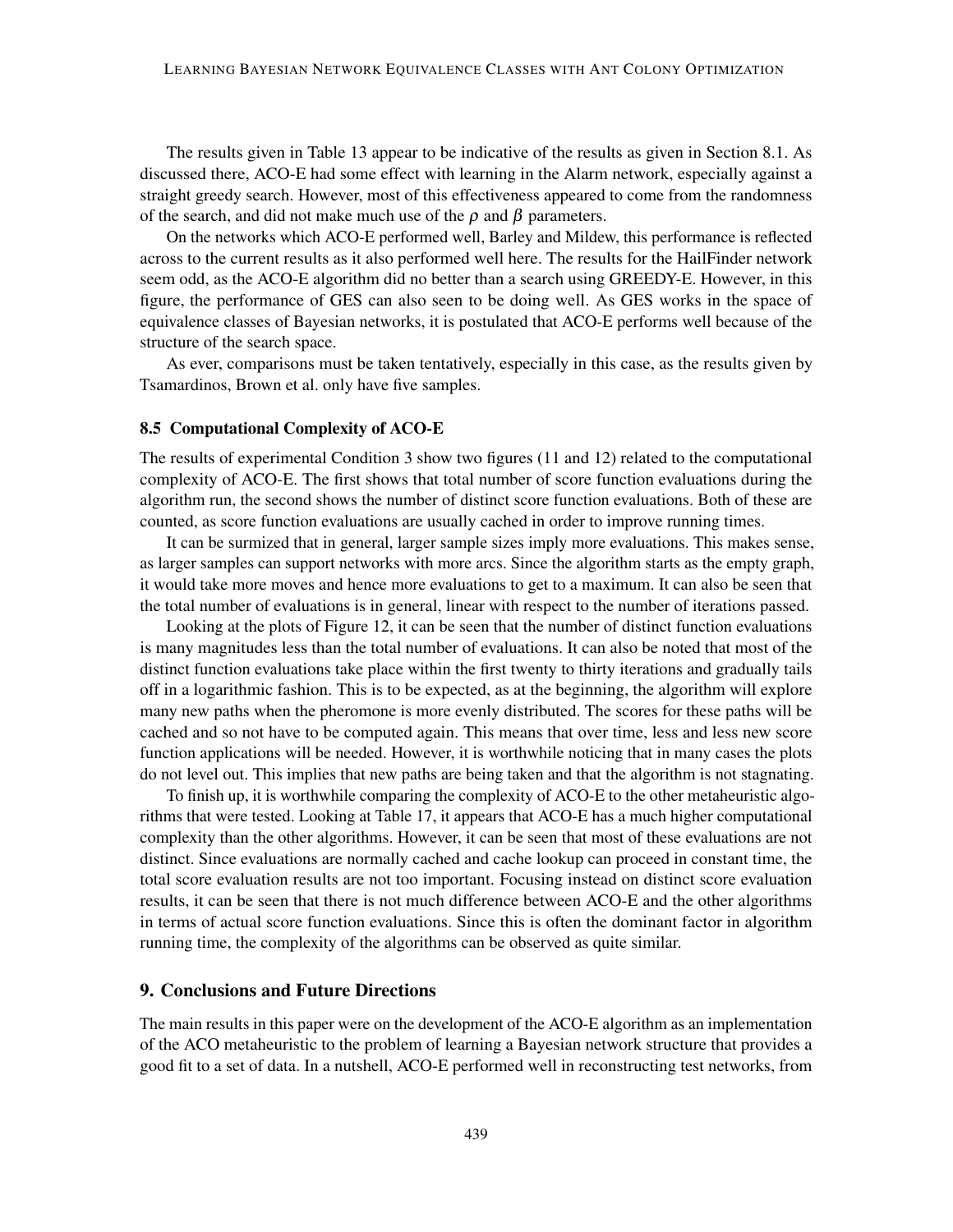The results given in Table 13 appear to be indicative of the results as given in Section 8.1. As discussed there, ACO-E had some effect with learning in the Alarm network, especially against a straight greedy search. However, most of this effectiveness appeared to come from the randomness of the search, and did not make much use of the $\rho$ and $\beta$ parameters.

On the networks which ACO-E performed well, Barley and Mildew, this performance is reflected across to the current results as it also performed well here. The results for the HailFinder network seem odd, as the ACO-E algorithm did no better than a search using GREEDY-E. However, in this figure, the performance of GES can also seen to be doing well. As GES works in the space of equivalence classes of Bayesian networks, it is postulated that ACO-E performs well because of the structure of the search space.

As ever, comparisons must be taken tentatively, especially in this case, as the results given by Tsamardinos, Brown et al. only have five samples.

### 8.5 Computational Complexity of ACO-E

The results of experimental Condition 3 show two figures (11 and 12) related to the computational complexity of ACO-E. The first shows that total number of score function evaluations during the algorithm run, the second shows the number of distinct score function evaluations. Both of these are counted, as score function evaluations are usually cached in order to improve running times.

It can be surmized that in general, larger sample sizes imply more evaluations. This makes sense, as larger samples can support networks with more arcs. Since the algorithm starts as the empty graph, it would take more moves and hence more evaluations to get to a maximum. It can also be seen that the total number of evaluations is in general, linear with respect to the number of iterations passed.

Looking at the plots of Figure 12, it can be seen that the number of distinct function evaluations is many magnitudes less than the total number of evaluations. It can also be noted that most of the distinct function evaluations take place within the first twenty to thirty iterations and gradually tails off in a logarithmic fashion. This is to be expected, as at the beginning, the algorithm will explore many new paths when the pheromone is more evenly distributed. The scores for these paths will be cached and so not have to be computed again. This means that over time, less and less new score function applications will be needed. However, it is worthwhile noticing that in many cases the plots do not level out. This implies that new paths are being taken and that the algorithm is not stagnating.

To finish up, it is worthwhile comparing the complexity of ACO-E to the other metaheuristic algorithms that were tested. Looking at Table 17, it appears that ACO-E has a much higher computational complexity than the other algorithms. However, it can be seen that most of these evaluations are not distinct. Since evaluations are normally cached and cache lookup can proceed in constant time, the total score evaluation results are not too important. Focusing instead on distinct score evaluation results, it can be seen that there is not much difference between ACO-E and the other algorithms in terms of actual score function evaluations. Since this is often the dominant factor in algorithm running time, the complexity of the algorithms can be observed as quite similar.

## 9. Conclusions and Future Directions

The main results in this paper were on the development of the ACO-E algorithm as an implementation of the ACO metaheuristic to the problem of learning a Bayesian network structure that provides a good fit to a set of data. In a nutshell, ACO-E performed well in reconstructing test networks, from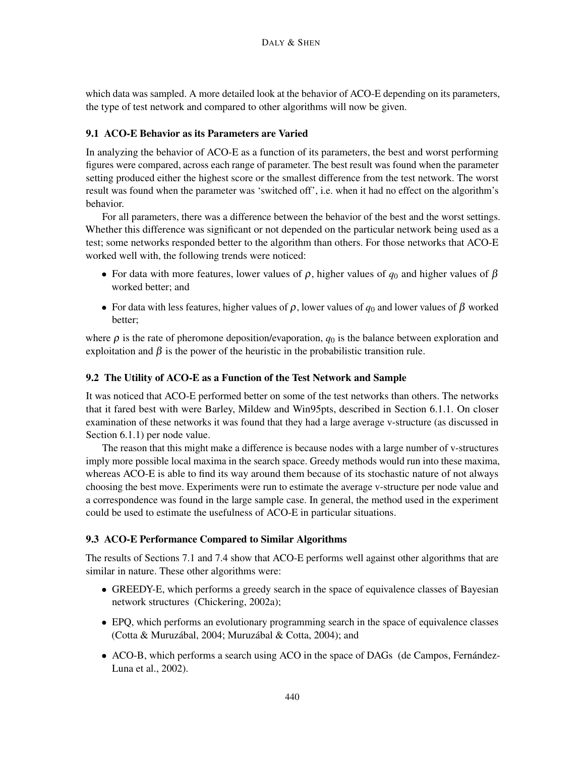which data was sampled. A more detailed look at the behavior of ACO-E depending on its parameters, the type of test network and compared to other algorithms will now be given.

### 9.1 ACO-E Behavior as its Parameters are Varied

In analyzing the behavior of ACO-E as a function of its parameters, the best and worst performing figures were compared, across each range of parameter. The best result was found when the parameter setting produced either the highest score or the smallest difference from the test network. The worst result was found when the parameter was 'switched off', i.e. when it had no effect on the algorithm's behavior.

For all parameters, there was a difference between the behavior of the best and the worst settings. Whether this difference was significant or not depended on the particular network being used as a test; some networks responded better to the algorithm than others. For those networks that ACO-E worked well with, the following trends were noticed:

- For data with more features, lower values of $\rho$, higher values of $q_0$ and higher values of $\beta$ worked better; and
- For data with less features, higher values of $\rho$, lower values of $q_0$ and lower values of $\beta$ worked better;

where $\rho$ is the rate of pheromone deposition/evaporation, $q_0$ is the balance between exploration and exploitation and $\beta$ is the power of the heuristic in the probabilistic transition rule.

### 9.2 The Utility of ACO-E as a Function of the Test Network and Sample

It was noticed that ACO-E performed better on some of the test networks than others. The networks that it fared best with were Barley, Mildew and Win95pts, described in Section 6.1.1. On closer examination of these networks it was found that they had a large average v-structure (as discussed in Section 6.1.1) per node value.

The reason that this might make a difference is because nodes with a large number of v-structures imply more possible local maxima in the search space. Greedy methods would run into these maxima, whereas ACO-E is able to find its way around them because of its stochastic nature of not always choosing the best move. Experiments were run to estimate the average v-structure per node value and a correspondence was found in the large sample case. In general, the method used in the experiment could be used to estimate the usefulness of ACO-E in particular situations.

### 9.3 ACO-E Performance Compared to Similar Algorithms

The results of Sections 7.1 and 7.4 show that ACO-E performs well against other algorithms that are similar in nature. These other algorithms were:

- GREEDY-E, which performs a greedy search in the space of equivalence classes of Bayesian network structures (Chickering, 2002a);
- EPQ, which performs an evolutionary programming search in the space of equivalence classes (Cotta & Muruzábal, 2004; Muruzábal & Cotta, 2004); and
- ACO-B, which performs a search using ACO in the space of DAGs (de Campos, Fernández-Luna et al., 2002).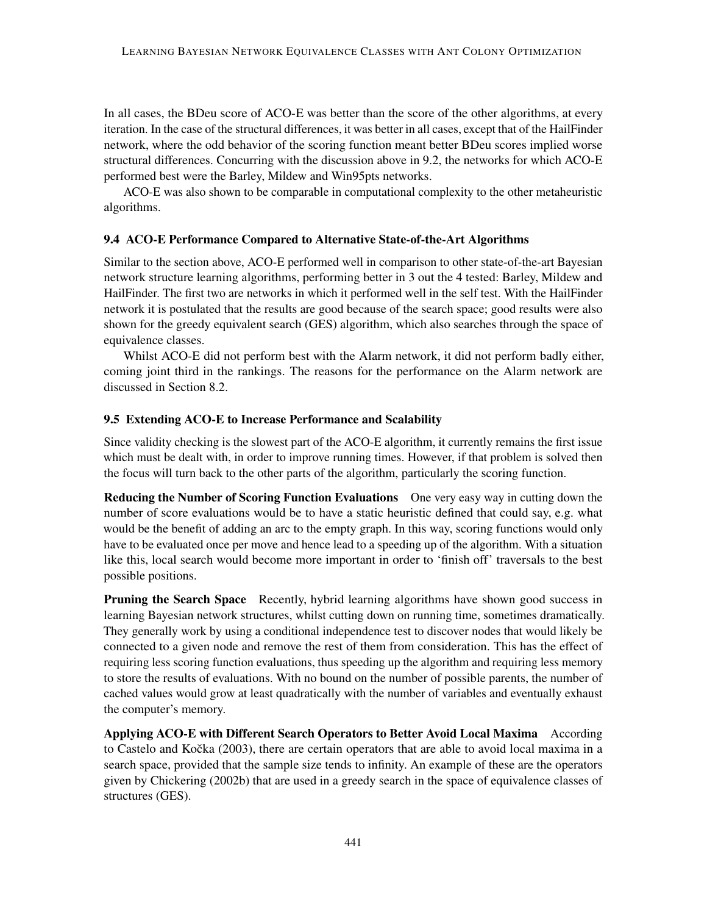In all cases, the BDeu score of ACO-E was better than the score of the other algorithms, at every iteration. In the case of the structural differences, it was better in all cases, except that of the HailFinder network, where the odd behavior of the scoring function meant better BDeu scores implied worse structural differences. Concurring with the discussion above in 9.2, the networks for which ACO-E performed best were the Barley, Mildew and Win95pts networks.

ACO-E was also shown to be comparable in computational complexity to the other metaheuristic algorithms.

### 9.4 ACO-E Performance Compared to Alternative State-of-the-Art Algorithms

Similar to the section above, ACO-E performed well in comparison to other state-of-the-art Bayesian network structure learning algorithms, performing better in 3 out the 4 tested: Barley, Mildew and HailFinder. The first two are networks in which it performed well in the self test. With the HailFinder network it is postulated that the results are good because of the search space; good results were also shown for the greedy equivalent search (GES) algorithm, which also searches through the space of equivalence classes.

Whilst ACO-E did not perform best with the Alarm network, it did not perform badly either, coming joint third in the rankings. The reasons for the performance on the Alarm network are discussed in Section 8.2.

### 9.5 Extending ACO-E to Increase Performance and Scalability

Since validity checking is the slowest part of the ACO-E algorithm, it currently remains the first issue which must be dealt with, in order to improve running times. However, if that problem is solved then the focus will turn back to the other parts of the algorithm, particularly the scoring function.

**Reducing the Number of Scoring Function Evaluations** One very easy way in cutting down the number of score evaluations would be to have a static heuristic defined that could say, e.g. what would be the benefit of adding an arc to the empty graph. In this way, scoring functions would only have to be evaluated once per move and hence lead to a speeding up of the algorithm. With a situation like this, local search would become more important in order to 'finish off' traversals to the best possible positions.

**Pruning the Search Space** Recently, hybrid learning algorithms have shown good success in learning Bayesian network structures, whilst cutting down on running time, sometimes dramatically. They generally work by using a conditional independence test to discover nodes that would likely be connected to a given node and remove the rest of them from consideration. This has the effect of requiring less scoring function evaluations, thus speeding up the algorithm and requiring less memory to store the results of evaluations. With no bound on the number of possible parents, the number of cached values would grow at least quadratically with the number of variables and eventually exhaust the computer's memory.

**Applying ACO-E with Different Search Operators to Better Avoid Local Maxima** According to Castelo and Kočka (2003), there are certain operators that are able to avoid local maxima in a search space, provided that the sample size tends to infinity. An example of these are the operators given by Chickering (2002b) that are used in a greedy search in the space of equivalence classes of structures (GES).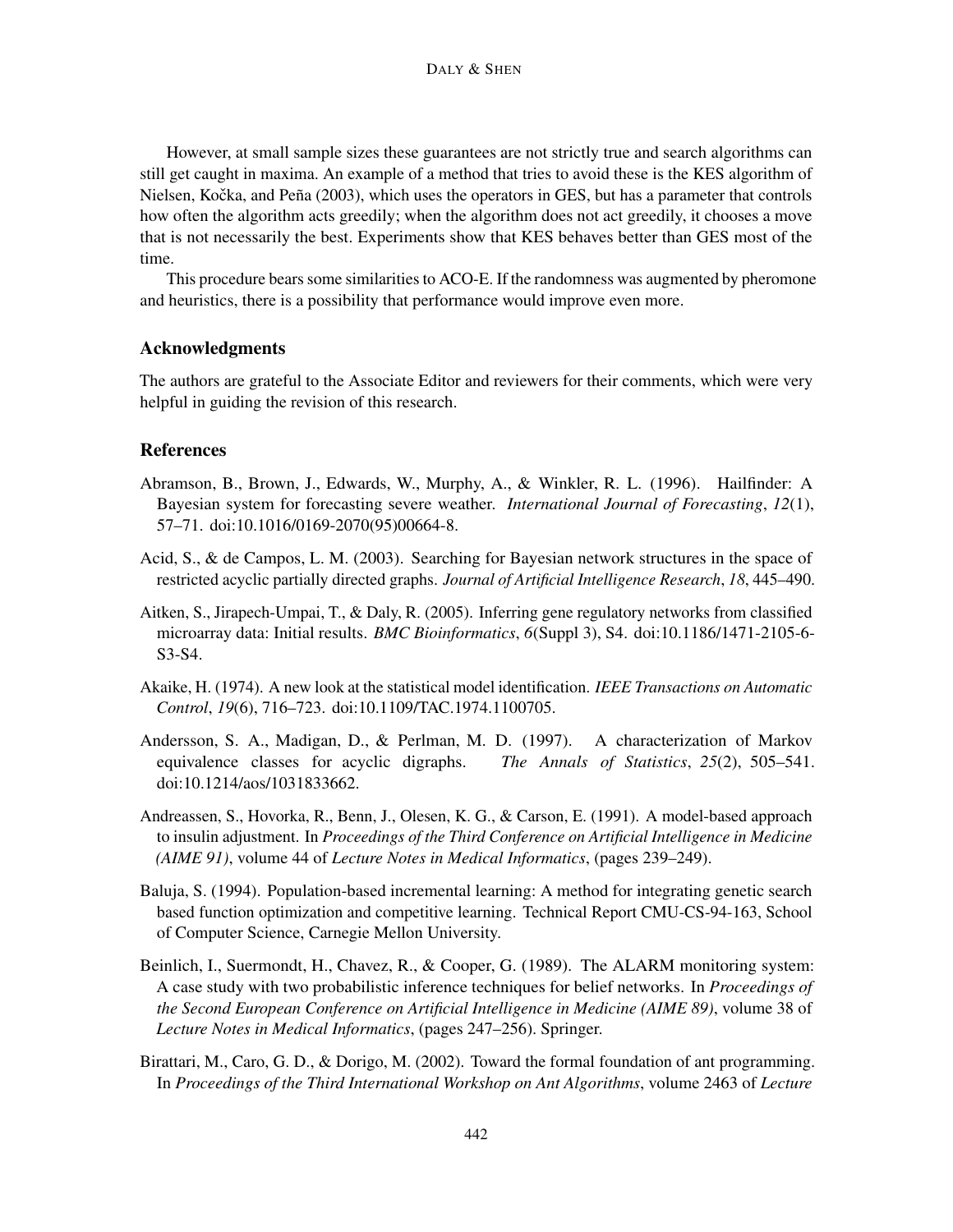However, at small sample sizes these guarantees are not strictly true and search algorithms can still get caught in maxima. An example of a method that tries to avoid these is the KES algorithm of Nielsen, Kočka, and Peña (2003), which uses the operators in GES, but has a parameter that controls how often the algorithm acts greedily; when the algorithm does not act greedily, it chooses a move that is not necessarily the best. Experiments show that KES behaves better than GES most of the time.

This procedure bears some similarities to ACO-E. If the randomness was augmented by pheromone and heuristics, there is a possibility that performance would improve even more.

## Acknowledgments

The authors are grateful to the Associate Editor and reviewers for their comments, which were very helpful in guiding the revision of this research.

## References

Abramson, B., Brown, J., Edwards, W., Murphy, A., & Winkler, R. L. (1996). Hailfinder: A Bayesian system for forecasting severe weather. *International Journal of Forecasting*, *12*(1), 57–71. doi:10.1016/0169-2070(95)00664-8.

Acid, S., & de Campos, L. M. (2003). Searching for Bayesian network structures in the space of restricted acyclic partially directed graphs. *Journal of Artificial Intelligence Research*, *18*, 445–490.

Aitken, S., Jirapech-Umpai, T., & Daly, R. (2005). Inferring gene regulatory networks from classified microarray data: Initial results. *BMC Bioinformatics*, *6*(Suppl 3), S4. doi:10.1186/1471-2105-6-S3-S4.

Akaike, H. (1974). A new look at the statistical model identification. *IEEE Transactions on Automatic Control*, *19*(6), 716–723. doi:10.1109/TAC.1974.1100705.

Andersson, S. A., Madigan, D., & Perlman, M. D. (1997). A characterization of Markov equivalence classes for acyclic digraphs. *The Annals of Statistics*, *25*(2), 505–541. doi:10.1214/aos/1031833662.

Andreassen, S., Hovorka, R., Benn, J., Olesen, K. G., & Carson, E. (1991). A model-based approach to insulin adjustment. In *Proceedings of the Third Conference on Artificial Intelligence in Medicine (AIME 91)*, volume 44 of *Lecture Notes in Medical Informatics*, (pages 239–249).

Baluja, S. (1994). Population-based incremental learning: A method for integrating genetic search based function optimization and competitive learning. Technical Report CMU-CS-94-163, School of Computer Science, Carnegie Mellon University.

Beinlich, I., Suermondt, H., Chavez, R., & Cooper, G. (1989). The ALARM monitoring system: A case study with two probabilistic inference techniques for belief networks. In *Proceedings of the Second European Conference on Artificial Intelligence in Medicine (AIME 89)*, volume 38 of *Lecture Notes in Medical Informatics*, (pages 247–256). Springer.

Birattari, M., Caro, G. D., & Dorigo, M. (2002). Toward the formal foundation of ant programming. In *Proceedings of the Third International Workshop on Ant Algorithms*, volume 2463 of *Lecture*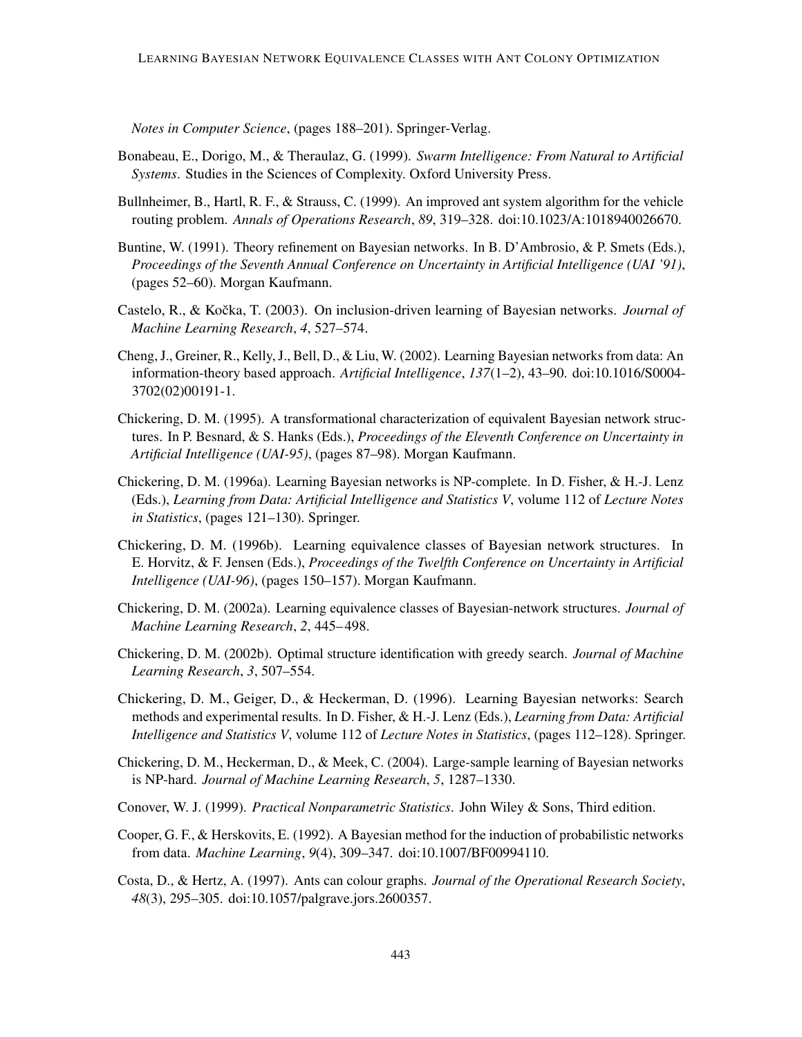*Notes in Computer Science*, (pages 188–201). Springer-Verlag.

Bonabeau, E., Dorigo, M., & Theraulaz, G. (1999). *Swarm Intelligence: From Natural to Artificial Systems*. Studies in the Sciences of Complexity. Oxford University Press.

Bullnheimer, B., Hartl, R. F., & Strauss, C. (1999). An improved ant system algorithm for the vehicle routing problem. *Annals of Operations Research*, *89*, 319–328. doi:10.1023/A:1018940026670.

Buntine, W. (1991). Theory refinement on Bayesian networks. In B. D'Ambrosio, & P. Smets (Eds.), *Proceedings of the Seventh Annual Conference on Uncertainty in Artificial Intelligence (UAI '91)*, (pages 52–60). Morgan Kaufmann.

Castelo, R., & Kočka, T. (2003). On inclusion-driven learning of Bayesian networks. *Journal of Machine Learning Research*, *4*, 527–574.

Cheng, J., Greiner, R., Kelly, J., Bell, D., & Liu, W. (2002). Learning Bayesian networks from data: An information-theory based approach. *Artificial Intelligence*, *137*(1–2), 43–90. doi:10.1016/S0004-3702(02)00191-1.

Chickering, D. M. (1995). A transformational characterization of equivalent Bayesian network structures. In P. Besnard, & S. Hanks (Eds.), *Proceedings of the Eleventh Conference on Uncertainty in Artificial Intelligence (UAI-95)*, (pages 87–98). Morgan Kaufmann.

Chickering, D. M. (1996a). Learning Bayesian networks is NP-complete. In D. Fisher, & H.-J. Lenz (Eds.), *Learning from Data: Artificial Intelligence and Statistics V*, volume 112 of *Lecture Notes in Statistics*, (pages 121–130). Springer.

Chickering, D. M. (1996b). Learning equivalence classes of Bayesian network structures. In E. Horvitz, & F. Jensen (Eds.), *Proceedings of the Twelfth Conference on Uncertainty in Artificial Intelligence (UAI-96)*, (pages 150–157). Morgan Kaufmann.

Chickering, D. M. (2002a). Learning equivalence classes of Bayesian-network structures. *Journal of Machine Learning Research*, *2*, 445–498.

Chickering, D. M. (2002b). Optimal structure identification with greedy search. *Journal of Machine Learning Research*, *3*, 507–554.

Chickering, D. M., Geiger, D., & Heckerman, D. (1996). Learning Bayesian networks: Search methods and experimental results. In D. Fisher, & H.-J. Lenz (Eds.), *Learning from Data: Artificial Intelligence and Statistics V*, volume 112 of *Lecture Notes in Statistics*, (pages 112–128). Springer.

Chickering, D. M., Heckerman, D., & Meek, C. (2004). Large-sample learning of Bayesian networks is NP-hard. *Journal of Machine Learning Research*, *5*, 1287–1330.

Conover, W. J. (1999). *Practical Nonparametric Statistics*. John Wiley & Sons, Third edition.

Cooper, G. F., & Herskovits, E. (1992). A Bayesian method for the induction of probabilistic networks from data. *Machine Learning*, *9*(4), 309–347. doi:10.1007/BF00994110.

Costa, D., & Hertz, A. (1997). Ants can colour graphs. *Journal of the Operational Research Society*, *48*(3), 295–305. doi:10.1057/palgrave.jors.2600357.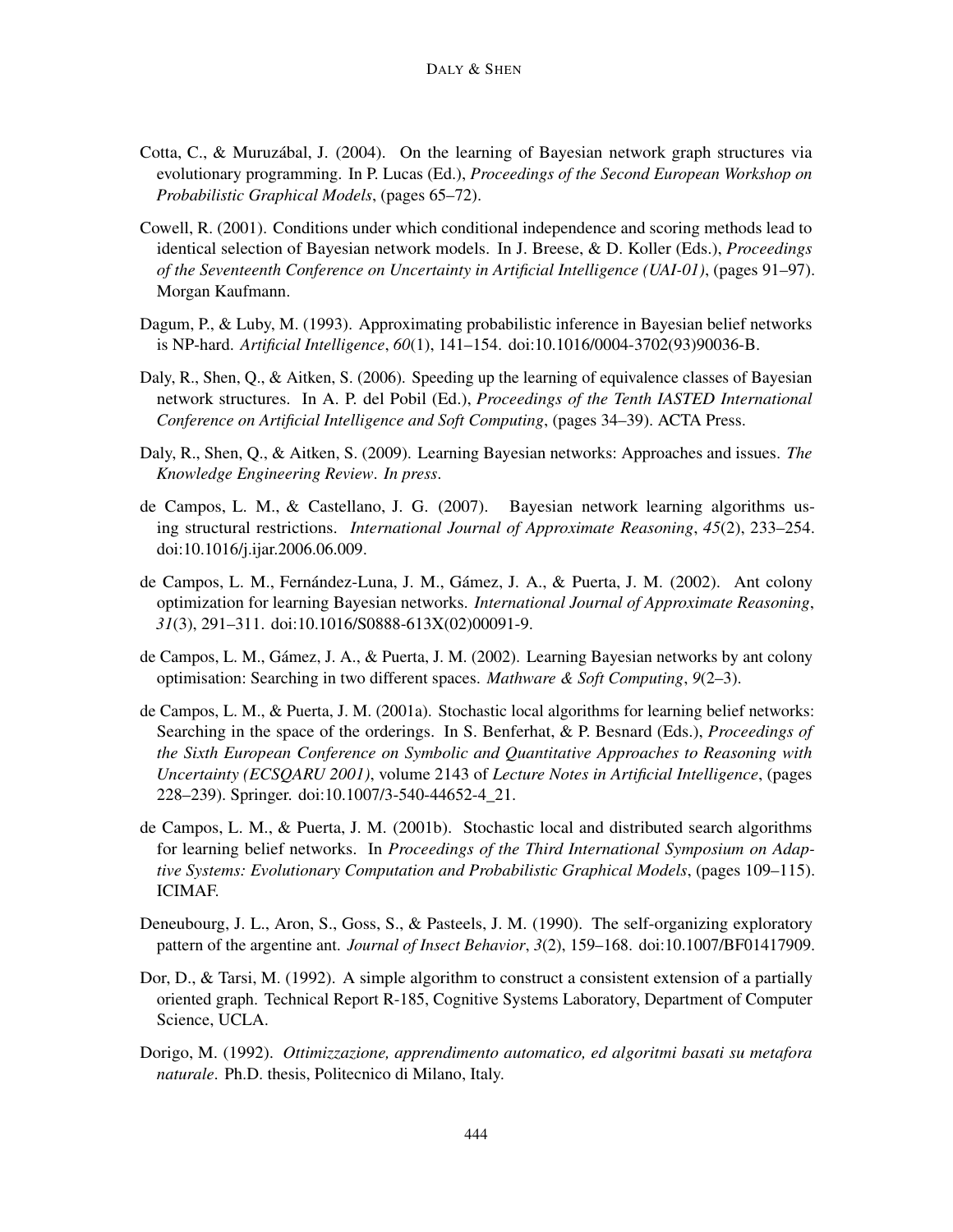Cotta, C., & Muruzábal, J. (2004). On the learning of Bayesian network graph structures via evolutionary programming. In P. Lucas (Ed.), *Proceedings of the Second European Workshop on Probabilistic Graphical Models*, (pages 65–72).

Cowell, R. (2001). Conditions under which conditional independence and scoring methods lead to identical selection of Bayesian network models. In J. Breese, & D. Koller (Eds.), *Proceedings of the Seventeenth Conference on Uncertainty in Artificial Intelligence (UAI-01)*, (pages 91–97). Morgan Kaufmann.

Dagum, P., & Luby, M. (1993). Approximating probabilistic inference in Bayesian belief networks is NP-hard. *Artificial Intelligence*, *60*(1), 141–154. doi:10.1016/0004-3702(93)90036-B.

Daly, R., Shen, Q., & Aitken, S. (2006). Speeding up the learning of equivalence classes of Bayesian network structures. In A. P. del Pobil (Ed.), *Proceedings of the Tenth IASTED International Conference on Artificial Intelligence and Soft Computing*, (pages 34–39). ACTA Press.

Daly, R., Shen, Q., & Aitken, S. (2009). Learning Bayesian networks: Approaches and issues. *The Knowledge Engineering Review*. *In press*.

de Campos, L. M., & Castellano, J. G. (2007). Bayesian network learning algorithms using structural restrictions. *International Journal of Approximate Reasoning*, *45*(2), 233–254. doi:10.1016/j.ijar.2006.06.009.

de Campos, L. M., Fernández-Luna, J. M., Gámez, J. A., & Puerta, J. M. (2002). Ant colony optimization for learning Bayesian networks. *International Journal of Approximate Reasoning*, *31*(3), 291–311. doi:10.1016/S0888-613X(02)00091-9.

de Campos, L. M., Gámez, J. A., & Puerta, J. M. (2002). Learning Bayesian networks by ant colony optimisation: Searching in two different spaces. *Mathware & Soft Computing*, *9*(2–3).

de Campos, L. M., & Puerta, J. M. (2001a). Stochastic local algorithms for learning belief networks: Searching in the space of the orderings. In S. Benferhat, & P. Besnard (Eds.), *Proceedings of the Sixth European Conference on Symbolic and Quantitative Approaches to Reasoning with Uncertainty (ECSQARU 2001)*, volume 2143 of *Lecture Notes in Artificial Intelligence*, (pages 228–239). Springer. doi:10.1007/3-540-44652-4_21.

de Campos, L. M., & Puerta, J. M. (2001b). Stochastic local and distributed search algorithms for learning belief networks. In *Proceedings of the Third International Symposium on Adaptive Systems: Evolutionary Computation and Probabilistic Graphical Models*, (pages 109–115). ICIMAF.

Deneubourg, J. L., Aron, S., Goss, S., & Pasteels, J. M. (1990). The self-organizing exploratory pattern of the argentine ant. *Journal of Insect Behavior*, *3*(2), 159–168. doi:10.1007/BF01417909.

Dor, D., & Tarsi, M. (1992). A simple algorithm to construct a consistent extension of a partially oriented graph. Technical Report R-185, Cognitive Systems Laboratory, Department of Computer Science, UCLA.

Dorigo, M. (1992). *Ottimizzazione, apprendimento automatico, ed algoritmi basati su metafora naturale*. Ph.D. thesis, Politecnico di Milano, Italy.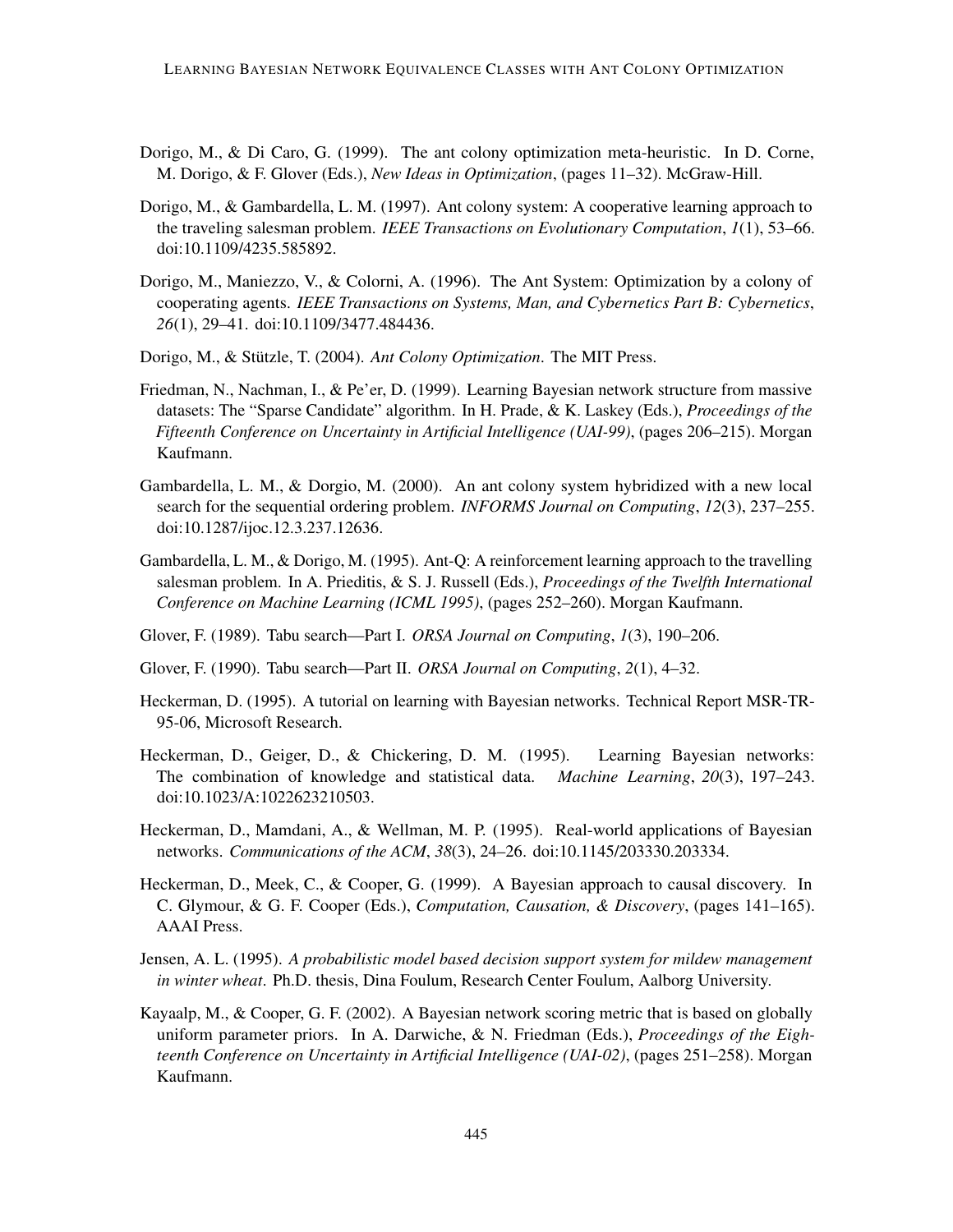Dorigo, M., & Di Caro, G. (1999). The ant colony optimization meta-heuristic. In D. Corne, M. Dorigo, & F. Glover (Eds.), *New Ideas in Optimization*, (pages 11–32). McGraw-Hill.

Dorigo, M., & Gambardella, L. M. (1997). Ant colony system: A cooperative learning approach to the traveling salesman problem. *IEEE Transactions on Evolutionary Computation*, *1*(1), 53–66. doi:10.1109/4235.585892.

Dorigo, M., Maniezzo, V., & Colorni, A. (1996). The Ant System: Optimization by a colony of cooperating agents. *IEEE Transactions on Systems, Man, and Cybernetics Part B: Cybernetics*, *26*(1), 29–41. doi:10.1109/3477.484436.

Dorigo, M., & Stützle, T. (2004). *Ant Colony Optimization*. The MIT Press.

Friedman, N., Nachman, I., & Pe'er, D. (1999). Learning Bayesian network structure from massive datasets: The "Sparse Candidate" algorithm. In H. Prade, & K. Laskey (Eds.), *Proceedings of the Fifteenth Conference on Uncertainty in Artificial Intelligence (UAI-99)*, (pages 206–215). Morgan Kaufmann.

Gambardella, L. M., & Dorgio, M. (2000). An ant colony system hybridized with a new local search for the sequential ordering problem. *INFORMS Journal on Computing*, *12*(3), 237–255. doi:10.1287/ijoc.12.3.237.12636.

Gambardella, L. M., & Dorigo, M. (1995). Ant-Q: A reinforcement learning approach to the travelling salesman problem. In A. Prieditis, & S. J. Russell (Eds.), *Proceedings of the Twelfth International Conference on Machine Learning (ICML 1995)*, (pages 252–260). Morgan Kaufmann.

Glover, F. (1989). Tabu search—Part I. *ORSA Journal on Computing*, *1*(3), 190–206.

Glover, F. (1990). Tabu search—Part II. *ORSA Journal on Computing*, *2*(1), 4–32.

Heckerman, D. (1995). A tutorial on learning with Bayesian networks. Technical Report MSR-TR-95-06, Microsoft Research.

Heckerman, D., Geiger, D., & Chickering, D. M. (1995). Learning Bayesian networks: The combination of knowledge and statistical data. *Machine Learning*, *20*(3), 197–243. doi:10.1023/A:1022623210503.

Heckerman, D., Mamdani, A., & Wellman, M. P. (1995). Real-world applications of Bayesian networks. *Communications of the ACM*, *38*(3), 24–26. doi:10.1145/203330.203334.

Heckerman, D., Meek, C., & Cooper, G. (1999). A Bayesian approach to causal discovery. In C. Glymour, & G. F. Cooper (Eds.), *Computation, Causation, & Discovery*, (pages 141–165). AAAI Press.

Jensen, A. L. (1995). *A probabilistic model based decision support system for mildew management in winter wheat*. Ph.D. thesis, Dina Foulum, Research Center Foulum, Aalborg University.

Kayaalp, M., & Cooper, G. F. (2002). A Bayesian network scoring metric that is based on globally uniform parameter priors. In A. Darwiche, & N. Friedman (Eds.), *Proceedings of the Eighteenth Conference on Uncertainty in Artificial Intelligence (UAI-02)*, (pages 251–258). Morgan Kaufmann.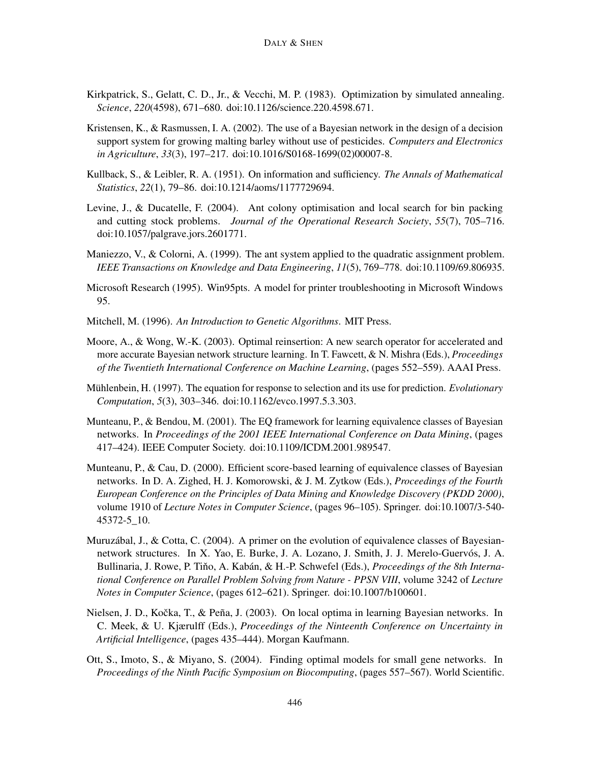Kirkpatrick, S., Gelatt, C. D., Jr., & Vecchi, M. P. (1983). Optimization by simulated annealing. *Science*, *220*(4598), 671–680. doi:10.1126/science.220.4598.671.

Kristensen, K., & Rasmussen, I. A. (2002). The use of a Bayesian network in the design of a decision support system for growing malting barley without use of pesticides. *Computers and Electronics in Agriculture*, *33*(3), 197–217. doi:10.1016/S0168-1699(02)00007-8.

Kullback, S., & Leibler, R. A. (1951). On information and sufficiency. *The Annals of Mathematical Statistics*, *22*(1), 79–86. doi:10.1214/aoms/1177729694.

Levine, J., & Ducatelle, F. (2004). Ant colony optimisation and local search for bin packing and cutting stock problems. *Journal of the Operational Research Society*, *55*(7), 705–716. doi:10.1057/palgrave.jors.2601771.

Maniezzo, V., & Colorni, A. (1999). The ant system applied to the quadratic assignment problem. *IEEE Transactions on Knowledge and Data Engineering*, *11*(5), 769–778. doi:10.1109/69.806935.

Microsoft Research (1995). Win95pts. A model for printer troubleshooting in Microsoft Windows 95.

Mitchell, M. (1996). *An Introduction to Genetic Algorithms*. MIT Press.

Moore, A., & Wong, W.-K. (2003). Optimal reinsertion: A new search operator for accelerated and more accurate Bayesian network structure learning. In T. Fawcett, & N. Mishra (Eds.), *Proceedings of the Twentieth International Conference on Machine Learning*, (pages 552–559). AAAI Press.

Mühlenbein, H. (1997). The equation for response to selection and its use for prediction. *Evolutionary Computation*, *5*(3), 303–346. doi:10.1162/evco.1997.5.3.303.

Munteanu, P., & Bendou, M. (2001). The EQ framework for learning equivalence classes of Bayesian networks. In *Proceedings of the 2001 IEEE International Conference on Data Mining*, (pages 417–424). IEEE Computer Society. doi:10.1109/ICDM.2001.989547.

Munteanu, P., & Cau, D. (2000). Efficient score-based learning of equivalence classes of Bayesian networks. In D. A. Zighed, H. J. Komorowski, & J. M. Zytkow (Eds.), *Proceedings of the Fourth European Conference on the Principles of Data Mining and Knowledge Discovery (PKDD 2000)*, volume 1910 of *Lecture Notes in Computer Science*, (pages 96–105). Springer. doi:10.1007/3-540-45372-5_10.

Muruzábal, J., & Cotta, C. (2004). A primer on the evolution of equivalence classes of Bayesian-network structures. In X. Yao, E. Burke, J. A. Lozano, J. Smith, J. J. Merelo-Guervós, J. A. Bullinaria, J. Rowe, P. Tiňo, A. Kabán, & H.-P. Schwefel (Eds.), *Proceedings of the 8th International Conference on Parallel Problem Solving from Nature - PPSN VIII*, volume 3242 of *Lecture Notes in Computer Science*, (pages 612–621). Springer. doi:10.1007/b100601.

Nielsen, J. D., Kočka, T., & Peña, J. (2003). On local optima in learning Bayesian networks. In C. Meek, & U. Kjærulff (Eds.), *Proceedings of the Ninteenth Conference on Uncertainty in Artificial Intelligence*, (pages 435–444). Morgan Kaufmann.

Ott, S., Imoto, S., & Miyano, S. (2004). Finding optimal models for small gene networks. In *Proceedings of the Ninth Pacific Symposium on Biocomputing*, (pages 557–567). World Scientific.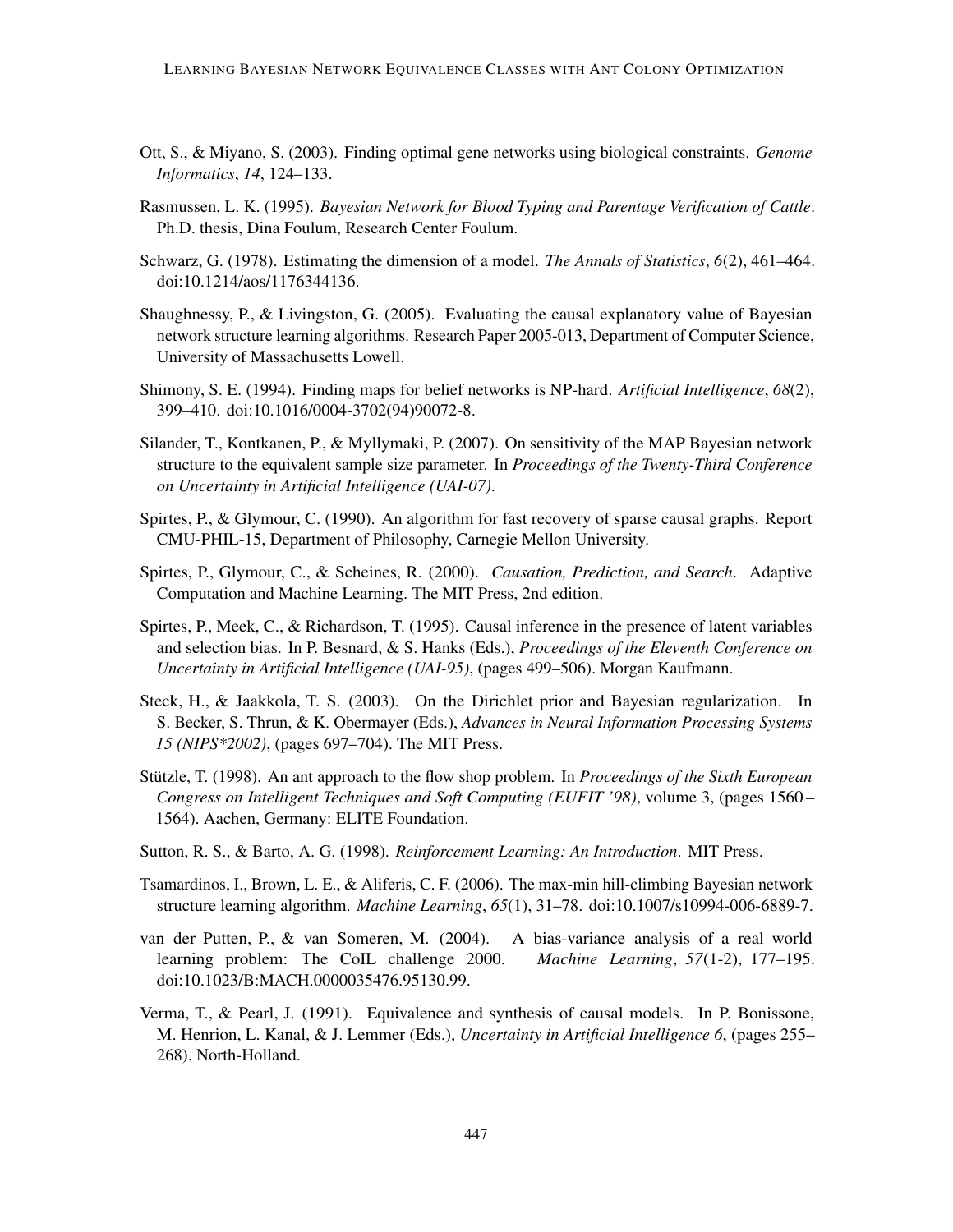Ott, S., & Miyano, S. (2003). Finding optimal gene networks using biological constraints. *Genome Informatics*, *14*, 124–133.

Rasmussen, L. K. (1995). *Bayesian Network for Blood Typing and Parentage Verification of Cattle*. Ph.D. thesis, Dina Foulum, Research Center Foulum.

Schwarz, G. (1978). Estimating the dimension of a model. *The Annals of Statistics*, *6*(2), 461–464. doi:10.1214/aos/1176344136.

Shaughnessy, P., & Livingston, G. (2005). Evaluating the causal explanatory value of Bayesian network structure learning algorithms. Research Paper 2005-013, Department of Computer Science, University of Massachusetts Lowell.

Shimony, S. E. (1994). Finding maps for belief networks is NP-hard. *Artificial Intelligence*, *68*(2), 399–410. doi:10.1016/0004-3702(94)90072-8.

Silander, T., Kontkanen, P., & Myllymaki, P. (2007). On sensitivity of the MAP Bayesian network structure to the equivalent sample size parameter. In *Proceedings of the Twenty-Third Conference on Uncertainty in Artificial Intelligence (UAI-07)*.

Spirtes, P., & Glymour, C. (1990). An algorithm for fast recovery of sparse causal graphs. Report CMU-PHIL-15, Department of Philosophy, Carnegie Mellon University.

Spirtes, P., Glymour, C., & Scheines, R. (2000). *Causation, Prediction, and Search*. Adaptive Computation and Machine Learning. The MIT Press, 2nd edition.

Spirtes, P., Meek, C., & Richardson, T. (1995). Causal inference in the presence of latent variables and selection bias. In P. Besnard, & S. Hanks (Eds.), *Proceedings of the Eleventh Conference on Uncertainty in Artificial Intelligence (UAI-95)*, (pages 499–506). Morgan Kaufmann.

Steck, H., & Jaakkola, T. S. (2003). On the Dirichlet prior and Bayesian regularization. In S. Becker, S. Thrun, & K. Obermayer (Eds.), *Advances in Neural Information Processing Systems 15 (NIPS*2002)*, (pages 697–704). The MIT Press.

Stützle, T. (1998). An ant approach to the flow shop problem. In *Proceedings of the Sixth European Congress on Intelligent Techniques and Soft Computing (EUFIT '98)*, volume 3, (pages 1560 – 1564). Aachen, Germany: ELITE Foundation.

Sutton, R. S., & Barto, A. G. (1998). *Reinforcement Learning: An Introduction*. MIT Press.

Tsamardinos, I., Brown, L. E., & Aliferis, C. F. (2006). The max-min hill-climbing Bayesian network structure learning algorithm. *Machine Learning*, *65*(1), 31–78. doi:10.1007/s10994-006-6889-7.

van der Putten, P., & van Someren, M. (2004). A bias-variance analysis of a real world learning problem: The CoIL challenge 2000. *Machine Learning*, *57*(1-2), 177–195. doi:10.1023/B:MACH.0000035476.95130.99.

Verma, T., & Pearl, J. (1991). Equivalence and synthesis of causal models. In P. Bonissone, M. Henrion, L. Kanal, & J. Lemmer (Eds.), *Uncertainty in Artificial Intelligence 6*, (pages 255–268). North-Holland.